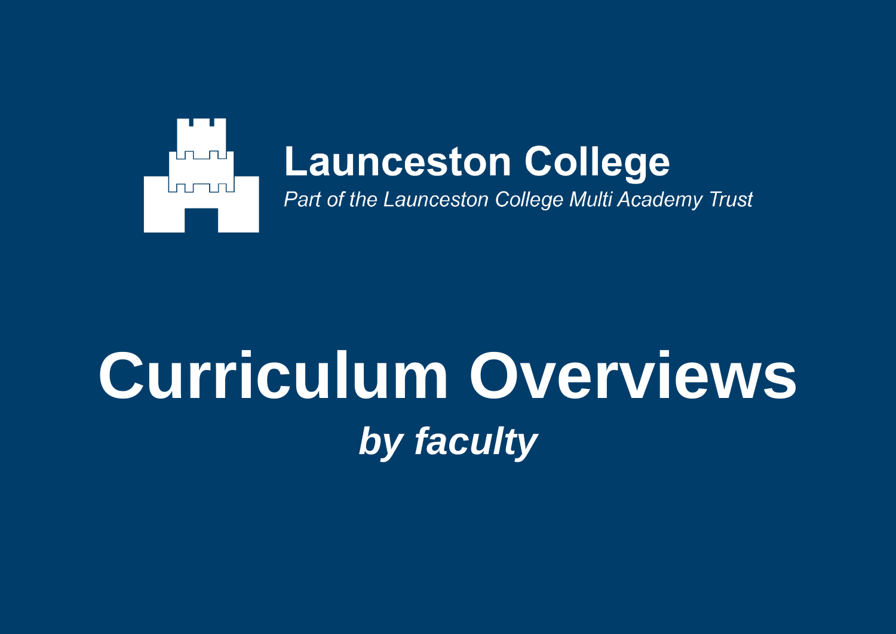**Launceston College**

*Part of the Launceston College Multi Academy Trust*

# Curriculum Overviews

***by faculty***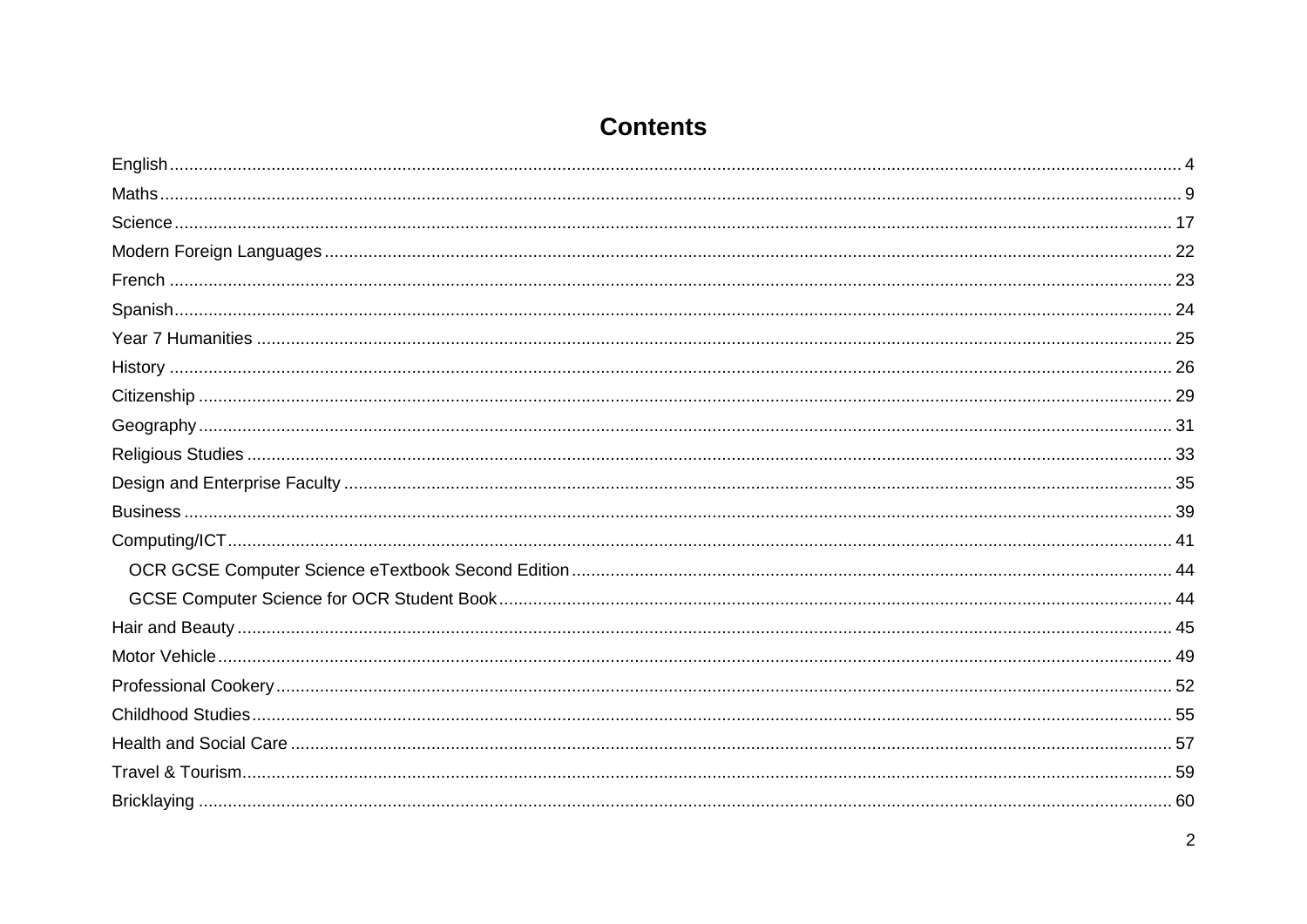# Contents

- English ... 4
- Maths ... 9
- Science ... 17
- Modern Foreign Languages ... 22
- French ... 23
- Spanish ... 24
- Year 7 Humanities ... 25
- History ... 26
- Citizenship ... 29
- Geography ... 31
- Religious Studies ... 33
- Design and Enterprise Faculty ... 35
- Business ... 39
- Computing/ICT ... 41
  - OCR GCSE Computer Science eTextbook Second Edition ... 44
  - GCSE Computer Science for OCR Student Book ... 44
- Hair and Beauty ... 45
- Motor Vehicle ... 49
- Professional Cookery ... 52
- Childhood Studies ... 55
- Health and Social Care ... 57
- Travel & Tourism ... 59
- Bricklaying ... 60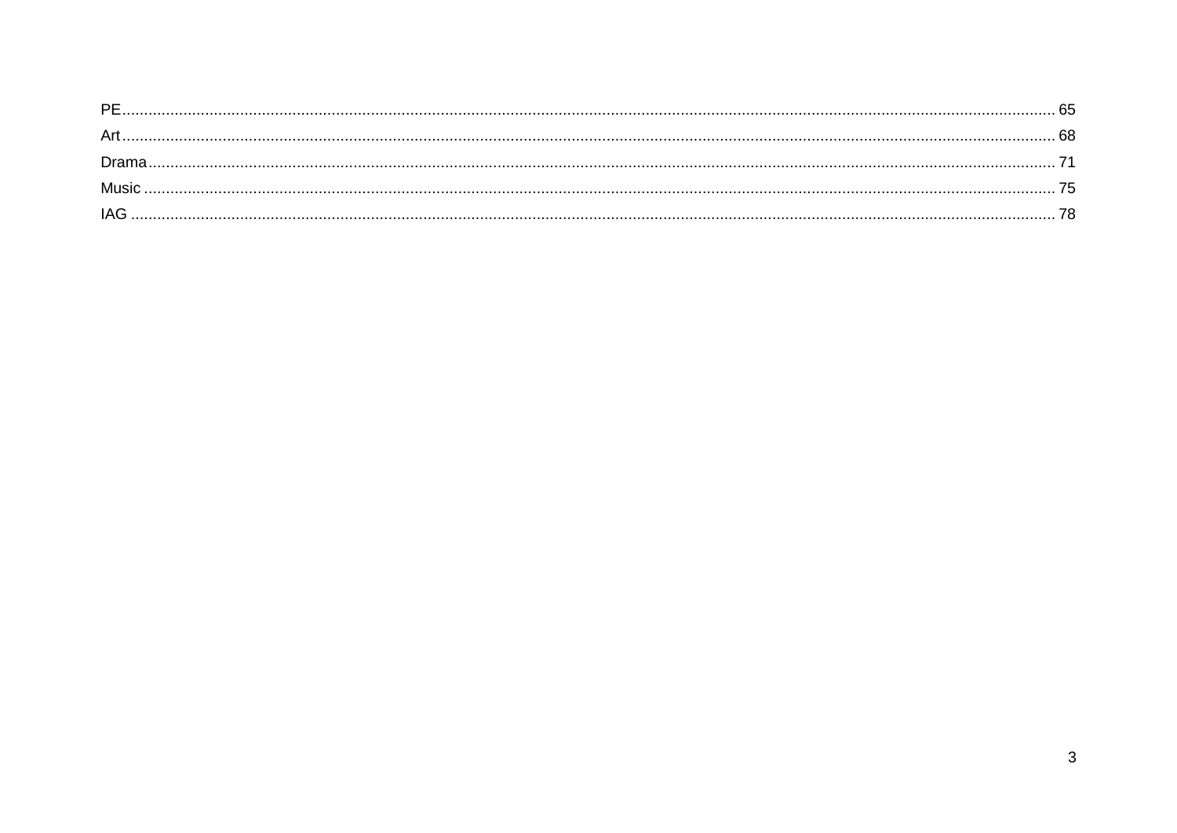PE ........ 65
Art ........ 68
Drama ........ 71
Music ........ 75
IAG ........ 78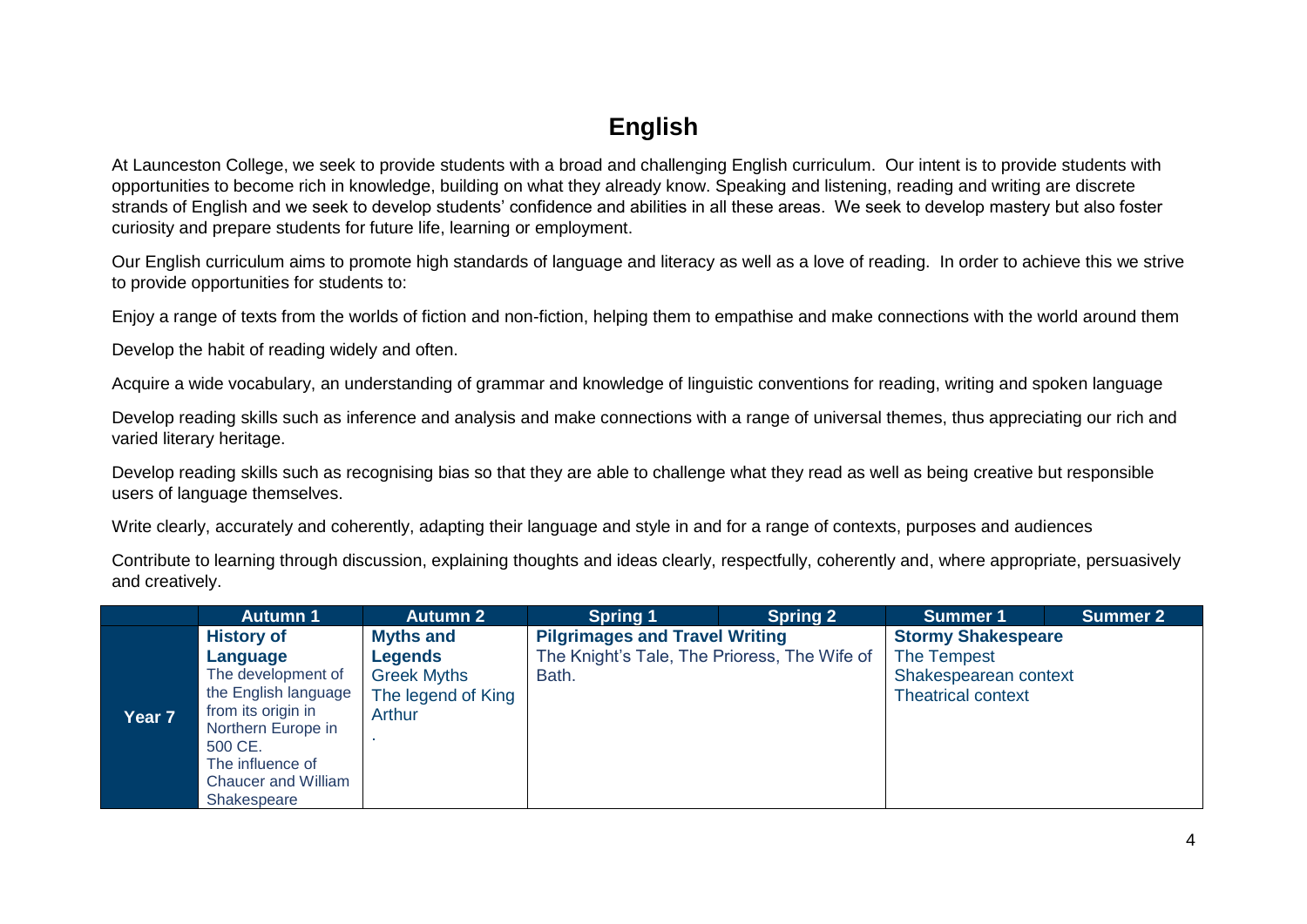# English

At Launceston College, we seek to provide students with a broad and challenging English curriculum. Our intent is to provide students with opportunities to become rich in knowledge, building on what they already know. Speaking and listening, reading and writing are discrete strands of English and we seek to develop students' confidence and abilities in all these areas. We seek to develop mastery but also foster curiosity and prepare students for future life, learning or employment.

Our English curriculum aims to promote high standards of language and literacy as well as a love of reading. In order to achieve this we strive to provide opportunities for students to:

Enjoy a range of texts from the worlds of fiction and non-fiction, helping them to empathise and make connections with the world around them

Develop the habit of reading widely and often.

Acquire a wide vocabulary, an understanding of grammar and knowledge of linguistic conventions for reading, writing and spoken language

Develop reading skills such as inference and analysis and make connections with a range of universal themes, thus appreciating our rich and varied literary heritage.

Develop reading skills such as recognising bias so that they are able to challenge what they read as well as being creative but responsible users of language themselves.

Write clearly, accurately and coherently, adapting their language and style in and for a range of contexts, purposes and audiences

Contribute to learning through discussion, explaining thoughts and ideas clearly, respectfully, coherently and, where appropriate, persuasively and creatively.

| | Autumn 1 | Autumn 2 | Spring 1 | Spring 2 | Summer 1 | Summer 2 |
|---|---|---|---|---|---|---|
| **Year 7** | **History of Language**<br>The development of the English language from its origin in Northern Europe in 500 CE.<br>The influence of Chaucer and William Shakespeare | **Myths and Legends**<br>Greek Myths<br>The legend of King Arthur<br>. | **Pilgrimages and Travel Writing**<br>The Knight's Tale, The Prioress, The Wife of Bath. | | **Stormy Shakespeare**<br>The Tempest<br>Shakespearean context<br>Theatrical context | |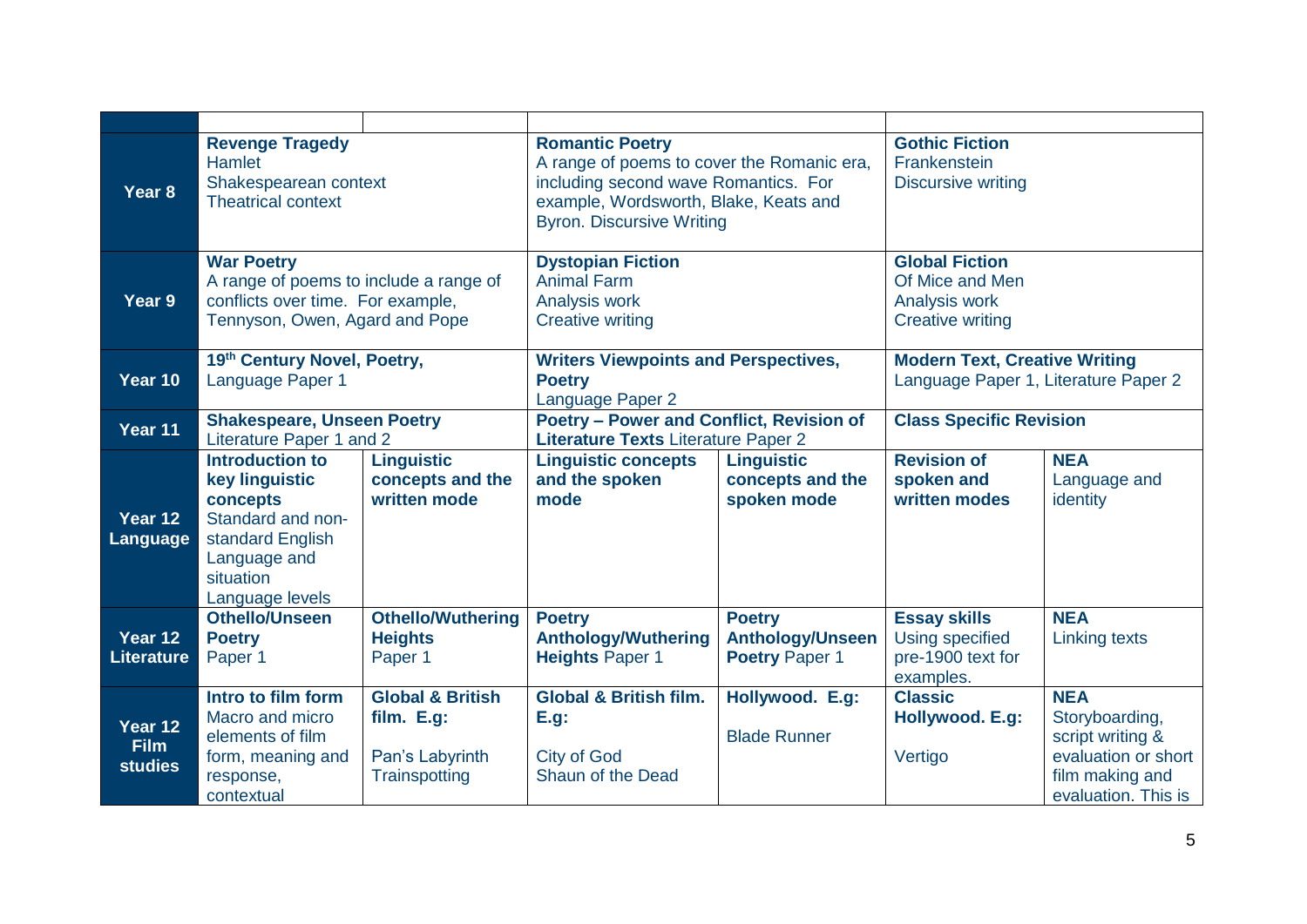| | | | | | | |
|---|---|---|---|---|---|---|
| **Year 8** | **Revenge Tragedy** Hamlet Shakespearean context Theatrical context | | **Romantic Poetry** A range of poems to cover the Romanic era, including second wave Romantics. For example, Wordsworth, Blake, Keats and Byron. Discursive Writing | | **Gothic Fiction** Frankenstein Discursive writing | |
| **Year 9** | **War Poetry** A range of poems to include a range of conflicts over time. For example, Tennyson, Owen, Agard and Pope | | **Dystopian Fiction** Animal Farm Analysis work Creative writing | | **Global Fiction** Of Mice and Men Analysis work Creative writing | |
| **Year 10** | **19th Century Novel, Poetry,** Language Paper 1 | | **Writers Viewpoints and Perspectives, Poetry** Language Paper 2 | | **Modern Text, Creative Writing** Language Paper 1, Literature Paper 2 | |
| **Year 11** | **Shakespeare, Unseen Poetry** Literature Paper 1 and 2 | | **Poetry – Power and Conflict, Revision of Literature Texts** Literature Paper 2 | | **Class Specific Revision** | |
| **Year 12 Language** | **Introduction to key linguistic concepts** Standard and non-standard English Language and situation Language levels | **Linguistic concepts and the written mode** | **Linguistic concepts and the spoken mode** | **Linguistic concepts and the spoken mode** | **Revision of spoken and written modes** | **NEA** Language and identity |
| **Year 12 Literature** | **Othello/Unseen Poetry** Paper 1 | **Othello/Wuthering Heights** Paper 1 | **Poetry Anthology/Wuthering Heights** Paper 1 | **Poetry Anthology/Unseen Poetry** Paper 1 | **Essay skills** Using specified pre-1900 text for examples. | **NEA** Linking texts |
| **Year 12 Film studies** | **Intro to film form** Macro and micro elements of film form, meaning and response, contextual | **Global & British film. E.g:** Pan's Labyrinth Trainspotting | **Global & British film. E.g:** City of God Shaun of the Dead | **Hollywood. E.g:** Blade Runner | **Classic Hollywood. E.g:** Vertigo | **NEA** Storyboarding, script writing & evaluation or short film making and evaluation. This is |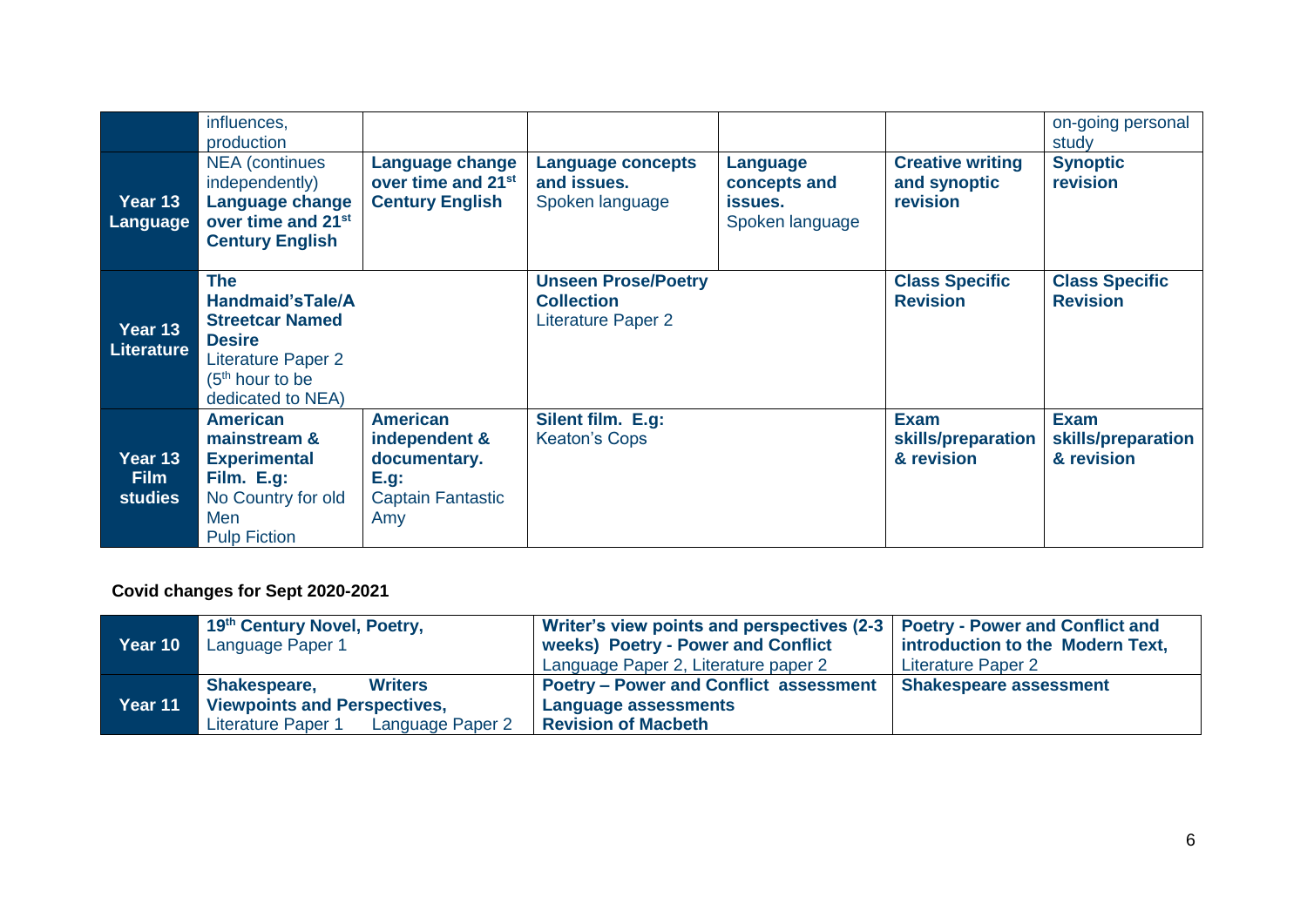| | | | | | | |
|---|---|---|---|---|---|---|
| | influences, production | | | | | on-going personal study |
| **Year 13 Language** | NEA (continues independently) **Language change over time and 21st Century English** | **Language change over time and 21st Century English** | **Language concepts and issues.** Spoken language | **Language concepts and issues.** Spoken language | **Creative writing and synoptic revision** | **Synoptic revision** |
| **Year 13 Literature** | **The Handmaid'sTale/A Streetcar Named Desire** Literature Paper 2 (5th hour to be dedicated to NEA) | | **Unseen Prose/Poetry Collection** Literature Paper 2 | | **Class Specific Revision** | **Class Specific Revision** |
| **Year 13 Film studies** | **American mainstream & Experimental Film. E.g:** No Country for old Men Pulp Fiction | **American independent & documentary. E.g:** Captain Fantastic Amy | **Silent film. E.g:** Keaton's Cops | | **Exam skills/preparation & revision** | **Exam skills/preparation & revision** |

**Covid changes for Sept 2020-2021**

| | | | |
|---|---|---|---|
| **Year 10** | **19th Century Novel, Poetry,** Language Paper 1 | **Writer's view points and perspectives (2-3 weeks) Poetry - Power and Conflict** Language Paper 2, Literature paper 2 | **Poetry - Power and Conflict and introduction to the Modern Text,** Literature Paper 2 |
| **Year 11** | **Shakespeare, Writers Viewpoints and Perspectives,** Literature Paper 1 Language Paper 2 | **Poetry – Power and Conflict assessment Language assessments Revision of Macbeth** | **Shakespeare assessment** |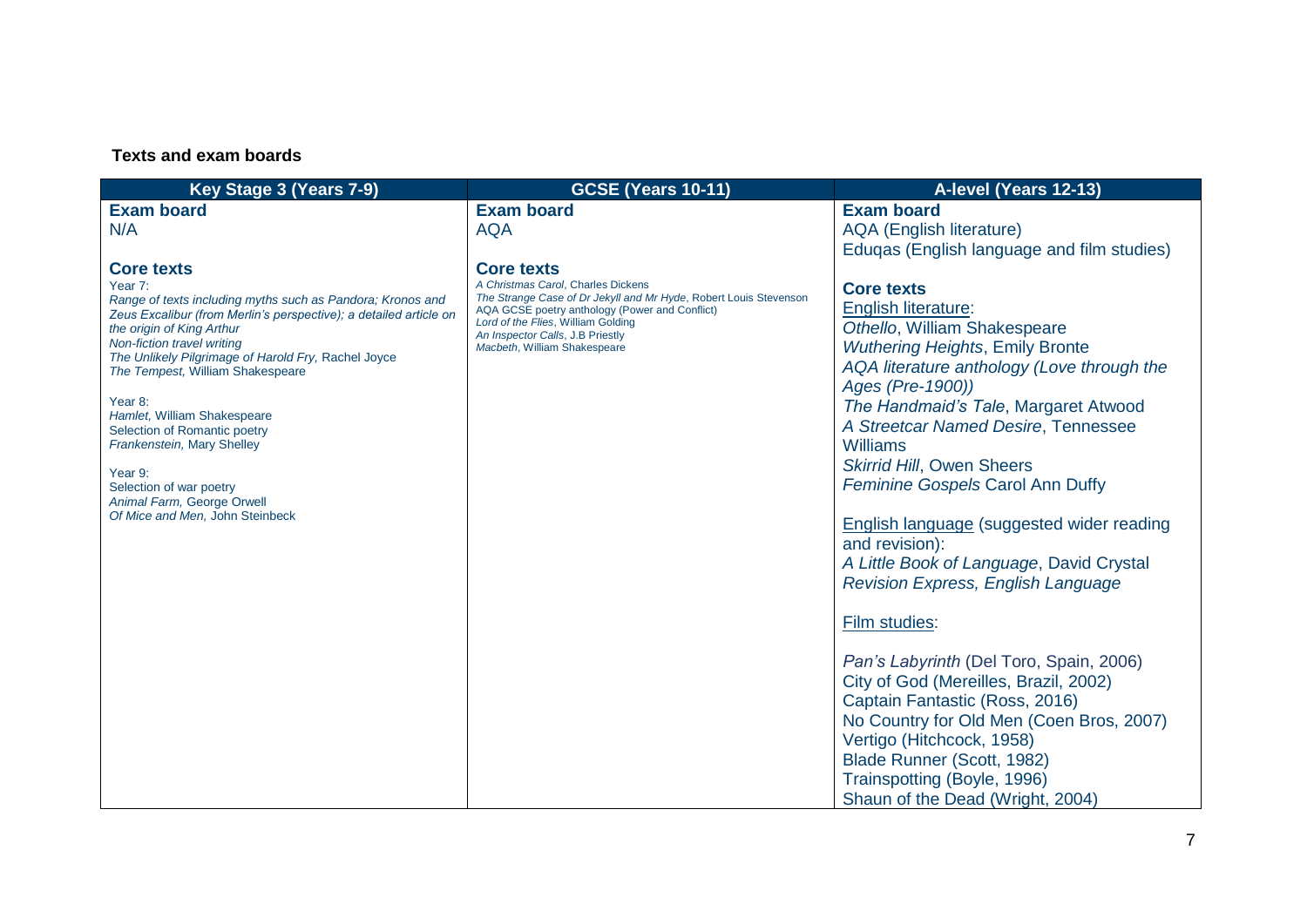**Texts and exam boards**

| Key Stage 3 (Years 7-9) | GCSE (Years 10-11) | A-level (Years 12-13) |
| --- | --- | --- |
| **Exam board**<br>N/A<br><br>**Core texts**<br>Year 7:<br>*Range of texts including myths such as Pandora; Kronos and Zeus Excalibur (from Merlin's perspective); a detailed article on the origin of King Arthur*<br>*Non-fiction travel writing*<br>*The Unlikely Pilgrimage of Harold Fry,* Rachel Joyce<br>*The Tempest,* William Shakespeare<br><br>Year 8:<br>*Hamlet,* William Shakespeare<br>Selection of Romantic poetry<br>*Frankenstein,* Mary Shelley<br><br>Year 9:<br>Selection of war poetry<br>*Animal Farm,* George Orwell<br>*Of Mice and Men,* John Steinbeck | **Exam board**<br>AQA<br><br>**Core texts**<br>*A Christmas Carol*, Charles Dickens<br>*The Strange Case of Dr Jekyll and Mr Hyde*, Robert Louis Stevenson<br>AQA GCSE poetry anthology (Power and Conflict)<br>*Lord of the Flies*, William Golding<br>*An Inspector Calls*, J.B Priestly<br>*Macbeth*, William Shakespeare | **Exam board**<br>AQA (English literature)<br>Eduqas (English language and film studies)<br><br>**Core texts**<br>English literature:<br>*Othello*, William Shakespeare<br>*Wuthering Heights*, Emily Bronte<br>*AQA literature anthology (Love through the Ages (Pre-1900))*<br>*The Handmaid's Tale*, Margaret Atwood<br>*A Streetcar Named Desire*, Tennessee Williams<br>*Skirrid Hill*, Owen Sheers<br>*Feminine Gospels* Carol Ann Duffy<br><br>English language (suggested wider reading and revision):<br>*A Little Book of Language*, David Crystal<br>*Revision Express, English Language*<br><br>Film studies:<br><br>*Pan's Labyrinth* (Del Toro, Spain, 2006)<br>City of God (Mereilles, Brazil, 2002)<br>Captain Fantastic (Ross, 2016)<br>No Country for Old Men (Coen Bros, 2007)<br>Vertigo (Hitchcock, 1958)<br>Blade Runner (Scott, 1982)<br>Trainspotting (Boyle, 1996)<br>Shaun of the Dead (Wright, 2004) |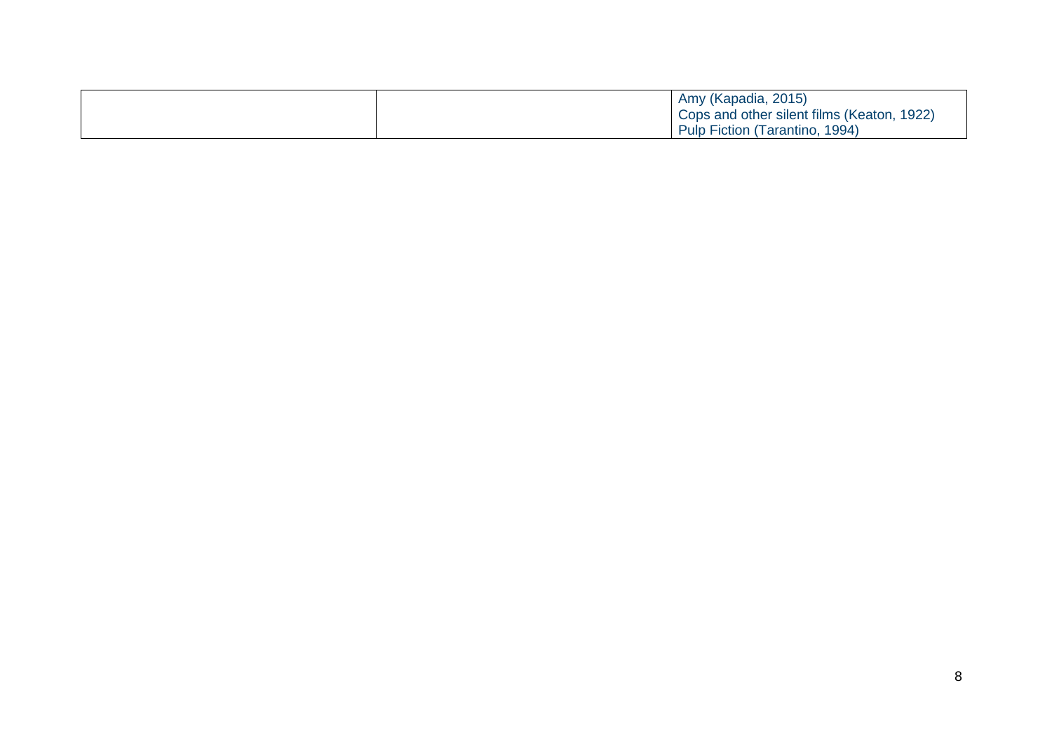| | | |
|---|---|---|
| | | Amy (Kapadia, 2015)<br>Cops and other silent films (Keaton, 1922)<br>Pulp Fiction (Tarantino, 1994) |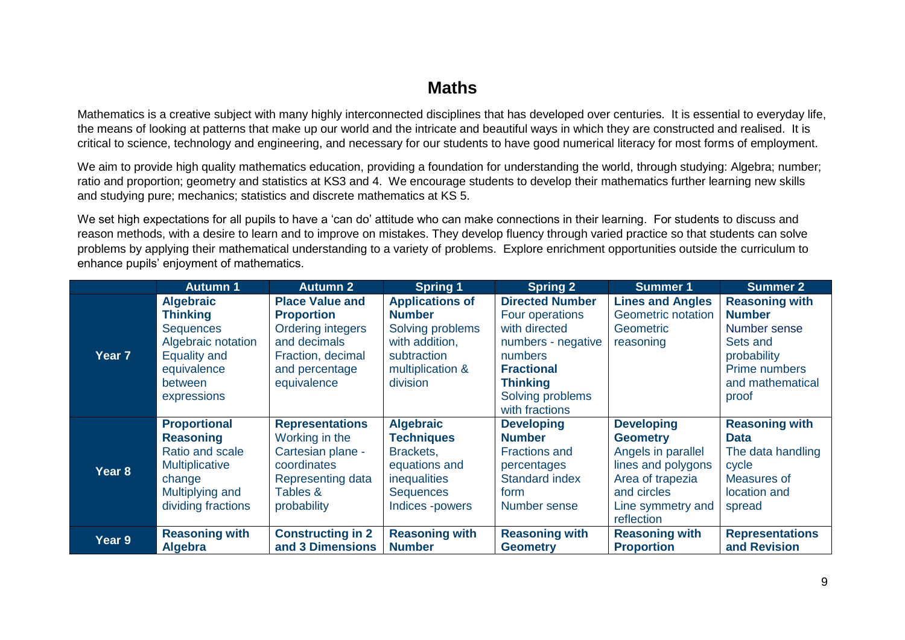## Maths

Mathematics is a creative subject with many highly interconnected disciplines that has developed over centuries. It is essential to everyday life, the means of looking at patterns that make up our world and the intricate and beautiful ways in which they are constructed and realised. It is critical to science, technology and engineering, and necessary for our students to have good numerical literacy for most forms of employment.

We aim to provide high quality mathematics education, providing a foundation for understanding the world, through studying: Algebra; number; ratio and proportion; geometry and statistics at KS3 and 4. We encourage students to develop their mathematics further learning new skills and studying pure; mechanics; statistics and discrete mathematics at KS 5.

We set high expectations for all pupils to have a 'can do' attitude who can make connections in their learning. For students to discuss and reason methods, with a desire to learn and to improve on mistakes. They develop fluency through varied practice so that students can solve problems by applying their mathematical understanding to a variety of problems. Explore enrichment opportunities outside the curriculum to enhance pupils' enjoyment of mathematics.

| | Autumn 1 | Autumn 2 | Spring 1 | Spring 2 | Summer 1 | Summer 2 |
|---|---|---|---|---|---|---|
| **Year 7** | **Algebraic Thinking**<br>Sequences<br>Algebraic notation<br>Equality and equivalence between expressions | **Place Value and Proportion**<br>Ordering integers and decimals<br>Fraction, decimal and percentage equivalence | **Applications of Number**<br>Solving problems with addition, subtraction multiplication & division | **Directed Number**<br>Four operations with directed numbers - negative numbers<br>**Fractional Thinking**<br>Solving problems with fractions | **Lines and Angles**<br>Geometric notation<br>Geometric reasoning | **Reasoning with Number**<br>Number sense<br>Sets and probability<br>Prime numbers and mathematical proof |
| **Year 8** | **Proportional Reasoning**<br>Ratio and scale<br>Multiplicative change<br>Multiplying and dividing fractions | **Representations**<br>Working in the Cartesian plane - coordinates<br>Representing data<br>Tables & probability | **Algebraic Techniques**<br>Brackets, equations and inequalities<br>Sequences<br>Indices -powers | **Developing Number**<br>Fractions and percentages<br>Standard index form<br>Number sense | **Developing Geometry**<br>Angles in parallel lines and polygons<br>Area of trapezia and circles<br>Line symmetry and reflection | **Reasoning with Data**<br>The data handling cycle<br>Measures of location and spread |
| **Year 9** | **Reasoning with Algebra** | **Constructing in 2 and 3 Dimensions** | **Reasoning with Number** | **Reasoning with Geometry** | **Reasoning with Proportion** | **Representations and Revision** |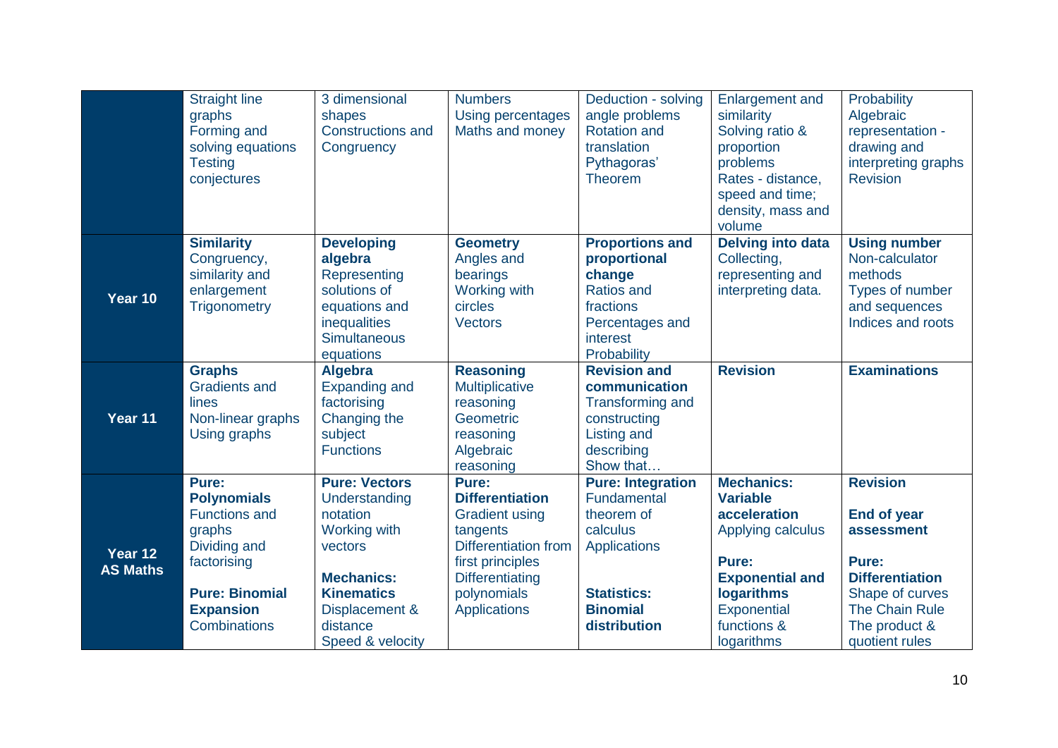| | | | | | | |
|---|---|---|---|---|---|---|
| | Straight line graphs<br>Forming and solving equations<br>Testing conjectures | 3 dimensional shapes<br>Constructions and Congruency | Numbers<br>Using percentages<br>Maths and money | Deduction - solving angle problems<br>Rotation and translation<br>Pythagoras' Theorem | Enlargement and similarity<br>Solving ratio & proportion problems<br>Rates - distance, speed and time; density, mass and volume | Probability<br>Algebraic representation - drawing and interpreting graphs<br>Revision |
| **Year 10** | **Similarity**<br>Congruency, similarity and enlargement<br>Trigonometry | **Developing algebra**<br>Representing solutions of equations and inequalities<br>Simultaneous equations | **Geometry**<br>Angles and bearings<br>Working with circles<br>Vectors | **Proportions and proportional change**<br>Ratios and fractions<br>Percentages and interest<br>Probability | **Delving into data**<br>Collecting, representing and interpreting data. | **Using number**<br>Non-calculator methods<br>Types of number and sequences<br>Indices and roots |
| **Year 11** | **Graphs**<br>Gradients and lines<br>Non-linear graphs<br>Using graphs | **Algebra**<br>Expanding and factorising<br>Changing the subject<br>Functions | **Reasoning**<br>Multiplicative reasoning<br>Geometric reasoning<br>Algebraic reasoning | **Revision and communication**<br>Transforming and constructing<br>Listing and describing<br>Show that… | **Revision** | **Examinations** |
| **Year 12 AS Maths** | **Pure: Polynomials**<br>Functions and graphs<br>Dividing and factorising<br><br>**Pure: Binomial Expansion**<br>Combinations | **Pure: Vectors**<br>Understanding notation<br>Working with vectors<br><br>**Mechanics: Kinematics**<br>Displacement & distance<br>Speed & velocity | **Pure: Differentiation**<br>Gradient using tangents<br>Differentiation from first principles<br>Differentiating polynomials<br>Applications | **Pure: Integration**<br>Fundamental theorem of calculus<br>Applications<br><br>**Statistics: Binomial distribution** | **Mechanics: Variable acceleration**<br>Applying calculus<br><br>**Pure: Exponential and logarithms**<br>Exponential functions & logarithms | **Revision**<br><br>**End of year assessment**<br><br>**Pure: Differentiation**<br>Shape of curves<br>The Chain Rule<br>The product & quotient rules |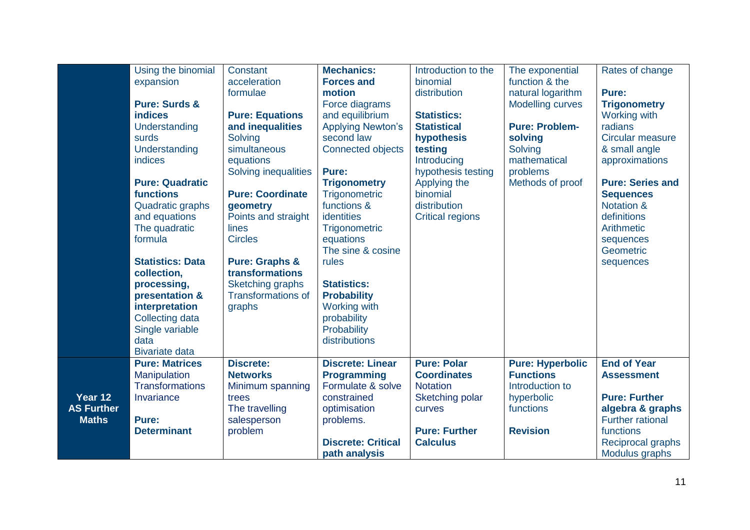| | | | | | | |
|---|---|---|---|---|---|---|
| | Using the binomial expansion<br><br>**Pure: Surds & indices**<br>Understanding surds<br>Understanding indices<br><br>**Pure: Quadratic functions**<br>Quadratic graphs and equations<br>The quadratic formula<br><br>**Statistics: Data collection, processing, presentation & interpretation**<br>Collecting data<br>Single variable data<br>Bivariate data | Constant acceleration formulae<br><br>**Pure: Equations and inequalities**<br>Solving simultaneous equations<br>Solving inequalities<br><br>**Pure: Coordinate geometry**<br>Points and straight lines<br>Circles<br><br>**Pure: Graphs & transformations**<br>Sketching graphs<br>Transformations of graphs | **Mechanics: Forces and motion**<br>Force diagrams and equilibrium<br>Applying Newton's second law<br>Connected objects<br><br>**Pure: Trigonometry**<br>Trigonometric functions & identities<br>Trigonometric equations<br>The sine & cosine rules<br><br>**Statistics: Probability**<br>Working with probability<br>Probability distributions | Introduction to the binomial distribution<br><br>**Statistics: Statistical hypothesis testing**<br>Introducing hypothesis testing<br>Applying the binomial distribution<br>Critical regions | The exponential function & the natural logarithm<br>Modelling curves<br><br>**Pure: Problem-solving**<br>Solving mathematical problems<br>Methods of proof | Rates of change<br><br>**Pure: Trigonometry**<br>Working with radians<br>Circular measure & small angle approximations<br><br>**Pure: Series and Sequences**<br>Notation & definitions<br>Arithmetic sequences<br>Geometric sequences |
| **Year 12 AS Further Maths** | **Pure: Matrices**<br>Manipulation<br>Transformations<br>Invariance<br><br>**Pure: Determinant** | **Discrete: Networks**<br>Minimum spanning trees<br>The travelling salesperson problem | **Discrete: Linear Programming**<br>Formulate & solve constrained optimisation problems.<br><br>**Discrete: Critical path analysis** | **Pure: Polar Coordinates**<br>Notation<br>Sketching polar curves<br><br>**Pure: Further Calculus** | **Pure: Hyperbolic Functions**<br>Introduction to hyperbolic functions<br><br>**Revision** | **End of Year Assessment**<br><br>**Pure: Further algebra & graphs**<br>Further rational functions<br>Reciprocal graphs<br>Modulus graphs |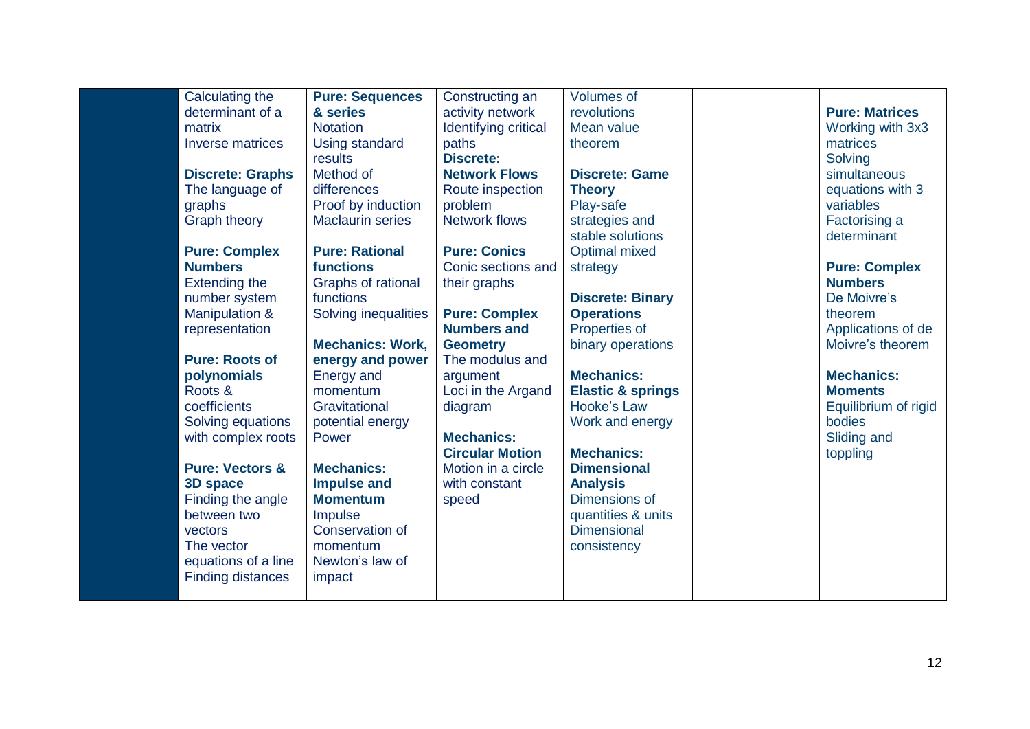| | | | | | | |
|---|---|---|---|---|---|---|
| | Calculating the determinant of a matrix<br>Inverse matrices<br><br>**Discrete: Graphs**<br>The language of graphs<br>Graph theory<br><br>**Pure: Complex Numbers**<br>Extending the number system<br>Manipulation & representation<br><br>**Pure: Roots of polynomials**<br>Roots & coefficients<br>Solving equations with complex roots<br><br>**Pure: Vectors & 3D space**<br>Finding the angle between two vectors<br>The vector equations of a line<br>Finding distances | **Pure: Sequences & series**<br>Notation<br>Using standard results<br>Method of differences<br>Proof by induction<br>Maclaurin series<br><br>**Pure: Rational functions**<br>Graphs of rational functions<br>Solving inequalities<br><br>**Mechanics: Work, energy and power**<br>Energy and momentum<br>Gravitational potential energy<br>Power<br><br>**Mechanics: Impulse and Momentum**<br>Impulse<br>Conservation of momentum<br>Newton's law of impact | Constructing an activity network<br>Identifying critical paths<br>**Discrete: Network Flows**<br>Route inspection problem<br>Network flows<br><br>**Pure: Conics**<br>Conic sections and their graphs<br><br>**Pure: Complex Numbers and Geometry**<br>The modulus and argument<br>Loci in the Argand diagram<br><br>**Mechanics: Circular Motion**<br>Motion in a circle with constant speed | Volumes of revolutions<br>Mean value theorem<br><br>**Discrete: Game Theory**<br>Play-safe strategies and stable solutions<br>Optimal mixed strategy<br><br>**Discrete: Binary Operations**<br>Properties of binary operations<br><br>**Mechanics: Elastic & springs**<br>Hooke's Law<br>Work and energy<br><br>**Mechanics: Dimensional Analysis**<br>Dimensions of quantities & units<br>Dimensional consistency | | **Pure: Matrices**<br>Working with 3x3 matrices<br>Solving simultaneous equations with 3 variables<br>Factorising a determinant<br><br>**Pure: Complex Numbers**<br>De Moivre's theorem<br>Applications of de Moivre's theorem<br><br>**Mechanics: Moments**<br>Equilibrium of rigid bodies<br>Sliding and toppling |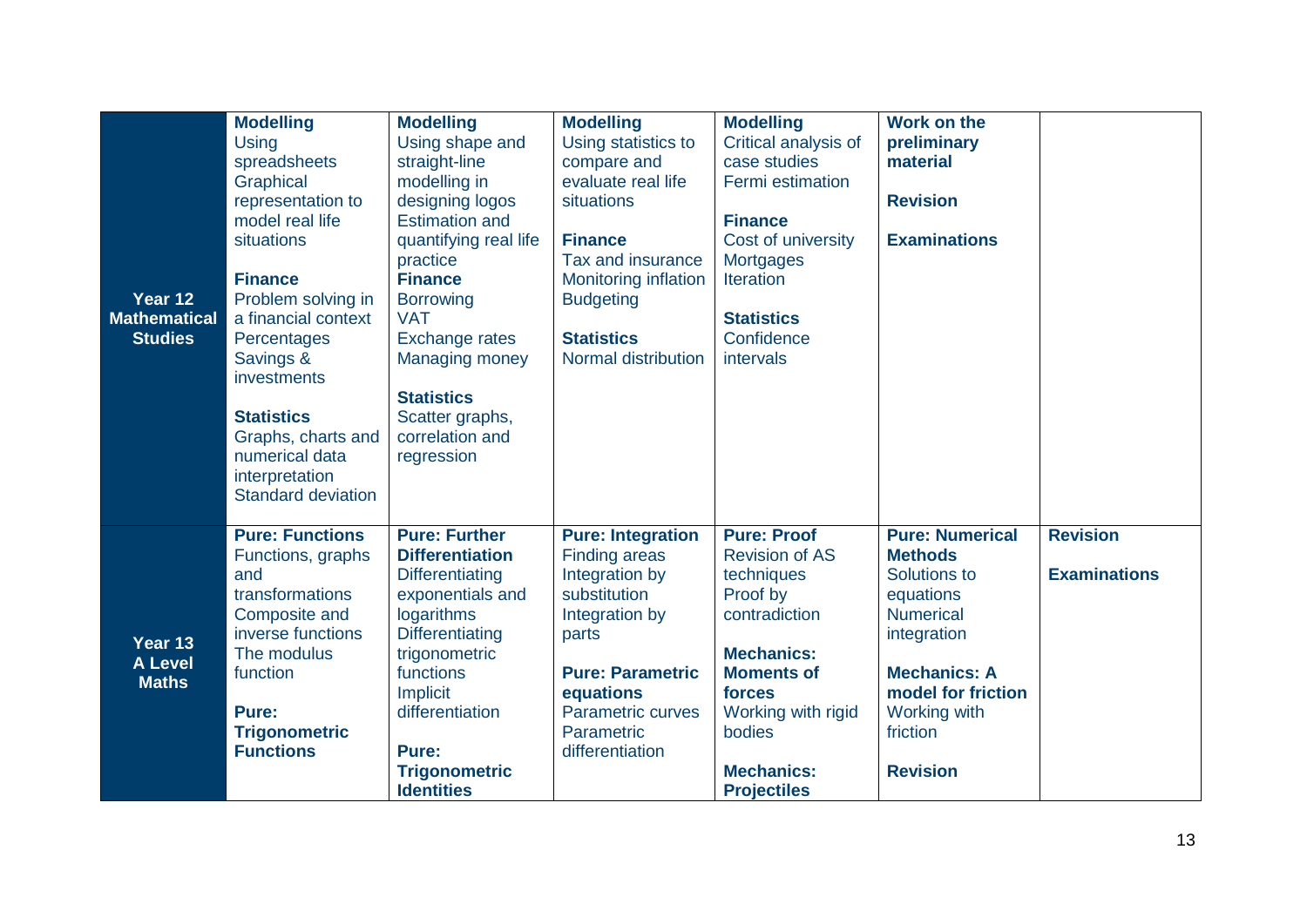| | | | | | | |
|---|---|---|---|---|---|---|
| **Year 12 Mathematical Studies** | **Modelling**<br>Using spreadsheets<br>Graphical representation to model real life situations<br><br>**Finance**<br>Problem solving in a financial context<br>Percentages<br>Savings & investments<br><br>**Statistics**<br>Graphs, charts and numerical data interpretation<br>Standard deviation | **Modelling**<br>Using shape and straight-line modelling in designing logos<br>Estimation and quantifying real life practice<br>**Finance**<br>Borrowing<br>VAT<br>Exchange rates<br>Managing money<br><br>**Statistics**<br>Scatter graphs, correlation and regression | **Modelling**<br>Using statistics to compare and evaluate real life situations<br><br>**Finance**<br>Tax and insurance<br>Monitoring inflation<br>Budgeting<br><br>**Statistics**<br>Normal distribution | **Modelling**<br>Critical analysis of case studies<br>Fermi estimation<br><br>**Finance**<br>Cost of university<br>Mortgages<br>Iteration<br><br>**Statistics**<br>Confidence intervals | **Work on the preliminary material**<br><br>**Revision**<br><br>**Examinations** | |
| **Year 13 A Level Maths** | **Pure: Functions**<br>Functions, graphs and transformations<br>Composite and inverse functions<br>The modulus function<br><br>**Pure: Trigonometric Functions** | **Pure: Further Differentiation**<br>Differentiating exponentials and logarithms<br>Differentiating trigonometric functions<br>Implicit differentiation<br><br>**Pure: Trigonometric Identities** | **Pure: Integration**<br>Finding areas<br>Integration by substitution<br>Integration by parts<br><br>**Pure: Parametric equations**<br>Parametric curves<br>Parametric differentiation | **Pure: Proof**<br>Revision of AS techniques<br>Proof by contradiction<br><br>**Mechanics: Moments of forces**<br>Working with rigid bodies<br><br>**Mechanics: Projectiles** | **Pure: Numerical Methods**<br>Solutions to equations<br>Numerical integration<br><br>**Mechanics: A model for friction**<br>Working with friction<br><br>**Revision** | **Revision**<br><br>**Examinations** |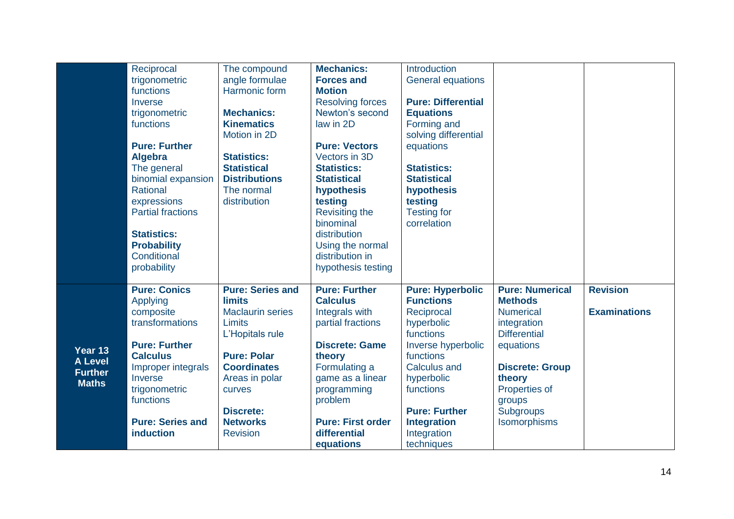| | | | | | | |
|---|---|---|---|---|---|---|
| | Reciprocal trigonometric functions<br>Inverse trigonometric functions<br><br>**Pure: Further Algebra**<br>The general binomial expansion<br>Rational expressions<br>Partial fractions<br><br>**Statistics: Probability**<br>Conditional probability | The compound angle formulae<br>Harmonic form<br><br>**Mechanics: Kinematics**<br>Motion in 2D<br><br>**Statistics: Statistical Distributions**<br>The normal distribution | **Mechanics: Forces and Motion**<br>Resolving forces<br>Newton's second law in 2D<br><br>**Pure: Vectors**<br>Vectors in 3D<br>**Statistics: Statistical hypothesis testing**<br>Revisiting the binomial distribution<br>Using the normal distribution in hypothesis testing | Introduction<br>General equations<br><br>**Pure: Differential Equations**<br>Forming and solving differential equations<br><br>**Statistics: Statistical hypothesis testing**<br>Testing for correlation | | |
| **Year 13 A Level Further Maths** | **Pure: Conics**<br>Applying composite transformations<br><br>**Pure: Further Calculus**<br>Improper integrals<br>Inverse trigonometric functions<br><br>**Pure: Series and induction** | **Pure: Series and limits**<br>Maclaurin series<br>Limits<br>L'Hopitals rule<br><br>**Pure: Polar Coordinates**<br>Areas in polar curves<br><br>**Discrete: Networks**<br>Revision | **Pure: Further Calculus**<br>Integrals with partial fractions<br><br>**Discrete: Game theory**<br>Formulating a game as a linear programming problem<br><br>**Pure: First order differential equations** | **Pure: Hyperbolic Functions**<br>Reciprocal hyperbolic functions<br>Inverse hyperbolic functions<br>Calculus and hyperbolic functions<br><br>**Pure: Further Integration**<br>Integration techniques | **Pure: Numerical Methods**<br>Numerical integration<br>Differential equations<br><br>**Discrete: Group theory**<br>Properties of groups<br>Subgroups<br>Isomorphisms | **Revision**<br><br>**Examinations** |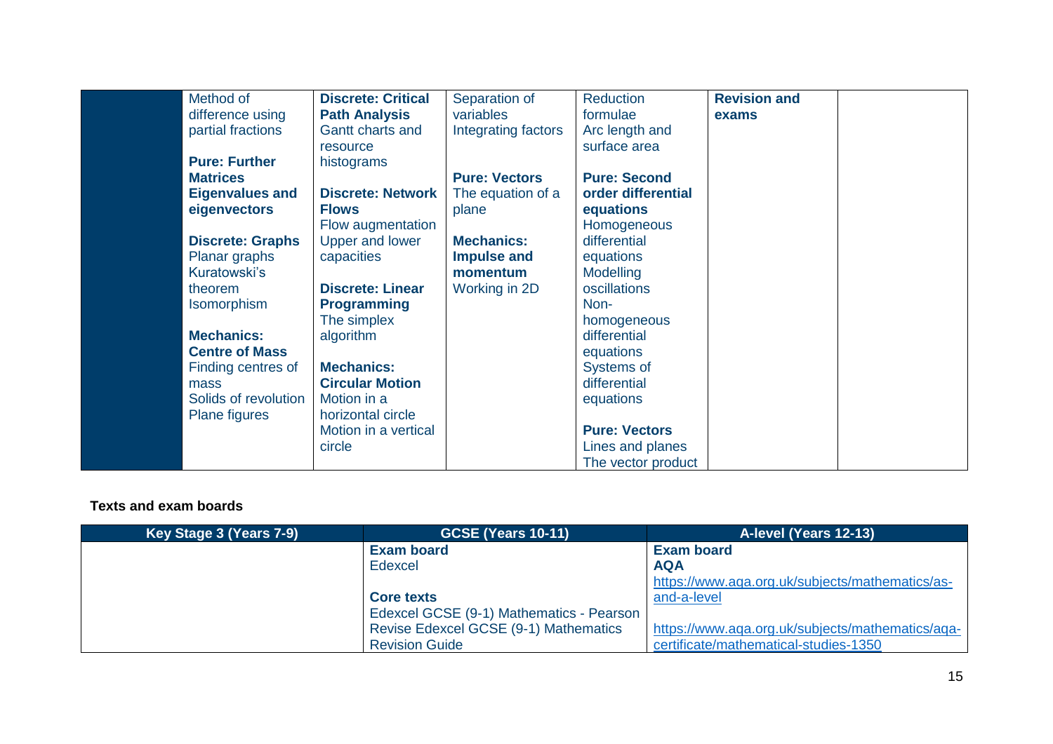| | | | | | | |
|---|---|---|---|---|---|---|
| | Method of difference using partial fractions<br><br>**Pure: Further Matrices**<br>**Eigenvalues and eigenvectors**<br><br>**Discrete: Graphs**<br>Planar graphs<br>Kuratowski's theorem<br>Isomorphism<br><br>**Mechanics: Centre of Mass**<br>Finding centres of mass<br>Solids of revolution<br>Plane figures | **Discrete: Critical Path Analysis**<br>Gantt charts and resource histograms<br><br>**Discrete: Network Flows**<br>Flow augmentation<br>Upper and lower capacities<br><br>**Discrete: Linear Programming**<br>The simplex algorithm<br><br>**Mechanics: Circular Motion**<br>Motion in a horizontal circle<br>Motion in a vertical circle | Separation of variables<br>Integrating factors<br><br>**Pure: Vectors**<br>The equation of a plane<br><br>**Mechanics: Impulse and momentum**<br>Working in 2D | Reduction formulae<br>Arc length and surface area<br><br>**Pure: Second order differential equations**<br>Homogeneous differential equations<br>Modelling oscillations<br>Non-homogeneous differential equations<br>Systems of differential equations<br><br>**Pure: Vectors**<br>Lines and planes<br>The vector product | **Revision and exams** | |

**Texts and exam boards**

| Key Stage 3 (Years 7-9) | GCSE (Years 10-11) | A-level (Years 12-13) |
|---|---|---|
| | **Exam board**<br>Edexcel<br><br>**Core texts**<br>Edexcel GCSE (9-1) Mathematics - Pearson<br>Revise Edexcel GCSE (9-1) Mathematics Revision Guide | **Exam board**<br>**AQA**<br>https://www.aqa.org.uk/subjects/mathematics/as-and-a-level<br><br>https://www.aqa.org.uk/subjects/mathematics/aqa-certificate/mathematical-studies-1350 |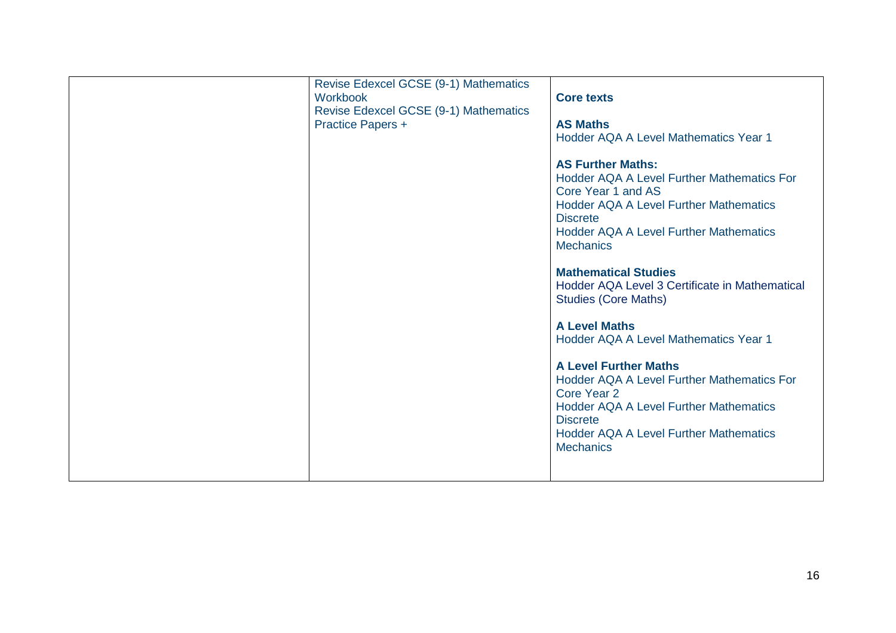| | | |
|---|---|---|
| | Revise Edexcel GCSE (9-1) Mathematics Workbook<br>Revise Edexcel GCSE (9-1) Mathematics Practice Papers + | **Core texts**<br><br>**AS Maths**<br>Hodder AQA A Level Mathematics Year 1<br><br>**AS Further Maths:**<br>Hodder AQA A Level Further Mathematics For Core Year 1 and AS<br>Hodder AQA A Level Further Mathematics Discrete<br>Hodder AQA A Level Further Mathematics Mechanics<br><br>**Mathematical Studies**<br>Hodder AQA Level 3 Certificate in Mathematical Studies (Core Maths)<br><br>**A Level Maths**<br>Hodder AQA A Level Mathematics Year 1<br><br>**A Level Further Maths**<br>Hodder AQA A Level Further Mathematics For Core Year 2<br>Hodder AQA A Level Further Mathematics Discrete<br>Hodder AQA A Level Further Mathematics Mechanics |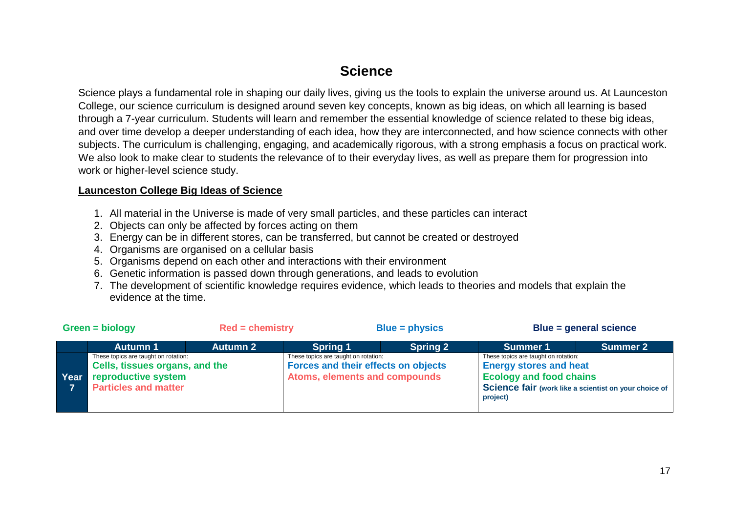# Science

Science plays a fundamental role in shaping our daily lives, giving us the tools to explain the universe around us. At Launceston College, our science curriculum is designed around seven key concepts, known as big ideas, on which all learning is based through a 7-year curriculum. Students will learn and remember the essential knowledge of science related to these big ideas, and over time develop a deeper understanding of each idea, how they are interconnected, and how science connects with other subjects. The curriculum is challenging, engaging, and academically rigorous, with a strong emphasis a focus on practical work. We also look to make clear to students the relevance of to their everyday lives, as well as prepare them for progression into work or higher-level science study.

**Launceston College Big Ideas of Science**

1. All material in the Universe is made of very small particles, and these particles can interact
2. Objects can only be affected by forces acting on them
3. Energy can be in different stores, can be transferred, but cannot be created or destroyed
4. Organisms are organised on a cellular basis
5. Organisms depend on each other and interactions with their environment
6. Genetic information is passed down through generations, and leads to evolution
7. The development of scientific knowledge requires evidence, which leads to theories and models that explain the evidence at the time.

**Green = biology** **Red = chemistry** **Blue = physics** **Blue = general science**

| | Autumn 1 | Autumn 2 | Spring 1 | Spring 2 | Summer 1 | Summer 2 |
|---|---|---|---|---|---|---|
| **Year 7** | These topics are taught on rotation: **Cells, tissues organs, and the reproductive system** **Particles and matter** | | These topics are taught on rotation: **Forces and their effects on objects** **Atoms, elements and compounds** | | These topics are taught on rotation: **Energy stores and heat** **Ecology and food chains** **Science fair** (work like a scientist on your choice of project) | |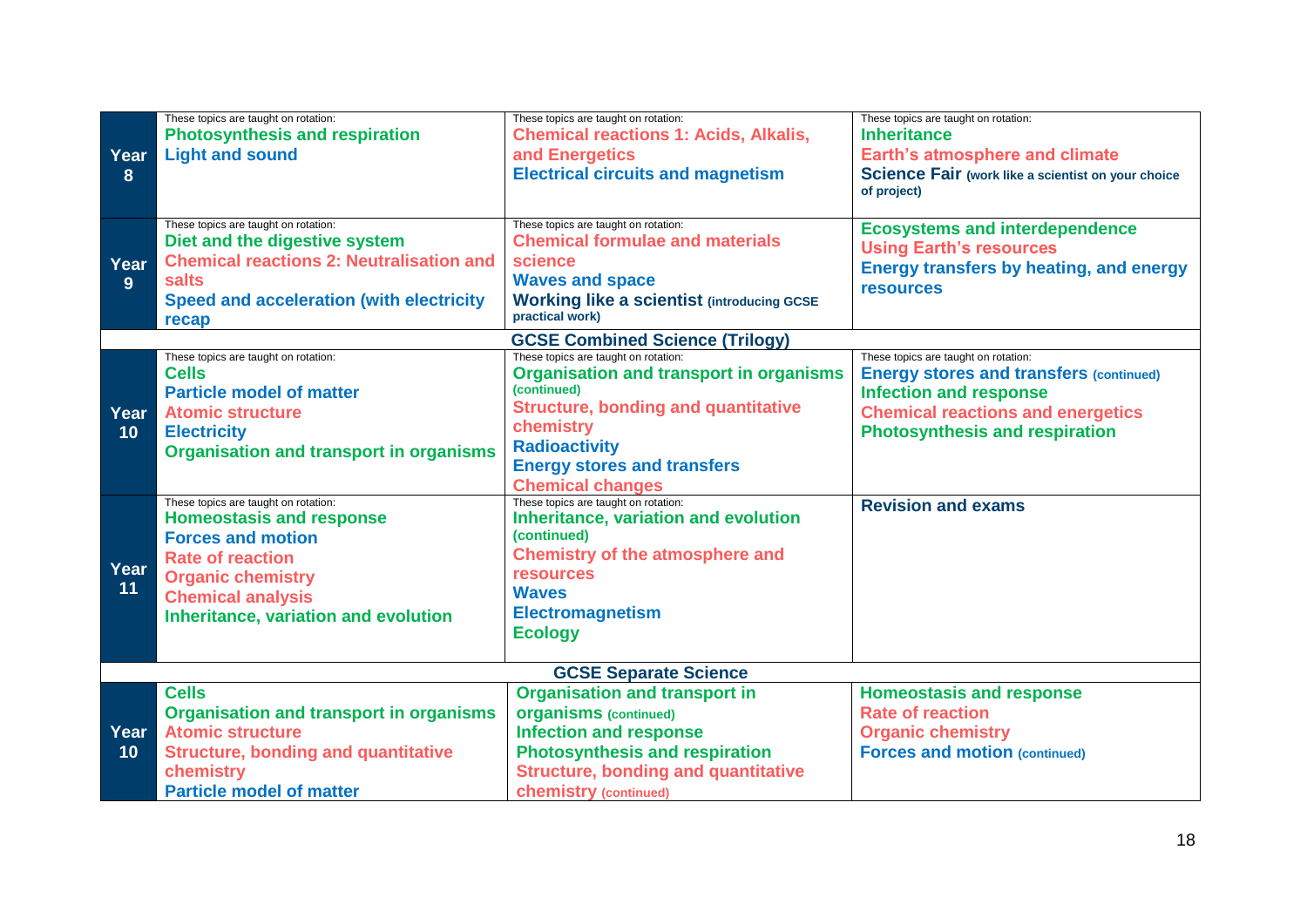| | | | |
|---|---|---|---|
| **Year 8** | These topics are taught on rotation:<br>**Photosynthesis and respiration**<br>**Light and sound** | These topics are taught on rotation:<br>**Chemical reactions 1: Acids, Alkalis, and Energetics**<br>**Electrical circuits and magnetism** | These topics are taught on rotation:<br>**Inheritance**<br>**Earth's atmosphere and climate**<br>**Science Fair** (work like a scientist on your choice of project) |
| **Year 9** | These topics are taught on rotation:<br>**Diet and the digestive system**<br>**Chemical reactions 2: Neutralisation and salts**<br>**Speed and acceleration (with electricity recap** | These topics are taught on rotation:<br>**Chemical formulae and materials science**<br>**Waves and space**<br>**Working like a scientist** (introducing GCSE practical work) | **Ecosystems and interdependence**<br>**Using Earth's resources**<br>**Energy transfers by heating, and energy resources** |
| **GCSE Combined Science (Trilogy)** | | | |
| **Year 10** | These topics are taught on rotation:<br>**Cells**<br>**Particle model of matter**<br>**Atomic structure**<br>**Electricity**<br>**Organisation and transport in organisms** | These topics are taught on rotation:<br>**Organisation and transport in organisms** (continued)<br>**Structure, bonding and quantitative chemistry**<br>**Radioactivity**<br>**Energy stores and transfers**<br>**Chemical changes** | These topics are taught on rotation:<br>**Energy stores and transfers** (continued)<br>**Infection and response**<br>**Chemical reactions and energetics**<br>**Photosynthesis and respiration** |
| **Year 11** | These topics are taught on rotation:<br>**Homeostasis and response**<br>**Forces and motion**<br>**Rate of reaction**<br>**Organic chemistry**<br>**Chemical analysis**<br>**Inheritance, variation and evolution** | These topics are taught on rotation:<br>**Inheritance, variation and evolution** (continued)<br>**Chemistry of the atmosphere and resources**<br>**Waves**<br>**Electromagnetism**<br>**Ecology** | **Revision and exams** |
| **GCSE Separate Science** | | | |
| **Year 10** | **Cells**<br>**Organisation and transport in organisms**<br>**Atomic structure**<br>**Structure, bonding and quantitative chemistry**<br>**Particle model of matter** | **Organisation and transport in organisms** (continued)<br>**Infection and response**<br>**Photosynthesis and respiration**<br>**Structure, bonding and quantitative chemistry** (continued) | **Homeostasis and response**<br>**Rate of reaction**<br>**Organic chemistry**<br>**Forces and motion** (continued) |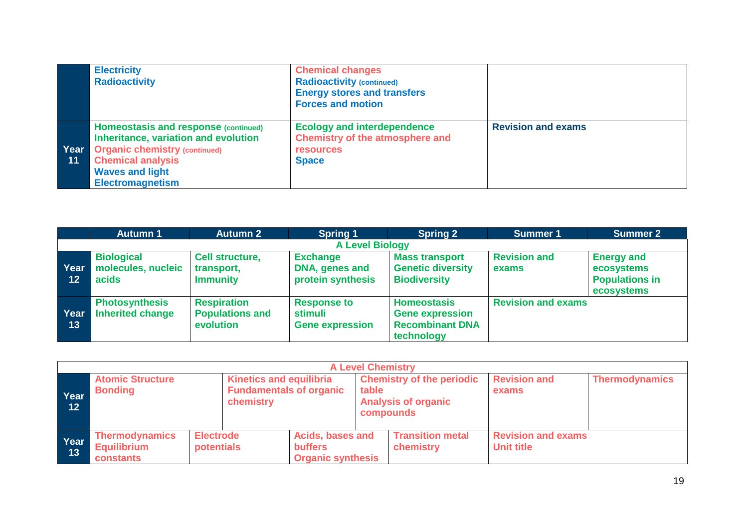| | | | |
|---|---|---|---|
| | Electricity<br>Radioactivity | Chemical changes<br>Radioactivity (continued)<br>Energy stores and transfers<br>Forces and motion | |
| Year 11 | Homeostasis and response (continued)<br>Inheritance, variation and evolution<br>Organic chemistry (continued)<br>Chemical analysis<br>Waves and light<br>Electromagnetism | Ecology and interdependence<br>Chemistry of the atmosphere and resources<br>Space | Revision and exams |

| | Autumn 1 | Autumn 2 | Spring 1 | Spring 2 | Summer 1 | Summer 2 |
|---|---|---|---|---|---|---|
| **A Level Biology** | | | | | | |
| Year 12 | Biological molecules, nucleic acids | Cell structure, transport, Immunity | Exchange<br>DNA, genes and protein synthesis | Mass transport<br>Genetic diversity<br>Biodiversity | Revision and exams | Energy and ecosystems<br>Populations in ecosystems |
| Year 13 | Photosynthesis<br>Inherited change | Respiration<br>Populations and evolution | Response to stimuli<br>Gene expression | Homeostasis<br>Gene expression<br>Recombinant DNA technology | Revision and exams | |

| | | | | | | |
|---|---|---|---|---|---|---|
| **A Level Chemistry** | | | | | | |
| Year 12 | Atomic Structure<br>Bonding | | Kinetics and equilibria<br>Fundamentals of organic chemistry | Chemistry of the periodic table<br>Analysis of organic compounds | Revision and exams | Thermodynamics |
| Year 13 | Thermodynamics<br>Equilibrium constants | Electrode potentials | Acids, bases and buffers<br>Organic synthesis | Transition metal chemistry | Revision and exams<br>Unit title | |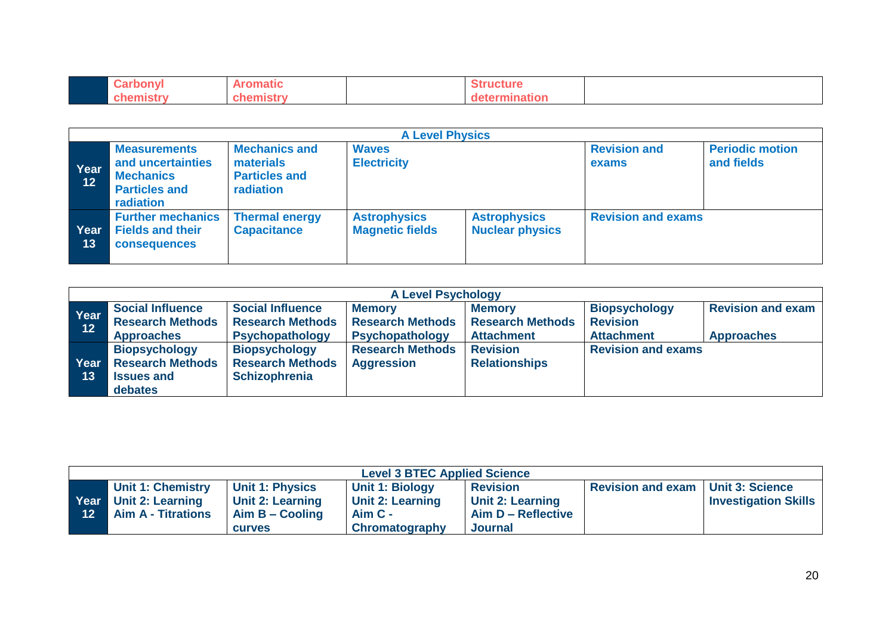| | Carbonyl chemistry | Aromatic chemistry | | Structure determination | | |
|---|---|---|---|---|---|---|

| A Level Physics | | | | | | |
|---|---|---|---|---|---|---|
| **Year 12** | **Measurements and uncertainties**<br>**Mechanics**<br>**Particles and radiation** | **Mechanics and materials**<br>**Particles and radiation** | **Waves**<br>**Electricity** | | **Revision and exams** | **Periodic motion and fields** |
| **Year 13** | **Further mechanics**<br>**Fields and their consequences** | **Thermal energy**<br>**Capacitance** | **Astrophysics**<br>**Magnetic fields** | **Astrophysics**<br>**Nuclear physics** | **Revision and exams** | |

| A Level Psychology | | | | | | |
|---|---|---|---|---|---|---|
| **Year 12** | **Social Influence**<br>**Research Methods**<br>**Approaches** | **Social Influence**<br>**Research Methods**<br>**Psychopathology** | **Memory**<br>**Research Methods**<br>**Psychopathology** | **Memory**<br>**Research Methods**<br>**Attachment** | **Biopsychology**<br>**Revision**<br>**Attachment** | **Revision and exam**<br><br>**Approaches** |
| **Year 13** | **Biopsychology**<br>**Research Methods**<br>**Issues and debates** | **Biopsychology**<br>**Research Methods**<br>**Schizophrenia** | **Research Methods**<br>**Aggression** | **Revision**<br>**Relationships** | **Revision and exams** | |

| Level 3 BTEC Applied Science | | | | | | |
|---|---|---|---|---|---|---|
| **Year 12** | **Unit 1: Chemistry**<br>**Unit 2: Learning Aim A - Titrations** | **Unit 1: Physics**<br>**Unit 2: Learning Aim B – Cooling curves** | **Unit 1: Biology**<br>**Unit 2: Learning Aim C - Chromatography** | **Revision**<br>**Unit 2: Learning Aim D – Reflective Journal** | **Revision and exam** | **Unit 3: Science Investigation Skills** |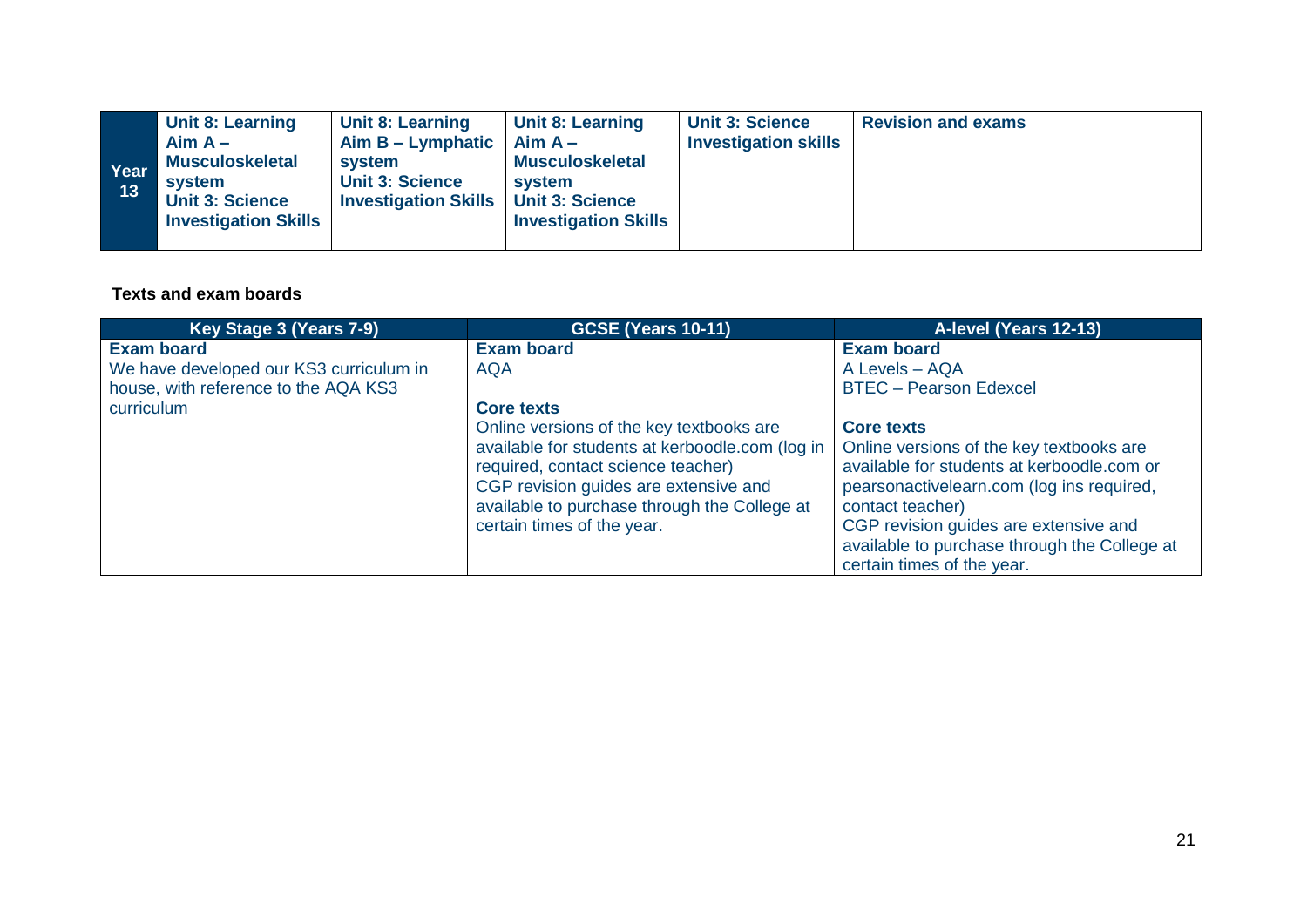| Year 13 | Unit 8: Learning Aim A – Musculoskeletal system<br>Unit 3: Science Investigation Skills | Unit 8: Learning Aim B – Lymphatic system<br>Unit 3: Science Investigation Skills | Unit 8: Learning Aim A – Musculoskeletal system<br>Unit 3: Science Investigation Skills | Unit 3: Science Investigation skills | Revision and exams |
|---|---|---|---|---|---|

**Texts and exam boards**

| Key Stage 3 (Years 7-9) | GCSE (Years 10-11) | A-level (Years 12-13) |
|---|---|---|
| **Exam board**<br>We have developed our KS3 curriculum in house, with reference to the AQA KS3 curriculum | **Exam board**<br>AQA<br><br>**Core texts**<br>Online versions of the key textbooks are available for students at kerboodle.com (log in required, contact science teacher)<br>CGP revision guides are extensive and available to purchase through the College at certain times of the year. | **Exam board**<br>A Levels – AQA<br>BTEC – Pearson Edexcel<br><br>**Core texts**<br>Online versions of the key textbooks are available for students at kerboodle.com or pearsonactivelearn.com (log ins required, contact teacher)<br>CGP revision guides are extensive and available to purchase through the College at certain times of the year. |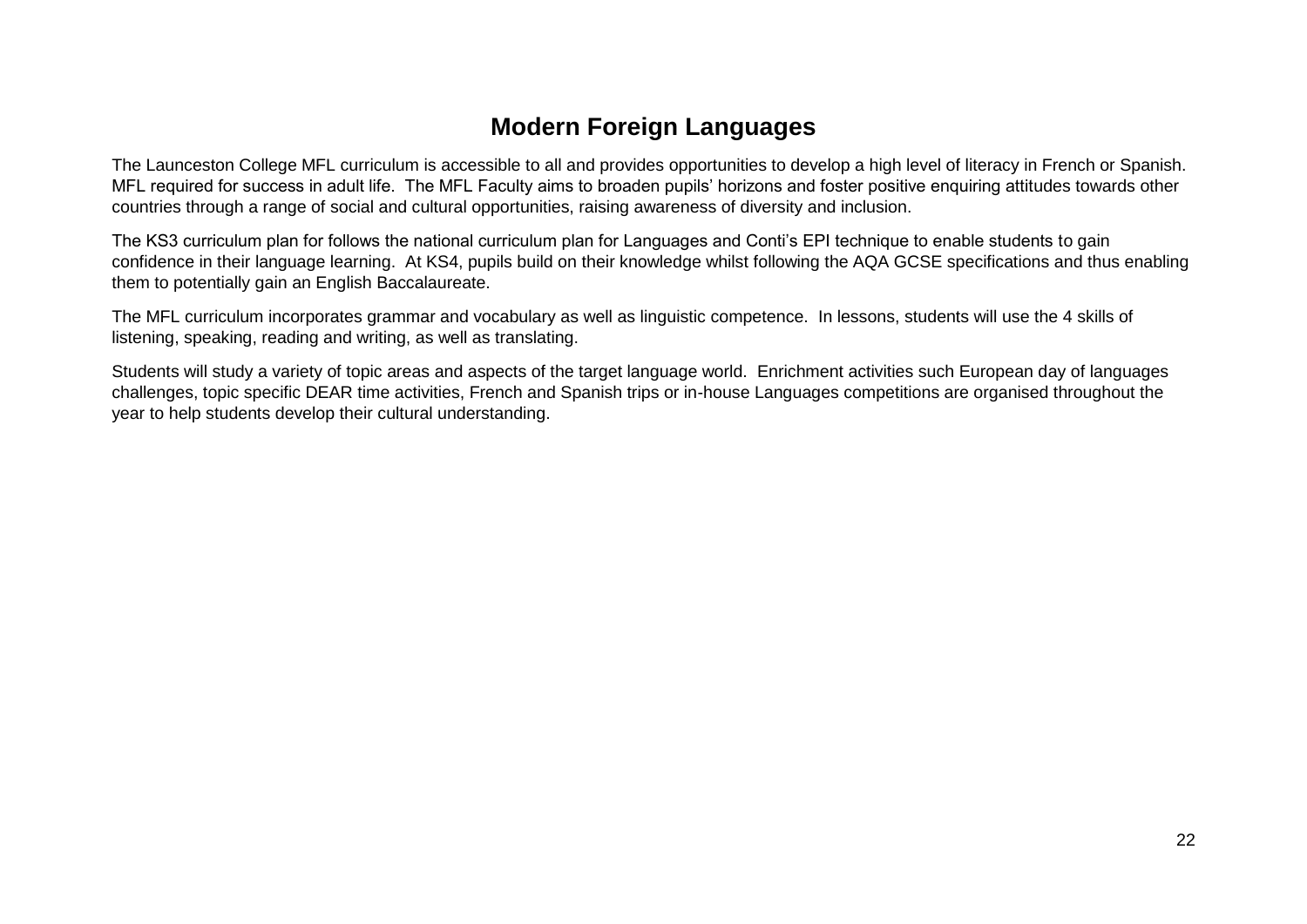# Modern Foreign Languages

The Launceston College MFL curriculum is accessible to all and provides opportunities to develop a high level of literacy in French or Spanish. MFL required for success in adult life. The MFL Faculty aims to broaden pupils' horizons and foster positive enquiring attitudes towards other countries through a range of social and cultural opportunities, raising awareness of diversity and inclusion.

The KS3 curriculum plan for follows the national curriculum plan for Languages and Conti's EPI technique to enable students to gain confidence in their language learning. At KS4, pupils build on their knowledge whilst following the AQA GCSE specifications and thus enabling them to potentially gain an English Baccalaureate.

The MFL curriculum incorporates grammar and vocabulary as well as linguistic competence. In lessons, students will use the 4 skills of listening, speaking, reading and writing, as well as translating.

Students will study a variety of topic areas and aspects of the target language world. Enrichment activities such European day of languages challenges, topic specific DEAR time activities, French and Spanish trips or in-house Languages competitions are organised throughout the year to help students develop their cultural understanding.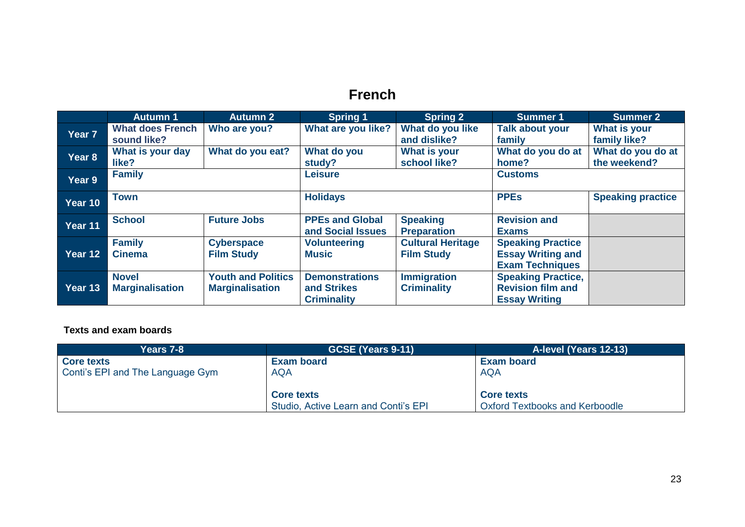# French

| | Autumn 1 | Autumn 2 | Spring 1 | Spring 2 | Summer 1 | Summer 2 |
|---|---|---|---|---|---|---|
| **Year 7** | **What does French sound like?** | **Who are you?** | **What are you like?** | **What do you like and dislike?** | **Talk about your family** | **What is your family like?** |
| **Year 8** | **What is your day like?** | **What do you eat?** | **What do you study?** | **What is your school like?** | **What do you do at home?** | **What do you do at the weekend?** |
| **Year 9** | **Family** | | **Leisure** | | **Customs** | |
| **Year 10** | **Town** | | **Holidays** | | **PPEs** | **Speaking practice** |
| **Year 11** | **School** | **Future Jobs** | **PPEs and Global and Social Issues** | **Speaking Preparation** | **Revision and Exams** | |
| **Year 12** | **Family Cinema** | **Cyberspace Film Study** | **Volunteering Music** | **Cultural Heritage Film Study** | **Speaking Practice Essay Writing and Exam Techniques** | |
| **Year 13** | **Novel Marginalisation** | **Youth and Politics Marginalisation** | **Demonstrations and Strikes Criminality** | **Immigration Criminality** | **Speaking Practice, Revision film and Essay Writing** | |

**Texts and exam boards**

| Years 7-8 | GCSE (Years 9-11) | A-level (Years 12-13) |
|---|---|---|
| **Core texts**<br>Conti's EPI and The Language Gym | **Exam board**<br>AQA<br><br>**Core texts**<br>Studio, Active Learn and Conti's EPI | **Exam board**<br>AQA<br><br>**Core texts**<br>Oxford Textbooks and Kerboodle |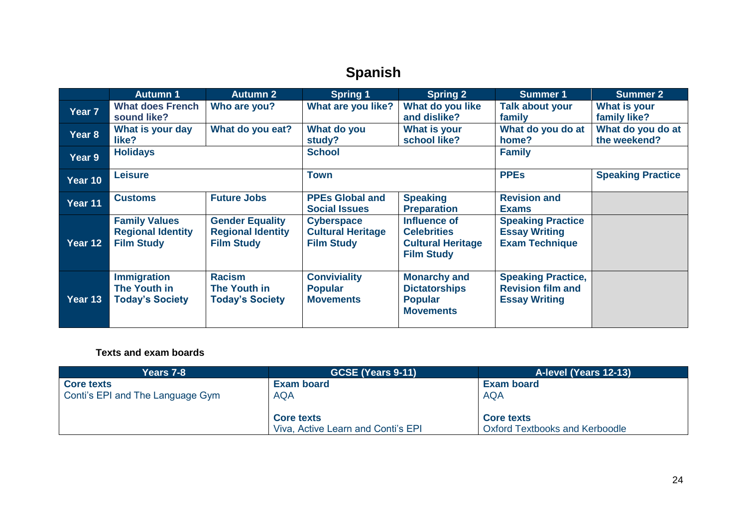# Spanish

| | Autumn 1 | Autumn 2 | Spring 1 | Spring 2 | Summer 1 | Summer 2 |
|---|---|---|---|---|---|---|
| **Year 7** | **What does French sound like?** | **Who are you?** | **What are you like?** | **What do you like and dislike?** | **Talk about your family** | **What is your family like?** |
| **Year 8** | **What is your day like?** | **What do you eat?** | **What do you study?** | **What is your school like?** | **What do you do at home?** | **What do you do at the weekend?** |
| **Year 9** | **Holidays** | | **School** | | **Family** | |
| **Year 10** | **Leisure** | | **Town** | | **PPEs** | **Speaking Practice** |
| **Year 11** | **Customs** | **Future Jobs** | **PPEs Global and Social Issues** | **Speaking Preparation** | **Revision and Exams** | |
| **Year 12** | **Family Values**<br>**Regional Identity**<br>**Film Study** | **Gender Equality**<br>**Regional Identity**<br>**Film Study** | **Cyberspace**<br>**Cultural Heritage**<br>**Film Study** | **Influence of Celebrities**<br>**Cultural Heritage**<br>**Film Study** | **Speaking Practice**<br>**Essay Writing**<br>**Exam Technique** | |
| **Year 13** | **Immigration**<br>**The Youth in Today's Society** | **Racism**<br>**The Youth in Today's Society** | **Conviviality**<br>**Popular Movements** | **Monarchy and Dictatorships**<br>**Popular Movements** | **Speaking Practice,**<br>**Revision film and**<br>**Essay Writing** | |

**Texts and exam boards**

| Years 7-8 | GCSE (Years 9-11) | A-level (Years 12-13) |
|---|---|---|
| **Core texts**<br>Conti's EPI and The Language Gym | **Exam board**<br>AQA<br><br>**Core texts**<br>Viva, Active Learn and Conti's EPI | **Exam board**<br>AQA<br><br>**Core texts**<br>Oxford Textbooks and Kerboodle |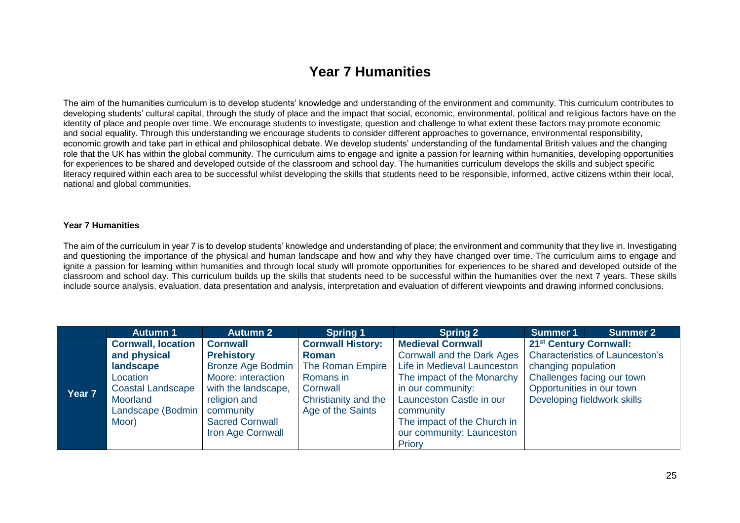# Year 7 Humanities

The aim of the humanities curriculum is to develop students' knowledge and understanding of the environment and community. This curriculum contributes to developing students' cultural capital, through the study of place and the impact that social, economic, environmental, political and religious factors have on the identity of place and people over time. We encourage students to investigate, question and challenge to what extent these factors may promote economic and social equality. Through this understanding we encourage students to consider different approaches to governance, environmental responsibility, economic growth and take part in ethical and philosophical debate. We develop students' understanding of the fundamental British values and the changing role that the UK has within the global community. The curriculum aims to engage and ignite a passion for learning within humanities, developing opportunities for experiences to be shared and developed outside of the classroom and school day. The humanities curriculum develops the skills and subject specific literacy required within each area to be successful whilst developing the skills that students need to be responsible, informed, active citizens within their local, national and global communities.

**Year 7 Humanities**

The aim of the curriculum in year 7 is to develop students' knowledge and understanding of place; the environment and community that they live in. Investigating and questioning the importance of the physical and human landscape and how and why they have changed over time. The curriculum aims to engage and ignite a passion for learning within humanities and through local study will promote opportunities for experiences to be shared and developed outside of the classroom and school day. This curriculum builds up the skills that students need to be successful within the humanities over the next 7 years. These skills include source analysis, evaluation, data presentation and analysis, interpretation and evaluation of different viewpoints and drawing informed conclusions.

| | Autumn 1 | Autumn 2 | Spring 1 | Spring 2 | Summer 1 | Summer 2 |
|---|---|---|---|---|---|---|
| **Year 7** | **Cornwall, location and physical landscape**<br>Location<br>Coastal Landscape<br>Moorland Landscape (Bodmin Moor) | **Cornwall Prehistory**<br>Bronze Age Bodmin Moore: interaction with the landscape, religion and community<br>Sacred Cornwall<br>Iron Age Cornwall | **Cornwall History: Roman**<br>The Roman Empire<br>Romans in Cornwall<br>Christianity and the Age of the Saints | **Medieval Cornwall**<br>Cornwall and the Dark Ages<br>Life in Medieval Launceston<br>The impact of the Monarchy in our community: Launceston Castle in our community<br>The impact of the Church in our community: Launceston Priory | **21st Century Cornwall:**<br>Characteristics of Launceston's changing population<br>Challenges facing our town<br>Opportunities in our town<br>Developing fieldwork skills | |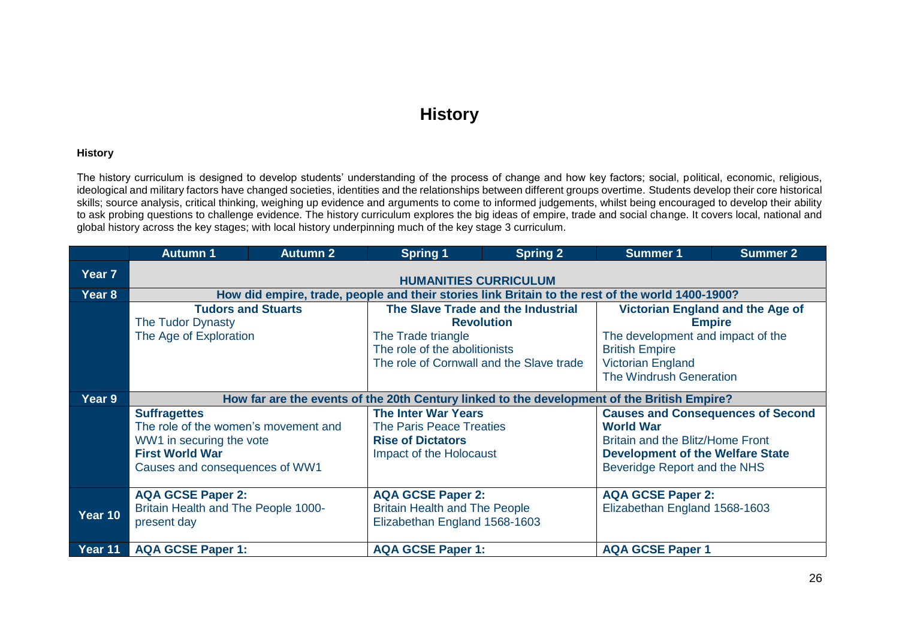# History

**History**

The history curriculum is designed to develop students' understanding of the process of change and how key factors; social, political, economic, religious, ideological and military factors have changed societies, identities and the relationships between different groups overtime. Students develop their core historical skills; source analysis, critical thinking, weighing up evidence and arguments to come to informed judgements, whilst being encouraged to develop their ability to ask probing questions to challenge evidence. The history curriculum explores the big ideas of empire, trade and social change. It covers local, national and global history across the key stages; with local history underpinning much of the key stage 3 curriculum.

| | Autumn 1 | Autumn 2 | Spring 1 | Spring 2 | Summer 1 | Summer 2 |
|---|---|---|---|---|---|---|
| **Year 7** | **HUMANITIES CURRICULUM** | | | | | |
| **Year 8** | **How did empire, trade, people and their stories link Britain to the rest of the world 1400-1900?** | | | | | |
| | **Tudors and Stuarts**<br>The Tudor Dynasty<br>The Age of Exploration | | **The Slave Trade and the Industrial Revolution**<br>The Trade triangle<br>The role of the abolitionists<br>The role of Cornwall and the Slave trade | | **Victorian England and the Age of Empire**<br>The development and impact of the British Empire<br>Victorian England<br>The Windrush Generation | |
| **Year 9** | **How far are the events of the 20th Century linked to the development of the British Empire?** | | | | | |
| | **Suffragettes**<br>The role of the women's movement and WW1 in securing the vote<br>**First World War**<br>Causes and consequences of WW1 | | **The Inter War Years**<br>The Paris Peace Treaties<br>**Rise of Dictators**<br>Impact of the Holocaust | | **Causes and Consequences of Second World War**<br>Britain and the Blitz/Home Front<br>**Development of the Welfare State**<br>Beveridge Report and the NHS | |
| **Year 10** | **AQA GCSE Paper 2:**<br>Britain Health and The People 1000-present day | | **AQA GCSE Paper 2:**<br>Britain Health and The People<br>Elizabethan England 1568-1603 | | **AQA GCSE Paper 2:**<br>Elizabethan England 1568-1603 | |
| **Year 11** | **AQA GCSE Paper 1:** | | **AQA GCSE Paper 1:** | | **AQA GCSE Paper 1** | |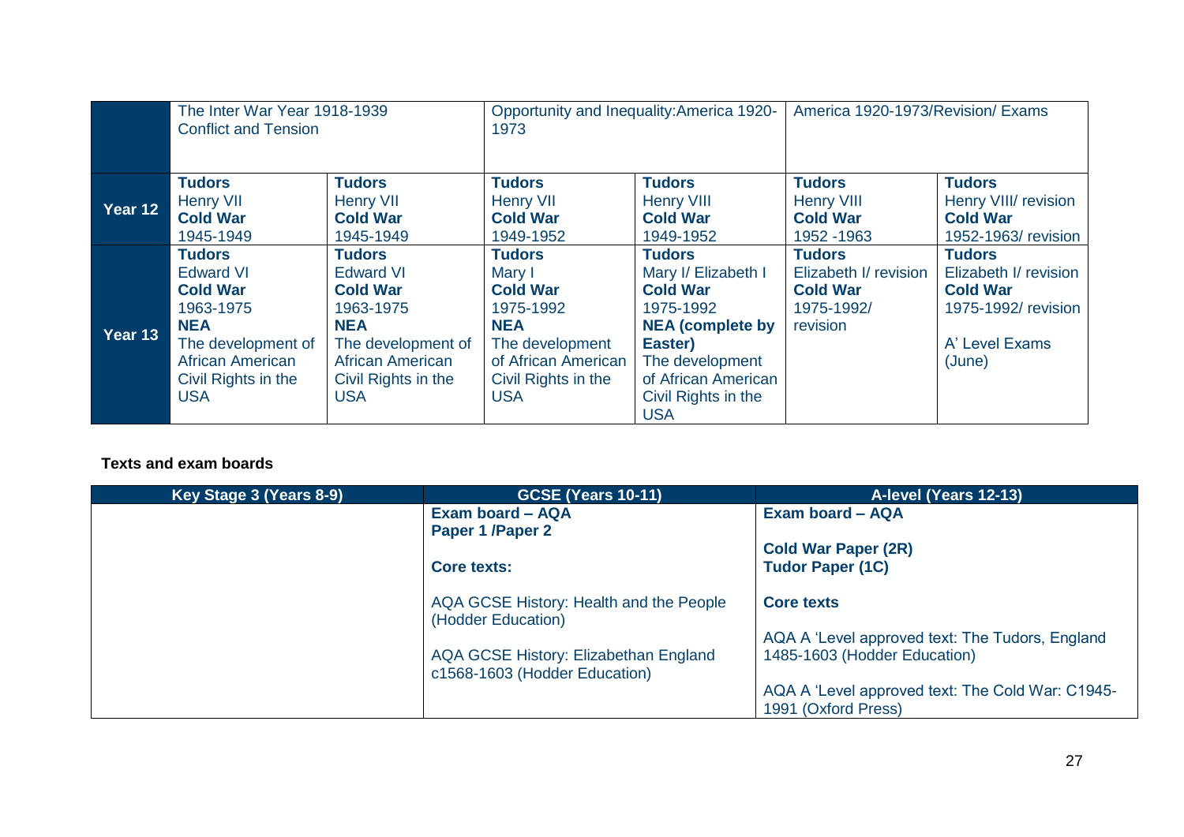| | | | | | | |
|---|---|---|---|---|---|---|
| | The Inter War Year 1918-1939<br>Conflict and Tension | | Opportunity and Inequality:America 1920-1973 | | America 1920-1973/Revision/ Exams | |
| **Year 12** | **Tudors**<br>Henry VII<br>**Cold War**<br>1945-1949 | **Tudors**<br>Henry VII<br>**Cold War**<br>1945-1949 | **Tudors**<br>Henry VII<br>**Cold War**<br>1949-1952 | **Tudors**<br>Henry VIII<br>**Cold War**<br>1949-1952 | **Tudors**<br>Henry VIII<br>**Cold War**<br>1952 -1963 | **Tudors**<br>Henry VIII/ revision<br>**Cold War**<br>1952-1963/ revision |
| **Year 13** | **Tudors**<br>Edward VI<br>**Cold War**<br>1963-1975<br>**NEA**<br>The development of African American Civil Rights in the USA | **Tudors**<br>Edward VI<br>**Cold War**<br>1963-1975<br>**NEA**<br>The development of African American Civil Rights in the USA | **Tudors**<br>Mary I<br>**Cold War**<br>1975-1992<br>**NEA**<br>The development of African American Civil Rights in the USA | **Tudors**<br>Mary I/ Elizabeth I<br>**Cold War**<br>1975-1992<br>**NEA (complete by Easter)**<br>The development of African American Civil Rights in the USA | **Tudors**<br>Elizabeth I/ revision<br>**Cold War**<br>1975-1992/ revision | **Tudors**<br>Elizabeth I/ revision<br>**Cold War**<br>1975-1992/ revision<br><br>A' Level Exams (June) |

**Texts and exam boards**

| Key Stage 3 (Years 8-9) | GCSE (Years 10-11) | A-level (Years 12-13) |
|---|---|---|
| | **Exam board – AQA**<br>**Paper 1 /Paper 2**<br><br>**Core texts:**<br><br>AQA GCSE History: Health and the People (Hodder Education)<br><br>AQA GCSE History: Elizabethan England c1568-1603 (Hodder Education) | **Exam board – AQA**<br><br>**Cold War Paper (2R)**<br>**Tudor Paper (1C)**<br><br>**Core texts**<br><br>AQA A 'Level approved text: The Tudors, England 1485-1603 (Hodder Education)<br><br>AQA A 'Level approved text: The Cold War: C1945-1991 (Oxford Press) |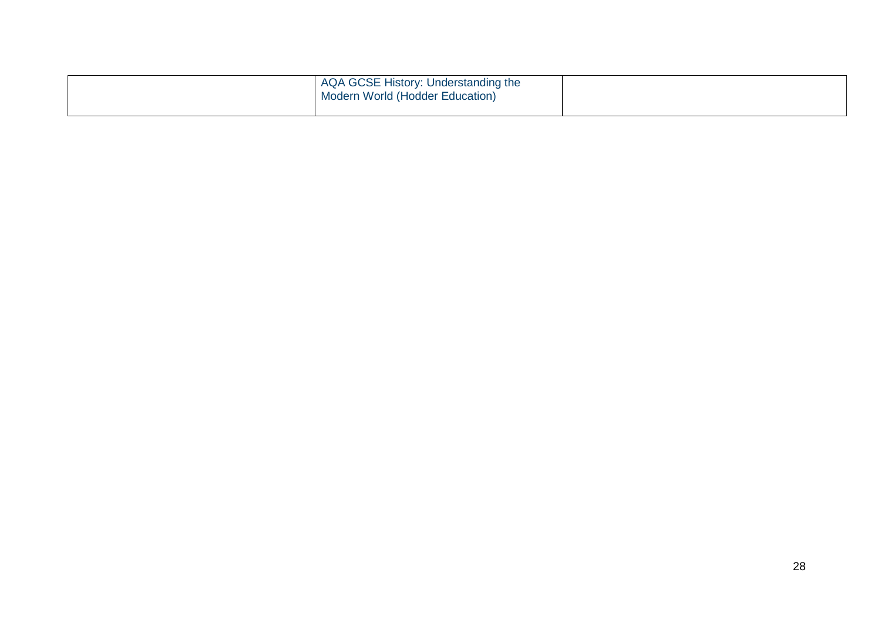| | | |
|---|---|---|
| | AQA GCSE History: Understanding the Modern World (Hodder Education) | |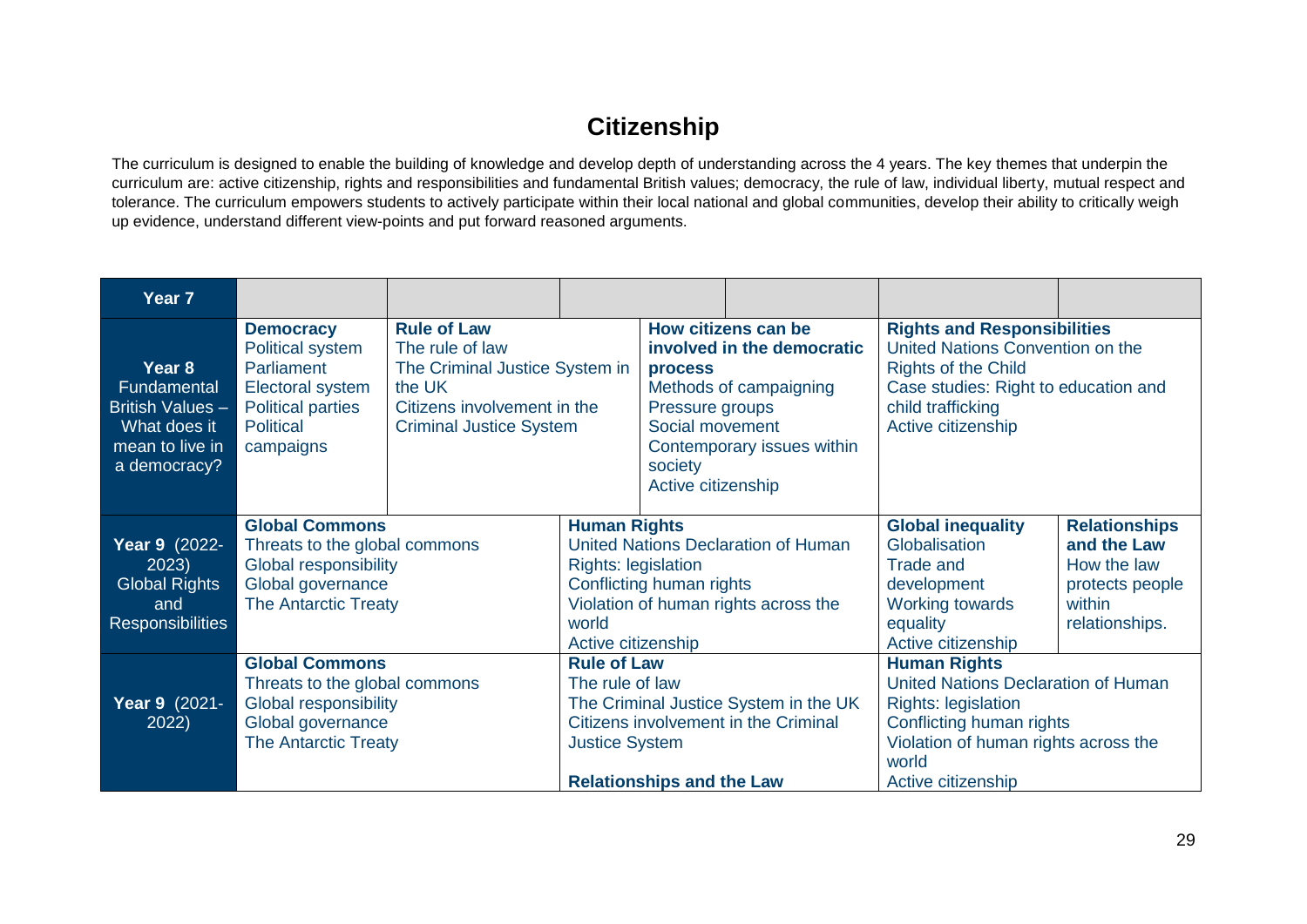# Citizenship

The curriculum is designed to enable the building of knowledge and develop depth of understanding across the 4 years. The key themes that underpin the curriculum are: active citizenship, rights and responsibilities and fundamental British values; democracy, the rule of law, individual liberty, mutual respect and tolerance. The curriculum empowers students to actively participate within their local national and global communities, develop their ability to critically weigh up evidence, understand different view-points and put forward reasoned arguments.

| Year 7 | | | | | | | |
|---|---|---|---|---|---|---|---|
| **Year 8** Fundamental British Values – What does it mean to live in a democracy? | **Democracy**<br>Political system<br>Parliament<br>Electoral system<br>Political parties<br>Political campaigns | **Rule of Law**<br>The rule of law<br>The Criminal Justice System in the UK<br>Citizens involvement in the Criminal Justice System | | **How citizens can be involved in the democratic process**<br>Methods of campaigning<br>Pressure groups<br>Social movement<br>Contemporary issues within society<br>Active citizenship | | **Rights and Responsibilities**<br>United Nations Convention on the Rights of the Child<br>Case studies: Right to education and child trafficking<br>Active citizenship | |
| **Year 9** (2022-2023) Global Rights and Responsibilities | **Global Commons**<br>Threats to the global commons<br>Global responsibility<br>Global governance<br>The Antarctic Treaty | | **Human Rights**<br>United Nations Declaration of Human Rights: legislation<br>Conflicting human rights<br>Violation of human rights across the world<br>Active citizenship | | | **Global inequality**<br>Globalisation<br>Trade and development<br>Working towards equality<br>Active citizenship | **Relationships and the Law**<br>How the law protects people within relationships. |
| **Year 9** (2021-2022) | **Global Commons**<br>Threats to the global commons<br>Global responsibility<br>Global governance<br>The Antarctic Treaty | | **Rule of Law**<br>The rule of law<br>The Criminal Justice System in the UK<br>Citizens involvement in the Criminal Justice System<br><br>**Relationships and the Law** | | | **Human Rights**<br>United Nations Declaration of Human Rights: legislation<br>Conflicting human rights<br>Violation of human rights across the world<br>Active citizenship | |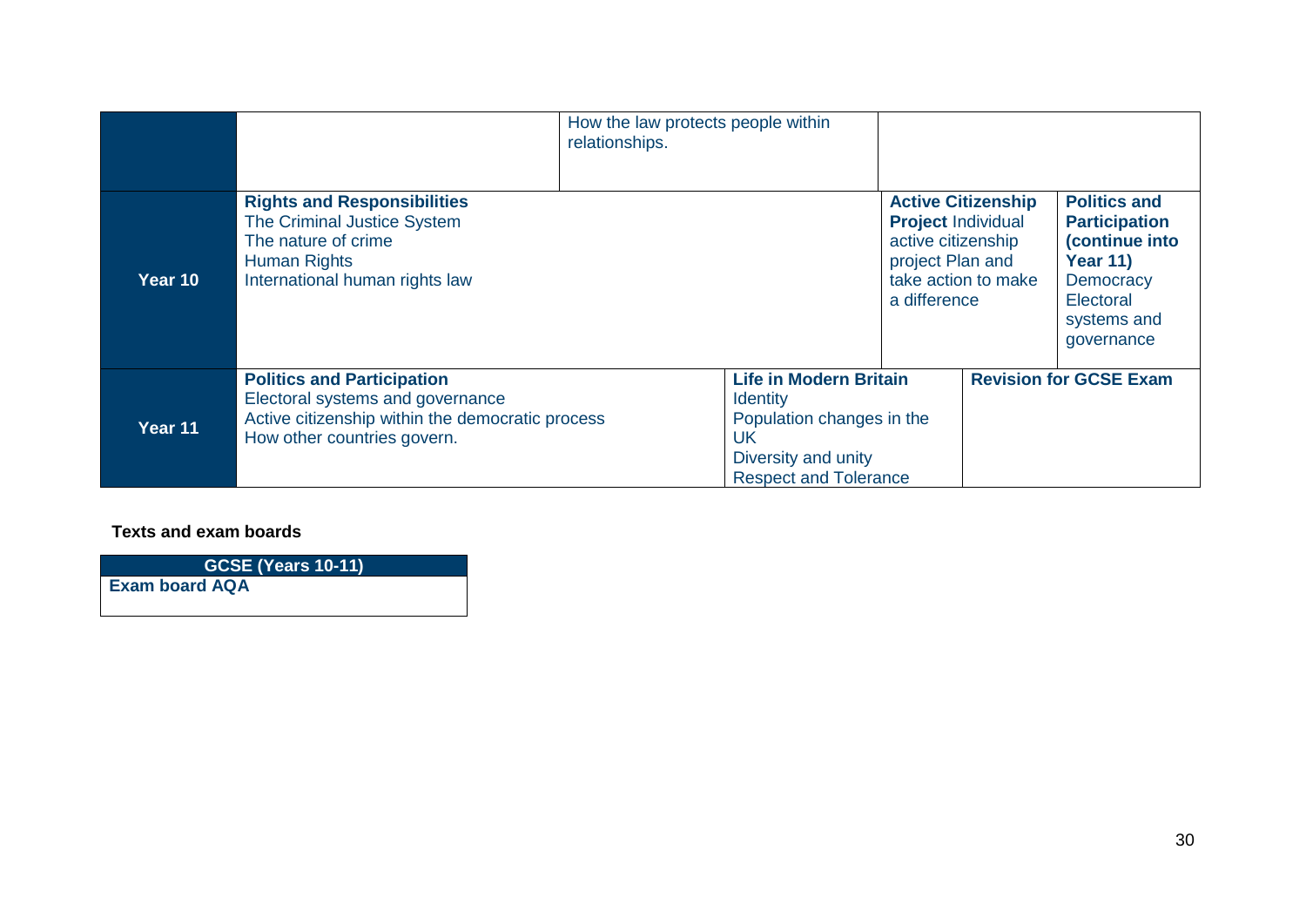| | | | | |
|---|---|---|---|---|
| | | How the law protects people within relationships. | | |
| **Year 10** | **Rights and Responsibilities**<br>The Criminal Justice System<br>The nature of crime<br>Human Rights<br>International human rights law | | **Active Citizenship Project** Individual active citizenship project Plan and take action to make a difference | **Politics and Participation (continue into Year 11)** Democracy Electoral systems and governance |
| **Year 11** | **Politics and Participation**<br>Electoral systems and governance<br>Active citizenship within the democratic process<br>How other countries govern. | **Life in Modern Britain**<br>Identity<br>Population changes in the UK<br>Diversity and unity<br>Respect and Tolerance | **Revision for GCSE Exam** | |

**Texts and exam boards**

| GCSE (Years 10-11) |
|---|
| **Exam board AQA** |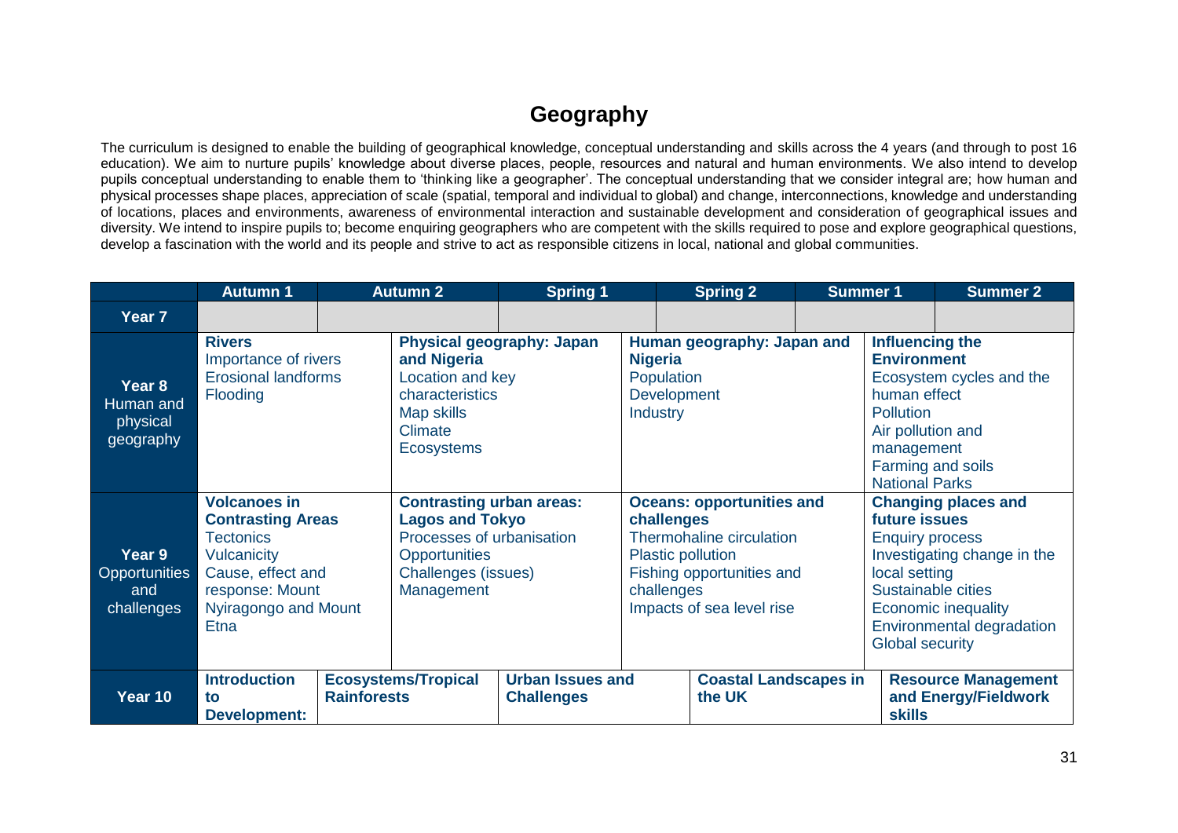# Geography

The curriculum is designed to enable the building of geographical knowledge, conceptual understanding and skills across the 4 years (and through to post 16 education). We aim to nurture pupils' knowledge about diverse places, people, resources and natural and human environments. We also intend to develop pupils conceptual understanding to enable them to 'thinking like a geographer'. The conceptual understanding that we consider integral are; how human and physical processes shape places, appreciation of scale (spatial, temporal and individual to global) and change, interconnections, knowledge and understanding of locations, places and environments, awareness of environmental interaction and sustainable development and consideration of geographical issues and diversity. We intend to inspire pupils to; become enquiring geographers who are competent with the skills required to pose and explore geographical questions, develop a fascination with the world and its people and strive to act as responsible citizens in local, national and global communities.

| | Autumn 1 | Autumn 2 | Spring 1 | Spring 2 | Summer 1 | Summer 2 |
|---|---|---|---|---|---|---|
| **Year 7** | | | | | | |
| **Year 8** Human and physical geography | **Rivers**<br>Importance of rivers<br>Erosional landforms<br>Flooding | **Physical geography: Japan and Nigeria**<br>Location and key characteristics<br>Map skills<br>Climate<br>Ecosystems | **Human geography: Japan and Nigeria**<br>Population<br>Development<br>Industry | | **Influencing the Environment**<br>Ecosystem cycles and the human effect<br>Pollution<br>Air pollution and management<br>Farming and soils<br>National Parks | |
| **Year 9** Opportunities and challenges | **Volcanoes in Contrasting Areas**<br>Tectonics<br>Vulcanicity<br>Cause, effect and response: Mount Nyiragongo and Mount Etna | **Contrasting urban areas: Lagos and Tokyo**<br>Processes of urbanisation<br>Opportunities<br>Challenges (issues)<br>Management | **Oceans: opportunities and challenges**<br>Thermohaline circulation<br>Plastic pollution<br>Fishing opportunities and challenges<br>Impacts of sea level rise | | **Changing places and future issues**<br>Enquiry process<br>Investigating change in the local setting<br>Sustainable cities<br>Economic inequality<br>Environmental degradation<br>Global security | |
| **Year 10** | **Introduction to Development:** | **Ecosystems/Tropical Rainforests** | **Urban Issues and Challenges** | **Coastal Landscapes in the UK** | **Resource Management and Energy/Fieldwork skills** | |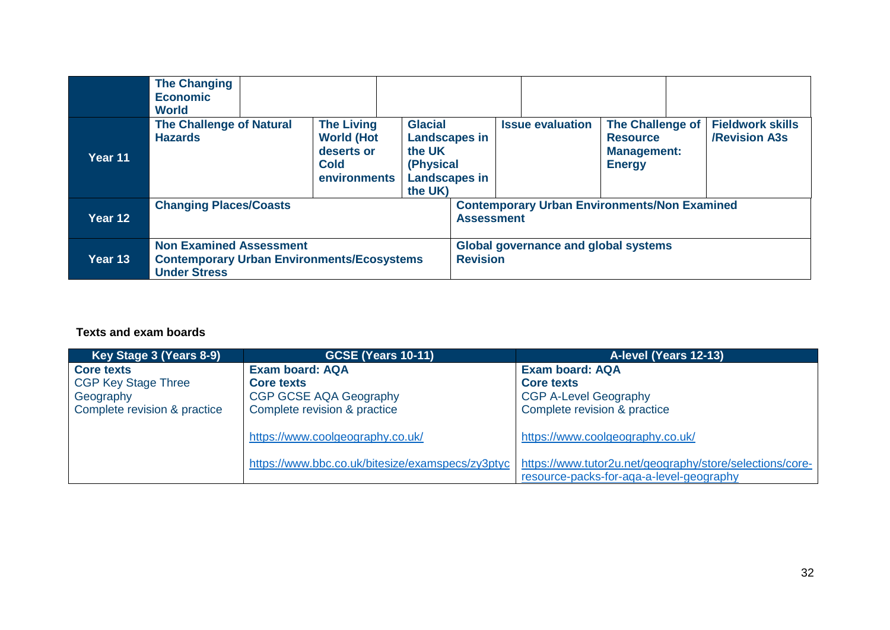| | | | | | | | | |
|---|---|---|---|---|---|---|---|---|
| | **The Changing Economic World** | | | | | | | |
| **Year 11** | **The Challenge of Natural Hazards** | | **The Living World (Hot deserts or Cold environments** | **Glacial Landscapes in the UK (Physical Landscapes in the UK)** | | **Issue evaluation** | **The Challenge of Resource Management: Energy** | **Fieldwork skills /Revision A3s** |
| **Year 12** | **Changing Places/Coasts** | | | | **Contemporary Urban Environments/Non Examined Assessment** | | | |
| **Year 13** | **Non Examined Assessment**<br>**Contemporary Urban Environments/Ecosystems Under Stress** | | | | **Global governance and global systems**<br>**Revision** | | | |

**Texts and exam boards**

| Key Stage 3 (Years 8-9) | GCSE (Years 10-11) | A-level (Years 12-13) |
|---|---|---|
| **Core texts**<br>CGP Key Stage Three Geography<br>Complete revision & practice | **Exam board: AQA**<br>**Core texts**<br>CGP GCSE AQA Geography<br>Complete revision & practice<br><br>https://www.coolgeography.co.uk/<br><br>https://www.bbc.co.uk/bitesize/examspecs/zy3ptyc | **Exam board: AQA**<br>**Core texts**<br>CGP A-Level Geography<br>Complete revision & practice<br><br>https://www.coolgeography.co.uk/<br><br>https://www.tutor2u.net/geography/store/selections/core-resource-packs-for-aqa-a-level-geography |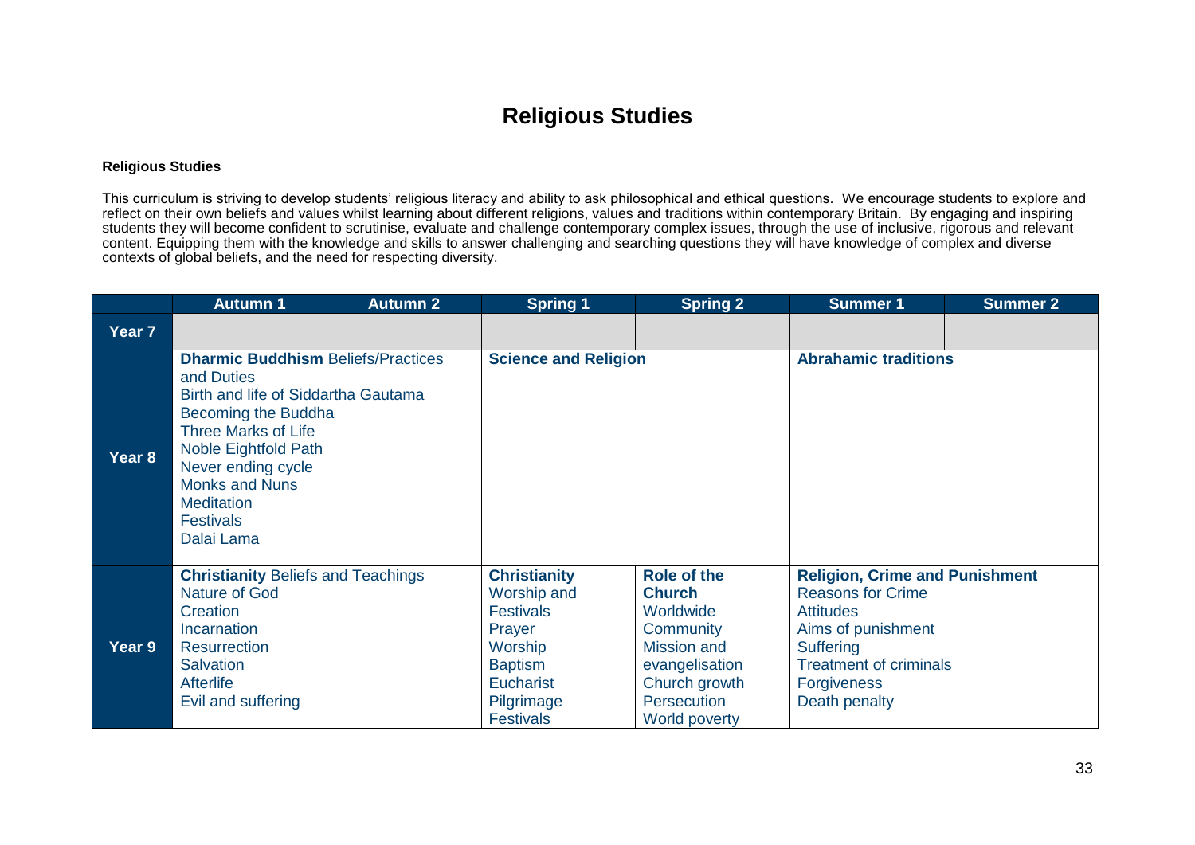# Religious Studies

**Religious Studies**

This curriculum is striving to develop students' religious literacy and ability to ask philosophical and ethical questions. We encourage students to explore and reflect on their own beliefs and values whilst learning about different religions, values and traditions within contemporary Britain. By engaging and inspiring students they will become confident to scrutinise, evaluate and challenge contemporary complex issues, through the use of inclusive, rigorous and relevant content. Equipping them with the knowledge and skills to answer challenging and searching questions they will have knowledge of complex and diverse contexts of global beliefs, and the need for respecting diversity.

| | Autumn 1 | Autumn 2 | Spring 1 | Spring 2 | Summer 1 | Summer 2 |
|---|---|---|---|---|---|---|
| **Year 7** | | | | | | |
| **Year 8** | **Dharmic Buddhism** Beliefs/Practices and Duties<br>Birth and life of Siddartha Gautama<br>Becoming the Buddha<br>Three Marks of Life<br>Noble Eightfold Path<br>Never ending cycle<br>Monks and Nuns<br>Meditation<br>Festivals<br>Dalai Lama | | **Science and Religion** | | **Abrahamic traditions** | |
| **Year 9** | **Christianity** Beliefs and Teachings<br>Nature of God<br>Creation<br>Incarnation<br>Resurrection<br>Salvation<br>Afterlife<br>Evil and suffering | | **Christianity**<br>Worship and Festivals<br>Prayer<br>Worship<br>Baptism<br>Eucharist<br>Pilgrimage<br>Festivals | **Role of the Church**<br>Worldwide Community<br>Mission and evangelisation<br>Church growth<br>Persecution<br>World poverty | **Religion, Crime and Punishment**<br>Reasons for Crime<br>Attitudes<br>Aims of punishment<br>Suffering<br>Treatment of criminals<br>Forgiveness<br>Death penalty | |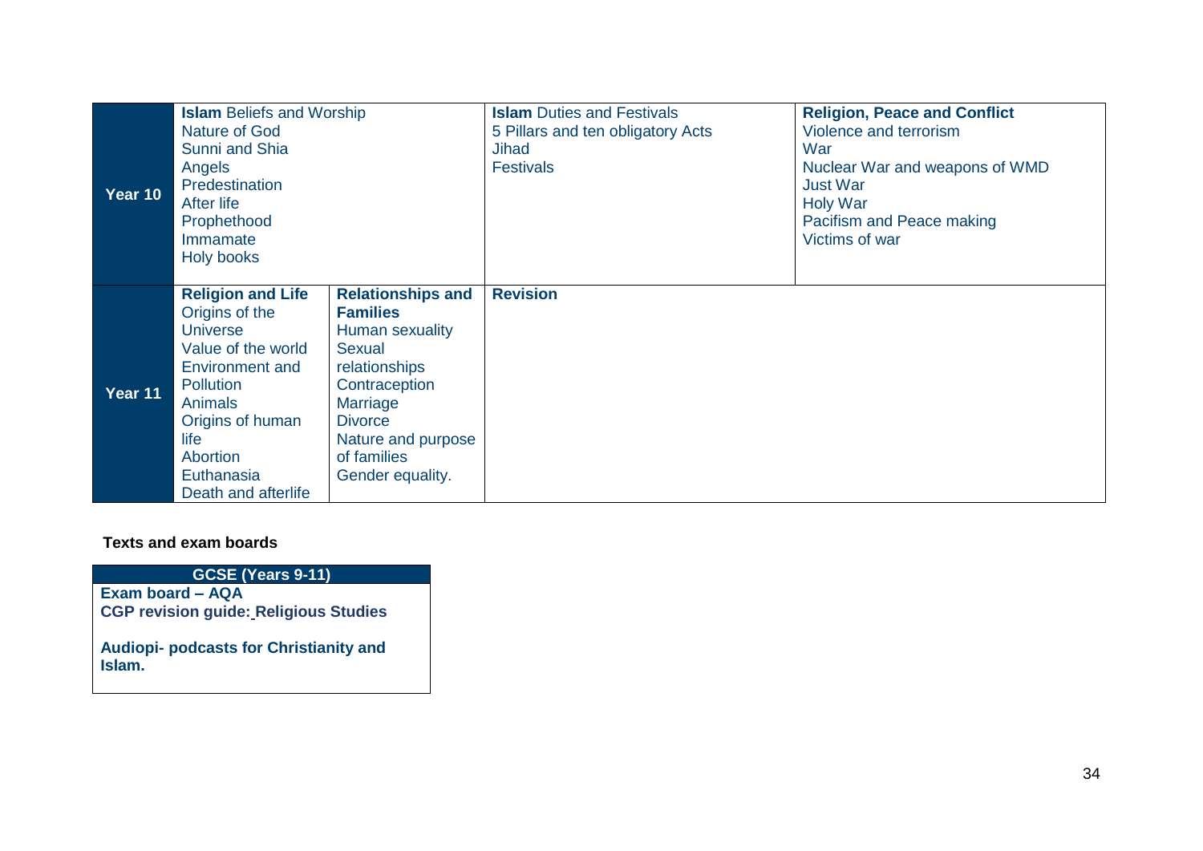| | | | | |
|---|---|---|---|---|
| **Year 10** | **Islam** Beliefs and Worship<br>Nature of God<br>Sunni and Shia<br>Angels<br>Predestination<br>After life<br>Prophethood<br>Immamate<br>Holy books | | **Islam** Duties and Festivals<br>5 Pillars and ten obligatory Acts<br>Jihad<br>Festivals | **Religion, Peace and Conflict**<br>Violence and terrorism<br>War<br>Nuclear War and weapons of WMD<br>Just War<br>Holy War<br>Pacifism and Peace making<br>Victims of war |
| **Year 11** | **Religion and Life**<br>Origins of the Universe<br>Value of the world<br>Environment and Pollution<br>Animals<br>Origins of human life<br>Abortion<br>Euthanasia<br>Death and afterlife | **Relationships and Families**<br>Human sexuality<br>Sexual relationships<br>Contraception<br>Marriage<br>Divorce<br>Nature and purpose of families<br>Gender equality. | **Revision** | |

**Texts and exam boards**

| GCSE (Years 9-11) |
|---|
| **Exam board – AQA**<br>**CGP revision guide: Religious Studies**<br><br>**Audiopi- podcasts for Christianity and Islam.** |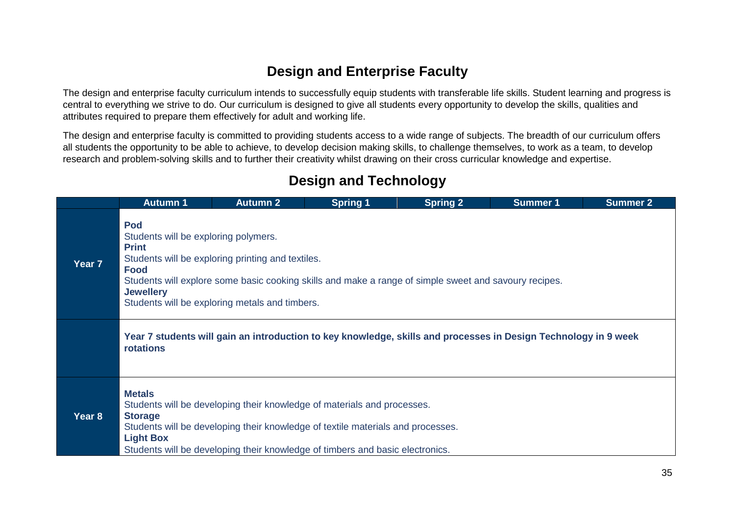# Design and Enterprise Faculty

The design and enterprise faculty curriculum intends to successfully equip students with transferable life skills. Student learning and progress is central to everything we strive to do. Our curriculum is designed to give all students every opportunity to develop the skills, qualities and attributes required to prepare them effectively for adult and working life.

The design and enterprise faculty is committed to providing students access to a wide range of subjects. The breadth of our curriculum offers all students the opportunity to be able to achieve, to develop decision making skills, to challenge themselves, to work as a team, to develop research and problem-solving skills and to further their creativity whilst drawing on their cross curricular knowledge and expertise.

## Design and Technology

| | Autumn 1 | Autumn 2 | Spring 1 | Spring 2 | Summer 1 | Summer 2 |
|---|---|---|---|---|---|---|
| **Year 7** | **Pod**<br>Students will be exploring polymers.<br>**Print**<br>Students will be exploring printing and textiles.<br>**Food**<br>Students will explore some basic cooking skills and make a range of simple sweet and savoury recipes.<br>**Jewellery**<br>Students will be exploring metals and timbers. | | | | | |
| | **Year 7 students will gain an introduction to key knowledge, skills and processes in Design Technology in 9 week rotations** | | | | | |
| **Year 8** | **Metals**<br>Students will be developing their knowledge of materials and processes.<br>**Storage**<br>Students will be developing their knowledge of textile materials and processes.<br>**Light Box**<br>Students will be developing their knowledge of timbers and basic electronics. | | | | | |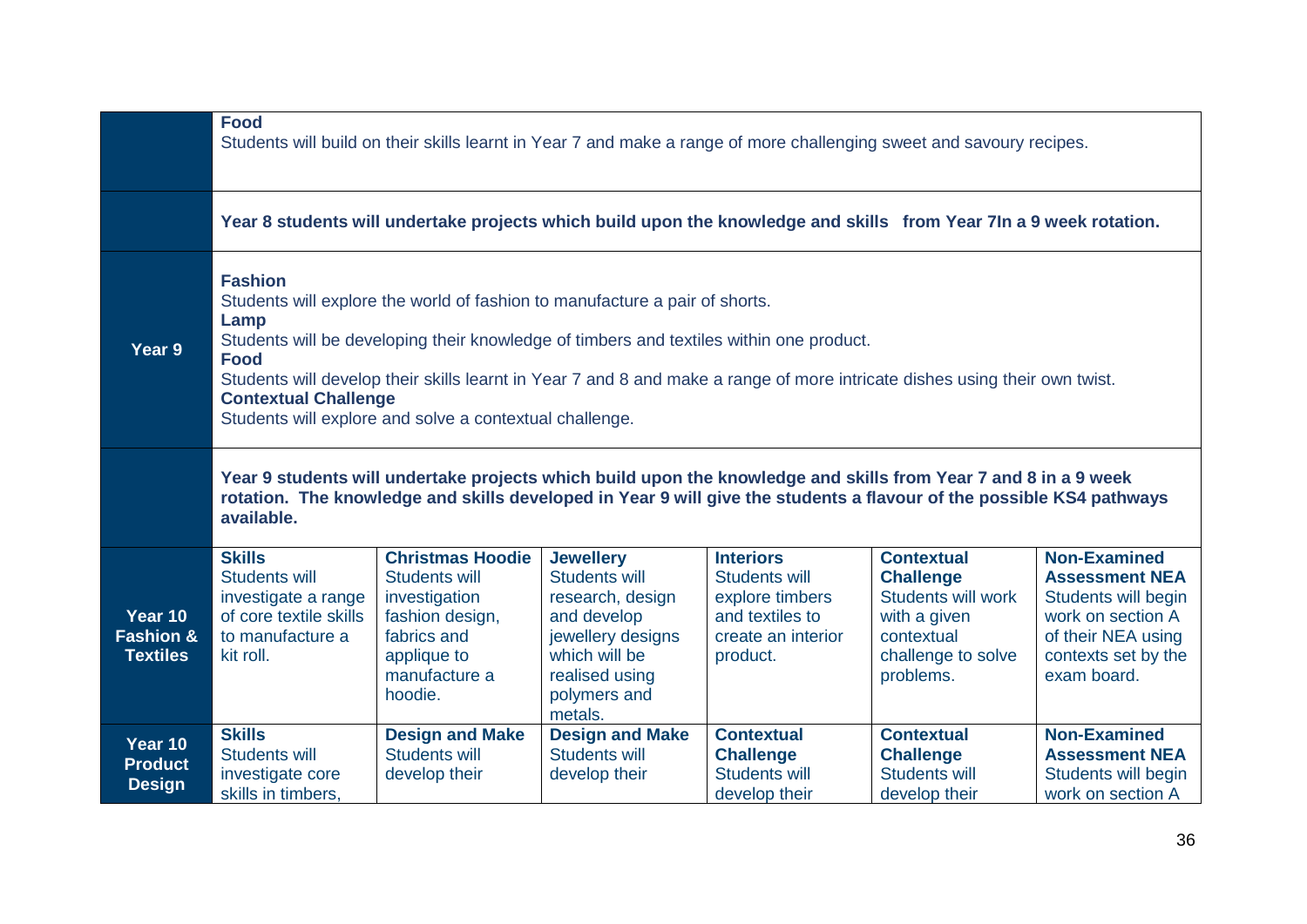| | | | | | | |
|---|---|---|---|---|---|---|
| | **Food**<br>Students will build on their skills learnt in Year 7 and make a range of more challenging sweet and savoury recipes. | | | | | |
| | **Year 8 students will undertake projects which build upon the knowledge and skills from Year 7In a 9 week rotation.** | | | | | |
| **Year 9** | **Fashion**<br>Students will explore the world of fashion to manufacture a pair of shorts.<br>**Lamp**<br>Students will be developing their knowledge of timbers and textiles within one product.<br>**Food**<br>Students will develop their skills learnt in Year 7 and 8 and make a range of more intricate dishes using their own twist.<br>**Contextual Challenge**<br>Students will explore and solve a contextual challenge. | | | | | |
| | **Year 9 students will undertake projects which build upon the knowledge and skills from Year 7 and 8 in a 9 week rotation. The knowledge and skills developed in Year 9 will give the students a flavour of the possible KS4 pathways available.** | | | | | |
| **Year 10 Fashion & Textiles** | **Skills**<br>Students will investigate a range of core textile skills to manufacture a kit roll. | **Christmas Hoodie**<br>Students will investigation fashion design, fabrics and applique to manufacture a hoodie. | **Jewellery**<br>Students will research, design and develop jewellery designs which will be realised using polymers and metals. | **Interiors**<br>Students will explore timbers and textiles to create an interior product. | **Contextual Challenge**<br>Students will work with a given contextual challenge to solve problems. | **Non-Examined Assessment NEA**<br>Students will begin work on section A of their NEA using contexts set by the exam board. |
| **Year 10 Product Design** | **Skills**<br>Students will investigate core skills in timbers, | **Design and Make**<br>Students will develop their | **Design and Make**<br>Students will develop their | **Contextual Challenge**<br>Students will develop their | **Contextual Challenge**<br>Students will develop their | **Non-Examined Assessment NEA**<br>Students will begin work on section A |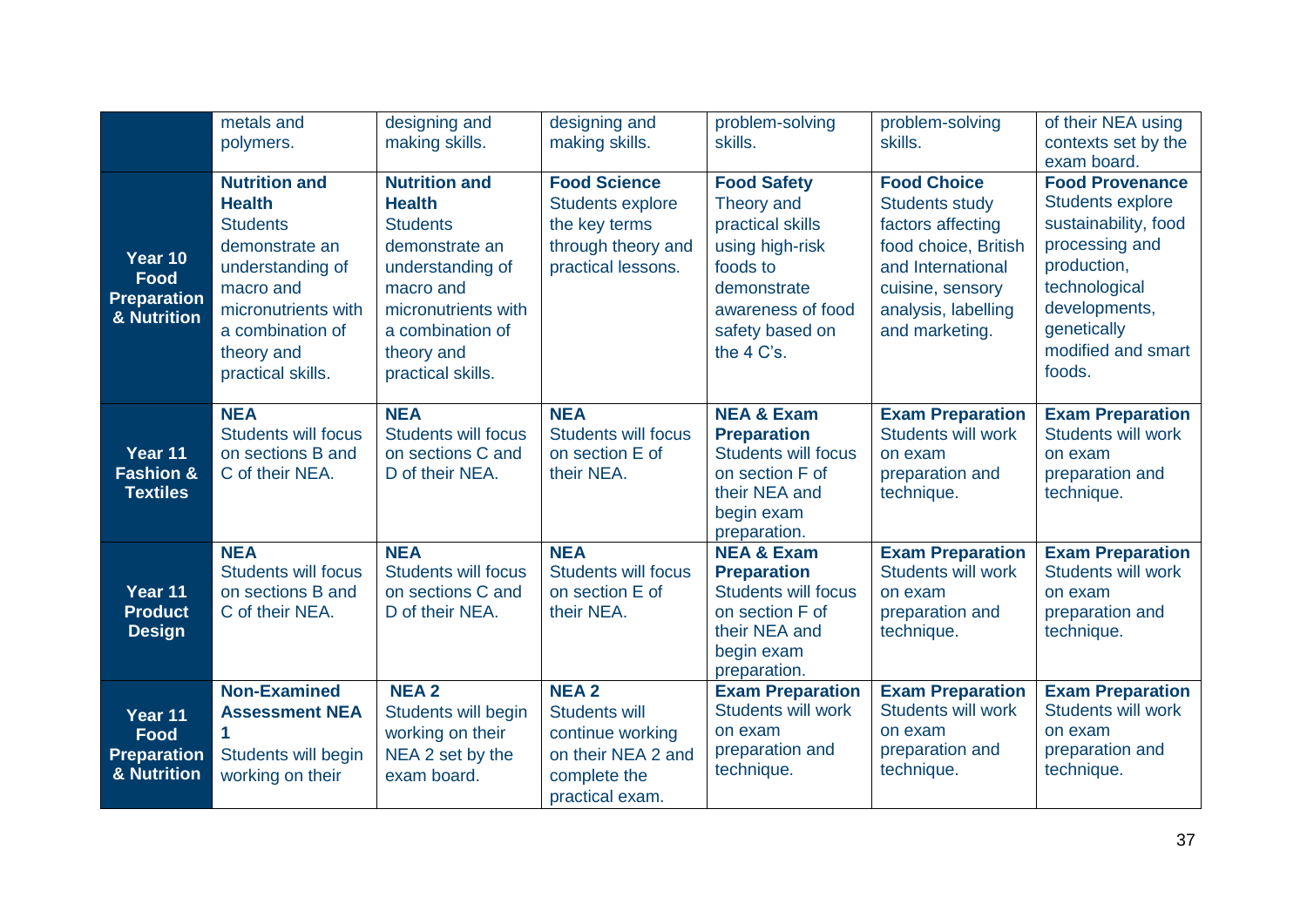| | | | | | | |
|---|---|---|---|---|---|---|
| | metals and polymers. | designing and making skills. | designing and making skills. | problem-solving skills. | problem-solving skills. | of their NEA using contexts set by the exam board. |
| **Year 10 Food Preparation & Nutrition** | **Nutrition and Health** Students demonstrate an understanding of macro and micronutrients with a combination of theory and practical skills. | **Nutrition and Health** Students demonstrate an understanding of macro and micronutrients with a combination of theory and practical skills. | **Food Science** Students explore the key terms through theory and practical lessons. | **Food Safety** Theory and practical skills using high-risk foods to demonstrate awareness of food safety based on the 4 C's. | **Food Choice** Students study factors affecting food choice, British and International cuisine, sensory analysis, labelling and marketing. | **Food Provenance** Students explore sustainability, food processing and production, technological developments, genetically modified and smart foods. |
| **Year 11 Fashion & Textiles** | **NEA** Students will focus on sections B and C of their NEA. | **NEA** Students will focus on sections C and D of their NEA. | **NEA** Students will focus on section E of their NEA. | **NEA & Exam Preparation** Students will focus on section F of their NEA and begin exam preparation. | **Exam Preparation** Students will work on exam preparation and technique. | **Exam Preparation** Students will work on exam preparation and technique. |
| **Year 11 Product Design** | **NEA** Students will focus on sections B and C of their NEA. | **NEA** Students will focus on sections C and D of their NEA. | **NEA** Students will focus on section E of their NEA. | **NEA & Exam Preparation** Students will focus on section F of their NEA and begin exam preparation. | **Exam Preparation** Students will work on exam preparation and technique. | **Exam Preparation** Students will work on exam preparation and technique. |
| **Year 11 Food Preparation & Nutrition** | **Non-Examined Assessment NEA 1** Students will begin working on their | **NEA 2** Students will begin working on their NEA 2 set by the exam board. | **NEA 2** Students will continue working on their NEA 2 and complete the practical exam. | **Exam Preparation** Students will work on exam preparation and technique. | **Exam Preparation** Students will work on exam preparation and technique. | **Exam Preparation** Students will work on exam preparation and technique. |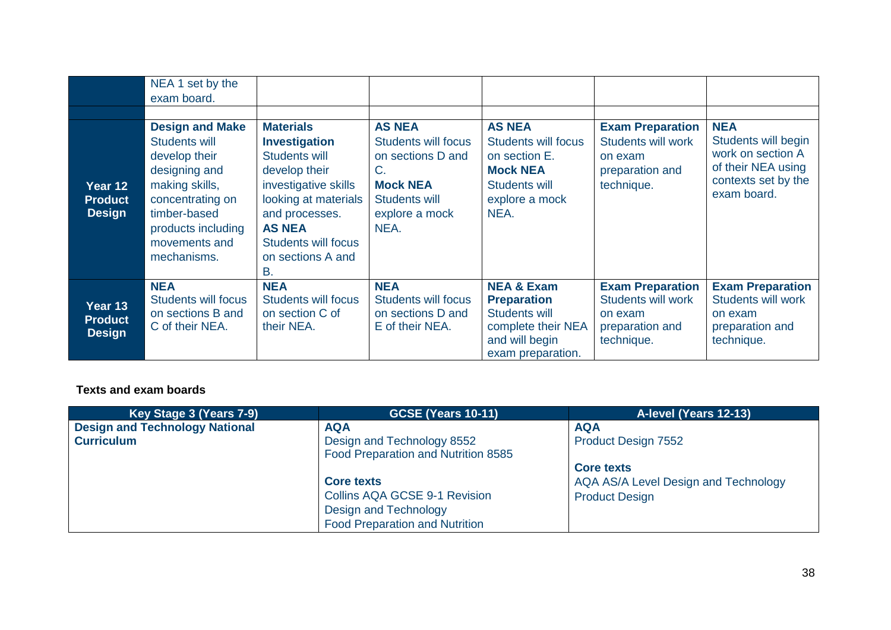| | | | | | | |
|---|---|---|---|---|---|---|
| | NEA 1 set by the exam board. | | | | | |
| | | | | | | |
| **Year 12 Product Design** | **Design and Make** Students will develop their designing and making skills, concentrating on timber-based products including movements and mechanisms. | **Materials Investigation** Students will develop their investigative skills looking at materials and processes. **AS NEA** Students will focus on sections A and B. | **AS NEA** Students will focus on sections D and C. **Mock NEA** Students will explore a mock NEA. | **AS NEA** Students will focus on section E. **Mock NEA** Students will explore a mock NEA. | **Exam Preparation** Students will work on exam preparation and technique. | **NEA** Students will begin work on section A of their NEA using contexts set by the exam board. |
| **Year 13 Product Design** | **NEA** Students will focus on sections B and C of their NEA. | **NEA** Students will focus on section C of their NEA. | **NEA** Students will focus on sections D and E of their NEA. | **NEA & Exam Preparation** Students will complete their NEA and will begin exam preparation. | **Exam Preparation** Students will work on exam preparation and technique. | **Exam Preparation** Students will work on exam preparation and technique. |

**Texts and exam boards**

| Key Stage 3 (Years 7-9) | GCSE (Years 10-11) | A-level (Years 12-13) |
|---|---|---|
| **Design and Technology National Curriculum** | **AQA**<br>Design and Technology 8552<br>Food Preparation and Nutrition 8585<br><br>**Core texts**<br>Collins AQA GCSE 9-1 Revision<br>Design and Technology<br>Food Preparation and Nutrition | **AQA**<br>Product Design 7552<br><br>**Core texts**<br>AQA AS/A Level Design and Technology<br>Product Design |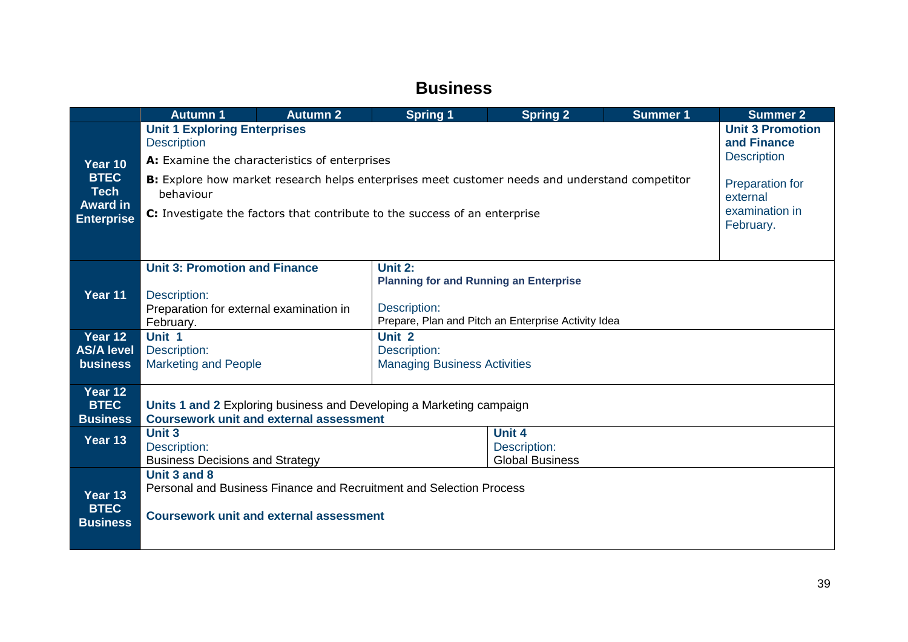# Business

| | Autumn 1 | Autumn 2 | Spring 1 | Spring 2 | Summer 1 | Summer 2 |
|---|---|---|---|---|---|---|
| **Year 10 BTEC Tech Award in Enterprise** | **Unit 1 Exploring Enterprises**<br>Description<br>**A:** Examine the characteristics of enterprises<br>**B:** Explore how market research helps enterprises meet customer needs and understand competitor behaviour<br>**C:** Investigate the factors that contribute to the success of an enterprise | | | | | **Unit 3 Promotion and Finance**<br>Description<br>Preparation for external examination in February. |
| **Year 11** | **Unit 3: Promotion and Finance**<br>Description:<br>Preparation for external examination in February. | | **Unit 2: Planning for and Running an Enterprise**<br>Description:<br>Prepare, Plan and Pitch an Enterprise Activity Idea | | | |
| **Year 12 AS/A level business** | **Unit 1**<br>Description:<br>Marketing and People | | **Unit 2**<br>Description:<br>Managing Business Activities | | | |
| **Year 12 BTEC Business** | **Units 1 and 2** Exploring business and Developing a Marketing campaign<br>**Coursework unit and external assessment** | | | | | |
| **Year 13** | **Unit 3**<br>Description:<br>Business Decisions and Strategy | | | **Unit 4**<br>Description:<br>Global Business | | |
| **Year 13 BTEC Business** | **Unit 3 and 8**<br>Personal and Business Finance and Recruitment and Selection Process<br>**Coursework unit and external assessment** | | | | | |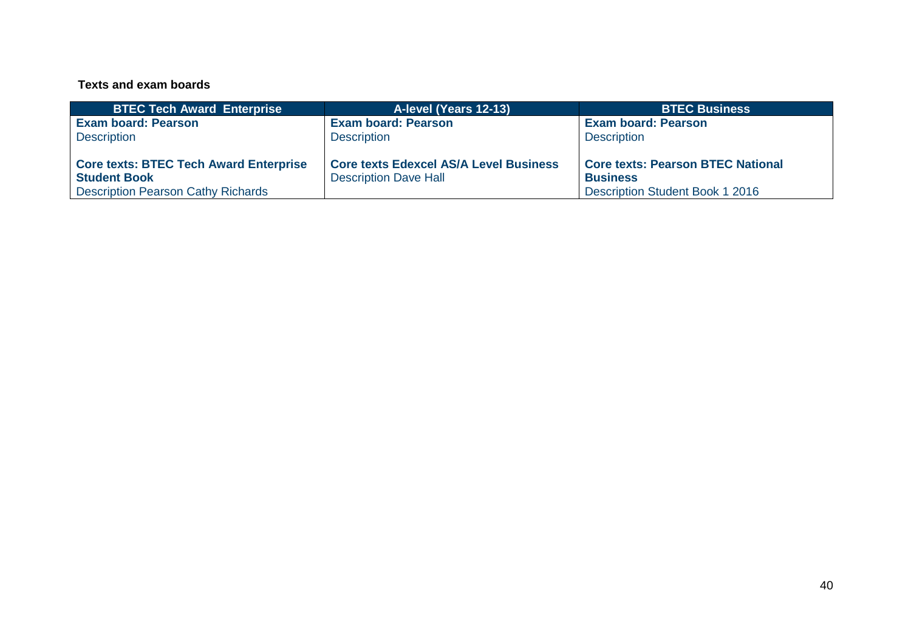**Texts and exam boards**

| BTEC Tech Award Enterprise | A-level (Years 12-13) | BTEC Business |
|---|---|---|
| **Exam board: Pearson**<br>Description<br><br>**Core texts: BTEC Tech Award Enterprise Student Book**<br>Description Pearson Cathy Richards | **Exam board: Pearson**<br>Description<br><br>**Core texts Edexcel AS/A Level Business**<br>Description Dave Hall | **Exam board: Pearson**<br>Description<br><br>**Core texts: Pearson BTEC National Business**<br>Description Student Book 1 2016 |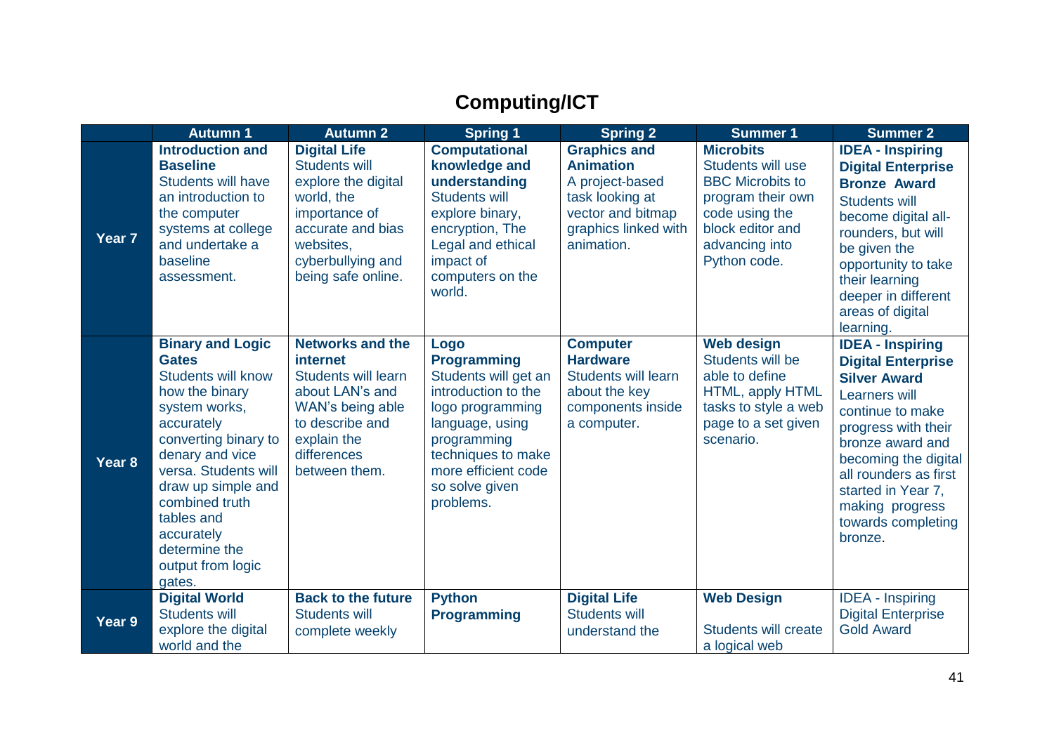# Computing/ICT

| | Autumn 1 | Autumn 2 | Spring 1 | Spring 2 | Summer 1 | Summer 2 |
|---|---|---|---|---|---|---|
| **Year 7** | **Introduction and Baseline** Students will have an introduction to the computer systems at college and undertake a baseline assessment. | **Digital Life** Students will explore the digital world, the importance of accurate and bias websites, cyberbullying and being safe online. | **Computational knowledge and understanding** Students will explore binary, encryption, The Legal and ethical impact of computers on the world. | **Graphics and Animation** A project-based task looking at vector and bitmap graphics linked with animation. | **Microbits** Students will use BBC Microbits to program their own code using the block editor and advancing into Python code. | **IDEA - Inspiring Digital Enterprise Bronze Award** Students will become digital all-rounders, but will be given the opportunity to take their learning deeper in different areas of digital learning. |
| **Year 8** | **Binary and Logic Gates** Students will know how the binary system works, accurately converting binary to denary and vice versa. Students will draw up simple and combined truth tables and accurately determine the output from logic gates. | **Networks and the internet** Students will learn about LAN's and WAN's being able to describe and explain the differences between them. | **Logo Programming** Students will get an introduction to the logo programming language, using programming techniques to make more efficient code so solve given problems. | **Computer Hardware** Students will learn about the key components inside a computer. | **Web design** Students will be able to define HTML, apply HTML tasks to style a web page to a set given scenario. | **IDEA - Inspiring Digital Enterprise Silver Award** Learners will continue to make progress with their bronze award and becoming the digital all rounders as first started in Year 7, making progress towards completing bronze. |
| **Year 9** | **Digital World** Students will explore the digital world and the | **Back to the future** Students will complete weekly | **Python Programming** | **Digital Life** Students will understand the | **Web Design** Students will create a logical web | IDEA - Inspiring Digital Enterprise Gold Award |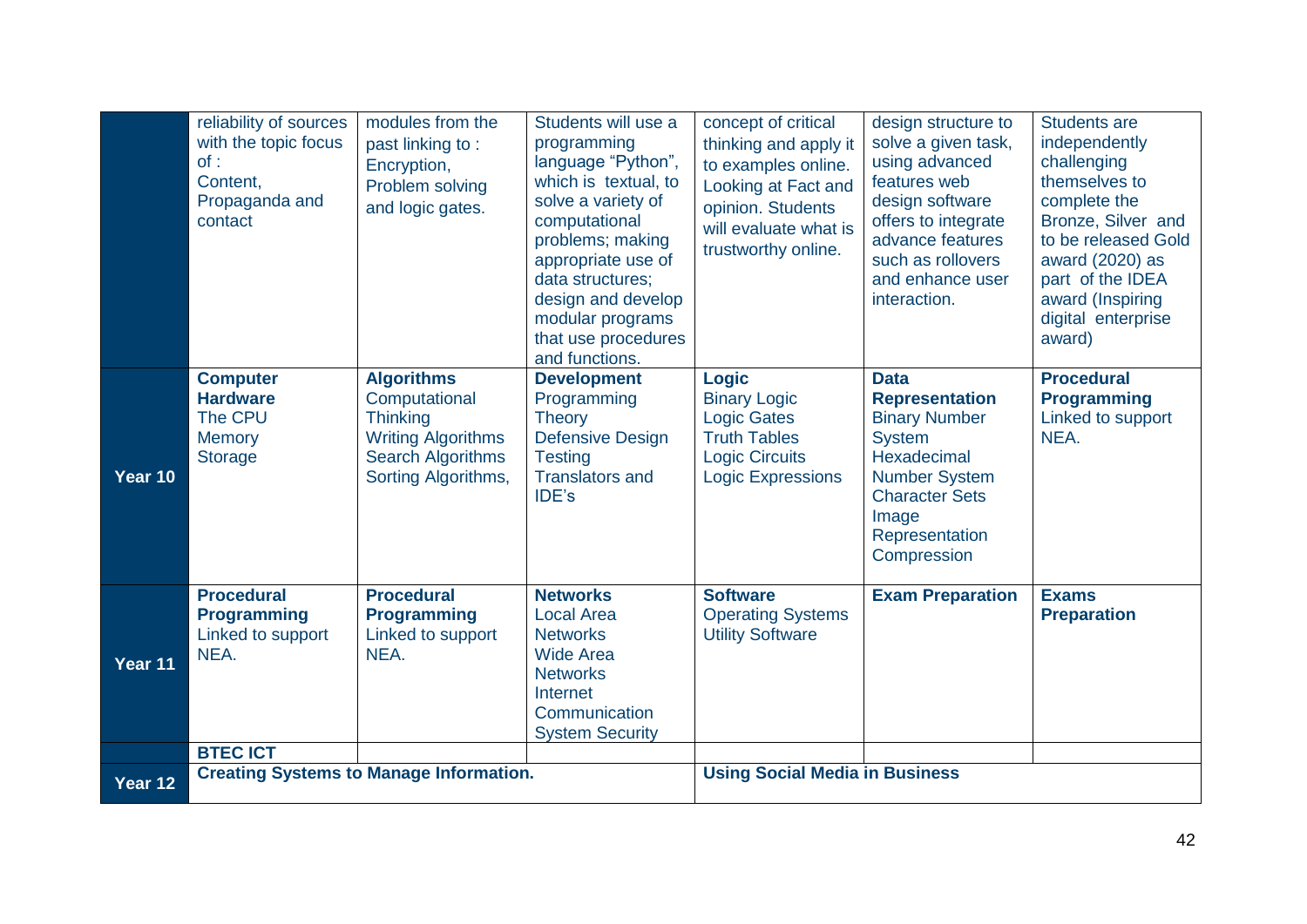| | | | | | | |
|---|---|---|---|---|---|---|
| | reliability of sources with the topic focus of : Content, Propaganda and contact | modules from the past linking to : Encryption, Problem solving and logic gates. | Students will use a programming language "Python", which is textual, to solve a variety of computational problems; making appropriate use of data structures; design and develop modular programs that use procedures and functions. | concept of critical thinking and apply it to examples online. Looking at Fact and opinion. Students will evaluate what is trustworthy online. | design structure to solve a given task, using advanced features web design software offers to integrate advance features such as rollovers and enhance user interaction. | Students are independently challenging themselves to complete the Bronze, Silver and to be released Gold award (2020) as part of the IDEA award (Inspiring digital enterprise award) |
| **Year 10** | **Computer Hardware** The CPU Memory Storage | **Algorithms** Computational Thinking Writing Algorithms Search Algorithms Sorting Algorithms, | **Development** Programming Theory Defensive Design Testing Translators and IDE's | **Logic** Binary Logic Logic Gates Truth Tables Logic Circuits Logic Expressions | **Data Representation** Binary Number System Hexadecimal Number System Character Sets Image Representation Compression | **Procedural Programming** Linked to support NEA. |
| **Year 11** | **Procedural Programming** Linked to support NEA. | **Procedural Programming** Linked to support NEA. | **Networks** Local Area Networks Wide Area Networks Internet Communication System Security | **Software** Operating Systems Utility Software | **Exam Preparation** | **Exams Preparation** |
| | **BTEC ICT** | | | | | |
| **Year 12** | **Creating Systems to Manage Information.** | | | **Using Social Media in Business** | | |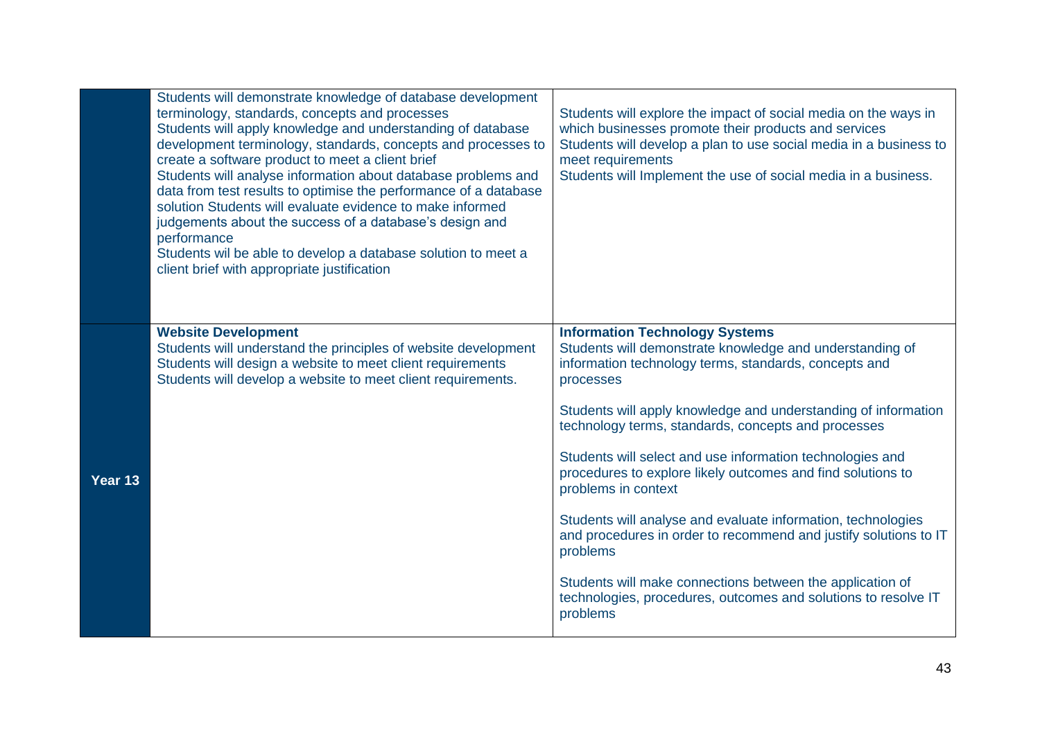| | | |
|---|---|---|
| | Students will demonstrate knowledge of database development terminology, standards, concepts and processes<br>Students will apply knowledge and understanding of database development terminology, standards, concepts and processes to create a software product to meet a client brief<br>Students will analyse information about database problems and data from test results to optimise the performance of a database solution Students will evaluate evidence to make informed judgements about the success of a database's design and performance<br>Students wil be able to develop a database solution to meet a client brief with appropriate justification | Students will explore the impact of social media on the ways in which businesses promote their products and services<br>Students will develop a plan to use social media in a business to meet requirements<br>Students will Implement the use of social media in a business. |
| **Year 13** | **Website Development**<br>Students will understand the principles of website development<br>Students will design a website to meet client requirements<br>Students will develop a website to meet client requirements. | **Information Technology Systems**<br>Students will demonstrate knowledge and understanding of information technology terms, standards, concepts and processes<br><br>Students will apply knowledge and understanding of information technology terms, standards, concepts and processes<br><br>Students will select and use information technologies and procedures to explore likely outcomes and find solutions to problems in context<br><br>Students will analyse and evaluate information, technologies and procedures in order to recommend and justify solutions to IT problems<br><br>Students will make connections between the application of technologies, procedures, outcomes and solutions to resolve IT problems |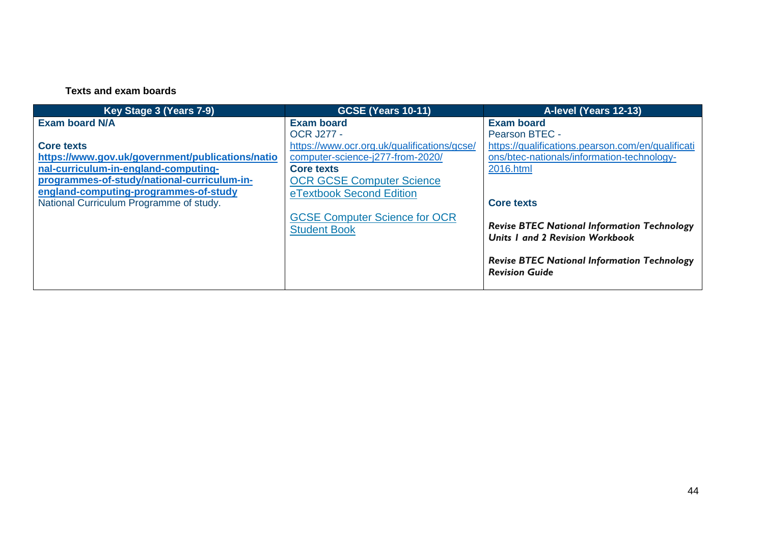**Texts and exam boards**

| Key Stage 3 (Years 7-9) | GCSE (Years 10-11) | A-level (Years 12-13) |
|---|---|---|
| **Exam board N/A**<br><br>**Core texts**<br>**https://www.gov.uk/government/publications/national-curriculum-in-england-computing-programmes-of-study/national-curriculum-in-england-computing-programmes-of-study**<br>National Curriculum Programme of study. | **Exam board**<br>OCR J277 -<br>https://www.ocr.org.uk/qualifications/gcse/computer-science-j277-from-2020/<br>**Core texts**<br>OCR GCSE Computer Science eTextbook Second Edition<br><br>GCSE Computer Science for OCR Student Book | **Exam board**<br>Pearson BTEC -<br>https://qualifications.pearson.com/en/qualifications/btec-nationals/information-technology-2016.html<br><br>**Core texts**<br><br>***Revise BTEC National Information Technology Units 1 and 2 Revision Workbook***<br><br>***Revise BTEC National Information Technology Revision Guide*** |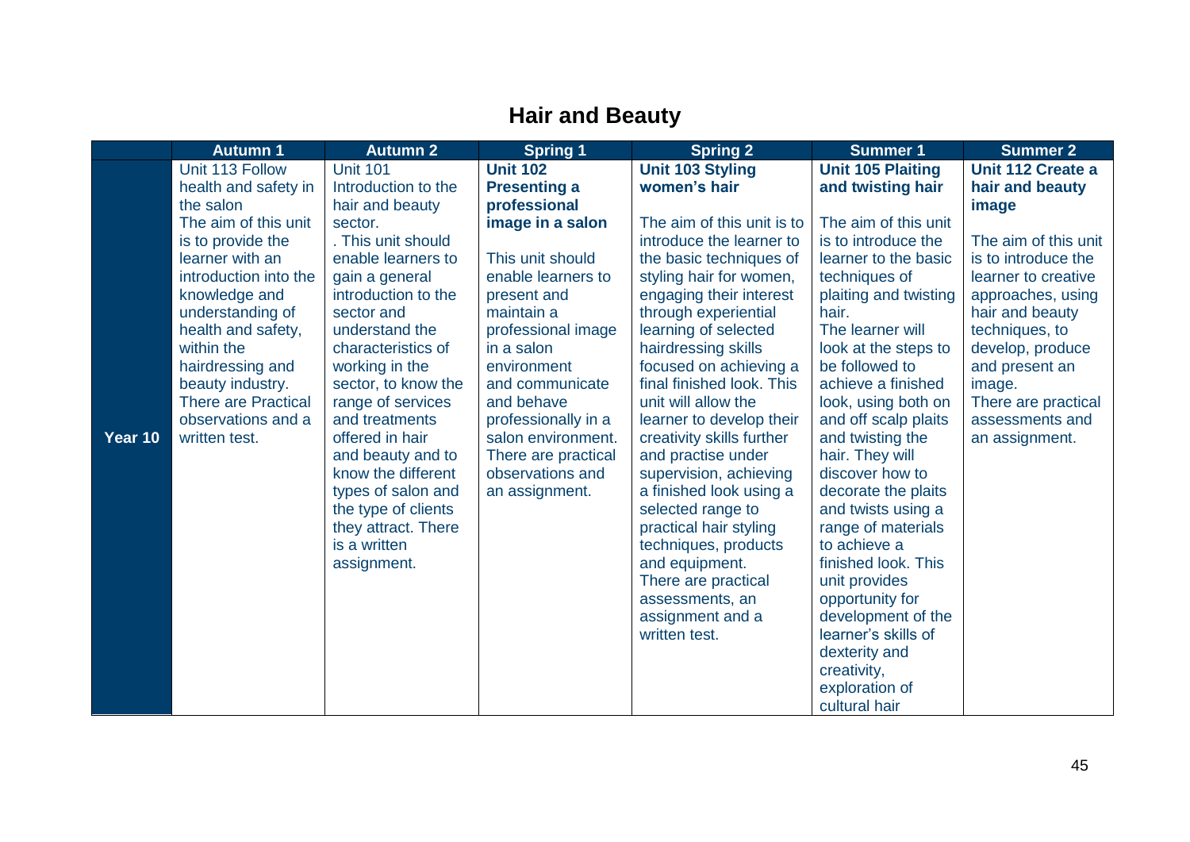## Hair and Beauty

| | Autumn 1 | Autumn 2 | Spring 1 | Spring 2 | Summer 1 | Summer 2 |
|---|---|---|---|---|---|---|
| **Year 10** | Unit 113 Follow health and safety in the salon<br>The aim of this unit is to provide the learner with an introduction into the knowledge and understanding of health and safety, within the hairdressing and beauty industry. There are Practical observations and a written test. | Unit 101 Introduction to the hair and beauty sector.<br>. This unit should enable learners to gain a general introduction to the sector and understand the characteristics of working in the sector, to know the range of services and treatments offered in hair and beauty and to know the different types of salon and the type of clients they attract. There is a written assignment. | **Unit 102 Presenting a professional image in a salon**<br><br>This unit should enable learners to present and maintain a professional image in a salon environment and communicate and behave professionally in a salon environment. There are practical observations and an assignment. | **Unit 103 Styling women's hair**<br><br>The aim of this unit is to introduce the learner to the basic techniques of styling hair for women, engaging their interest through experiential learning of selected hairdressing skills focused on achieving a final finished look. This unit will allow the learner to develop their creativity skills further and practise under supervision, achieving a finished look using a selected range to practical hair styling techniques, products and equipment.<br>There are practical assessments, an assignment and a written test. | **Unit 105 Plaiting and twisting hair**<br><br>The aim of this unit is to introduce the learner to the basic techniques of plaiting and twisting hair.<br>The learner will look at the steps to be followed to achieve a finished look, using both on and off scalp plaits and twisting the hair. They will discover how to decorate the plaits and twists using a range of materials to achieve a finished look. This unit provides opportunity for development of the learner's skills of dexterity and creativity, exploration of cultural hair | **Unit 112 Create a hair and beauty image**<br><br>The aim of this unit is to introduce the learner to creative approaches, using hair and beauty techniques, to develop, produce and present an image.<br>There are practical assessments and an assignment. |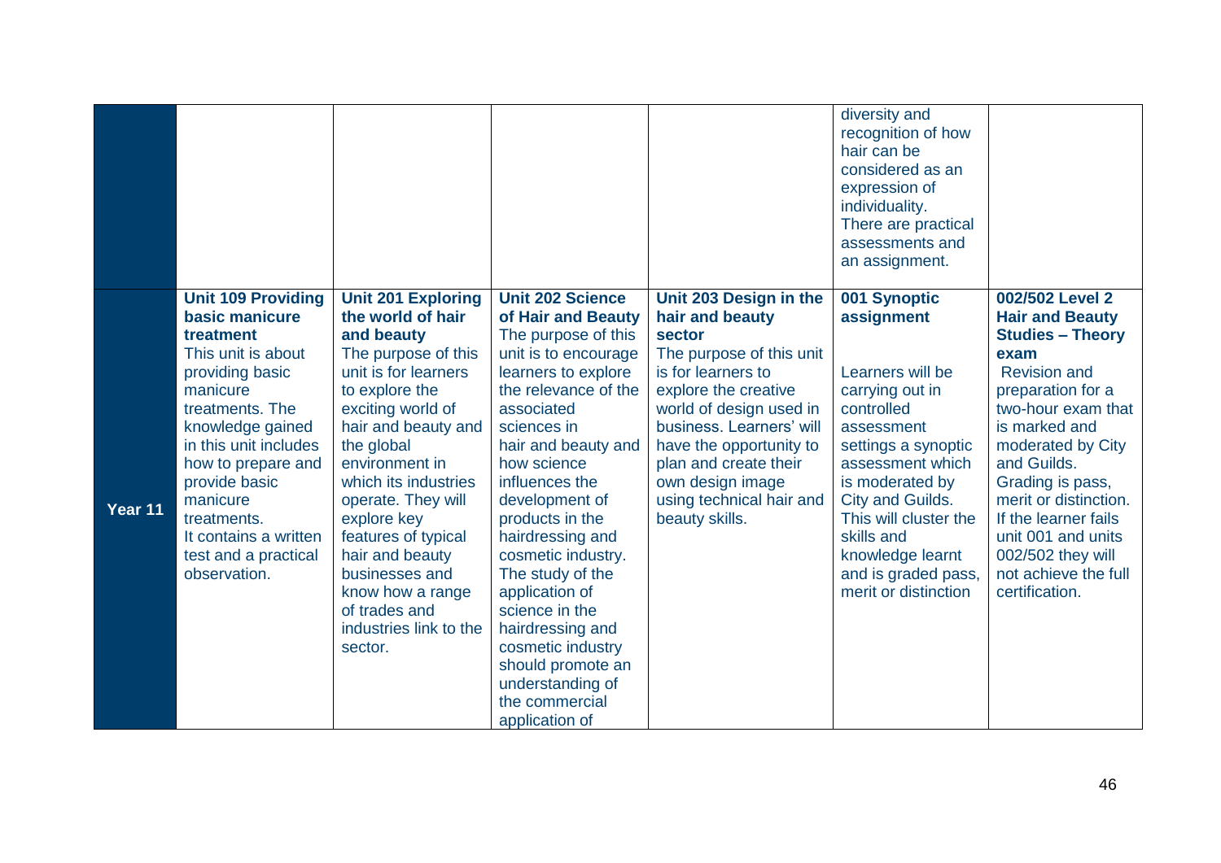| | | | | | | |
|---|---|---|---|---|---|---|
| | | | | | diversity and recognition of how hair can be considered as an expression of individuality. There are practical assessments and an assignment. | |
| **Year 11** | **Unit 109 Providing basic manicure treatment** This unit is about providing basic manicure treatments. The knowledge gained in this unit includes how to prepare and provide basic manicure treatments. It contains a written test and a practical observation. | **Unit 201 Exploring the world of hair and beauty** The purpose of this unit is for learners to explore the exciting world of hair and beauty and the global environment in which its industries operate. They will explore key features of typical hair and beauty businesses and know how a range of trades and industries link to the sector. | **Unit 202 Science of Hair and Beauty** The purpose of this unit is to encourage learners to explore the relevance of the associated sciences in hair and beauty and how science influences the development of products in the hairdressing and cosmetic industry. The study of the application of science in the hairdressing and cosmetic industry should promote an understanding of the commercial application of | **Unit 203 Design in the hair and beauty sector** The purpose of this unit is for learners to explore the creative world of design used in business. Learners' will have the opportunity to plan and create their own design image using technical hair and beauty skills. | **001 Synoptic assignment** Learners will be carrying out in controlled assessment settings a synoptic assessment which is moderated by City and Guilds. This will cluster the skills and knowledge learnt and is graded pass, merit or distinction | **002/502 Level 2 Hair and Beauty Studies – Theory exam** Revision and preparation for a two-hour exam that is marked and moderated by City and Guilds. Grading is pass, merit or distinction. If the learner fails unit 001 and units 002/502 they will not achieve the full certification. |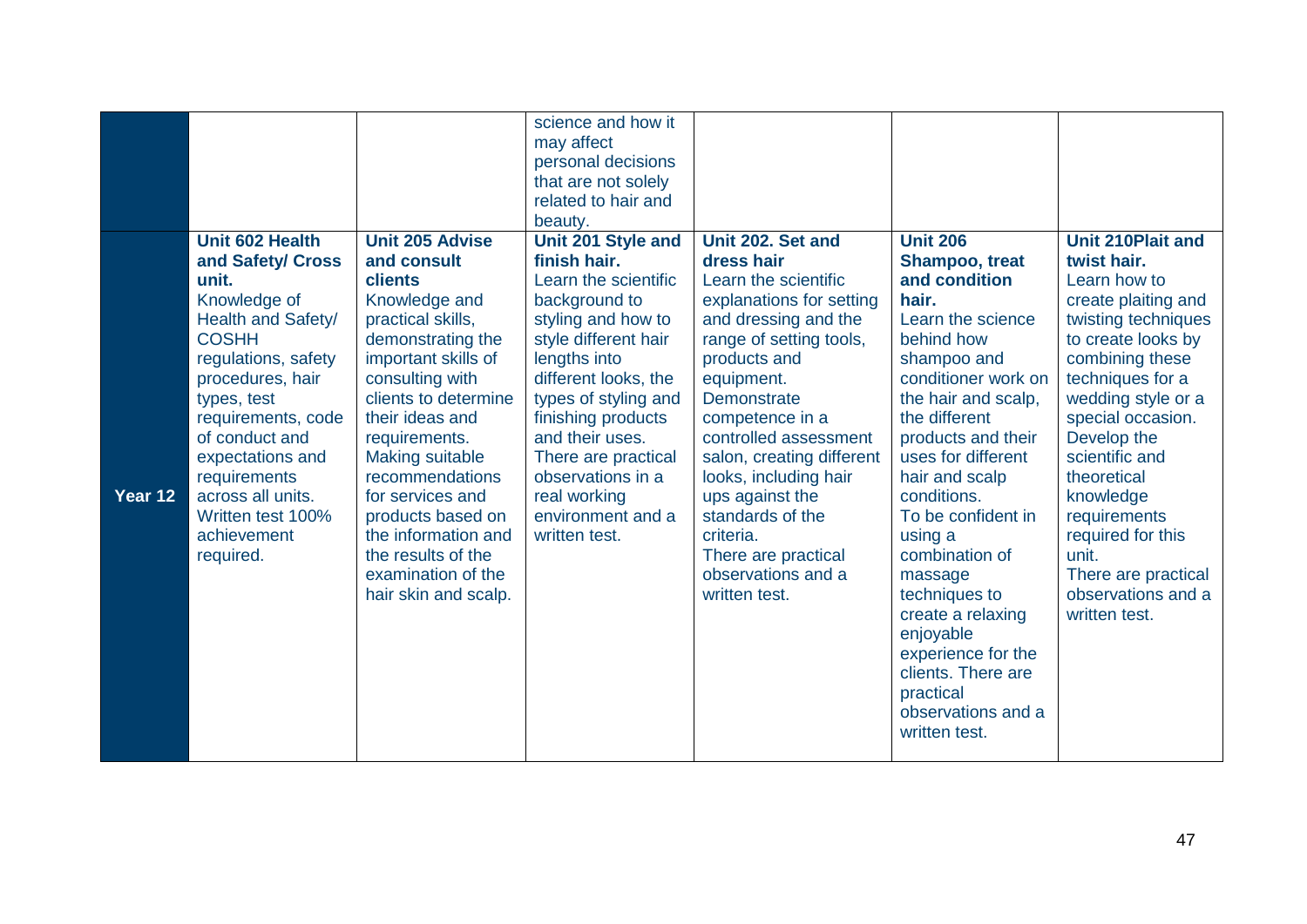| | | | | | | |
|---|---|---|---|---|---|---|
| | | | science and how it may affect personal decisions that are not solely related to hair and beauty. | | | |
| **Year 12** | **Unit 602 Health and Safety/ Cross unit.** Knowledge of Health and Safety/ COSHH regulations, safety procedures, hair types, test requirements, code of conduct and expectations and requirements across all units. Written test 100% achievement required. | **Unit 205 Advise and consult clients** Knowledge and practical skills, demonstrating the important skills of consulting with clients to determine their ideas and requirements. Making suitable recommendations for services and products based on the information and the results of the examination of the hair skin and scalp. | **Unit 201 Style and finish hair.** Learn the scientific background to styling and how to style different hair lengths into different looks, the types of styling and finishing products and their uses. There are practical observations in a real working environment and a written test. | **Unit 202. Set and dress hair** Learn the scientific explanations for setting and dressing and the range of setting tools, products and equipment. Demonstrate competence in a controlled assessment salon, creating different looks, including hair ups against the standards of the criteria. There are practical observations and a written test. | **Unit 206 Shampoo, treat and condition hair.** Learn the science behind how shampoo and conditioner work on the hair and scalp, the different products and their uses for different hair and scalp conditions. To be confident in using a combination of massage techniques to create a relaxing enjoyable experience for the clients. There are practical observations and a written test. | **Unit 210Plait and twist hair.** Learn how to create plaiting and twisting techniques to create looks by combining these techniques for a wedding style or a special occasion. Develop the scientific and theoretical knowledge requirements required for this unit. There are practical observations and a written test. |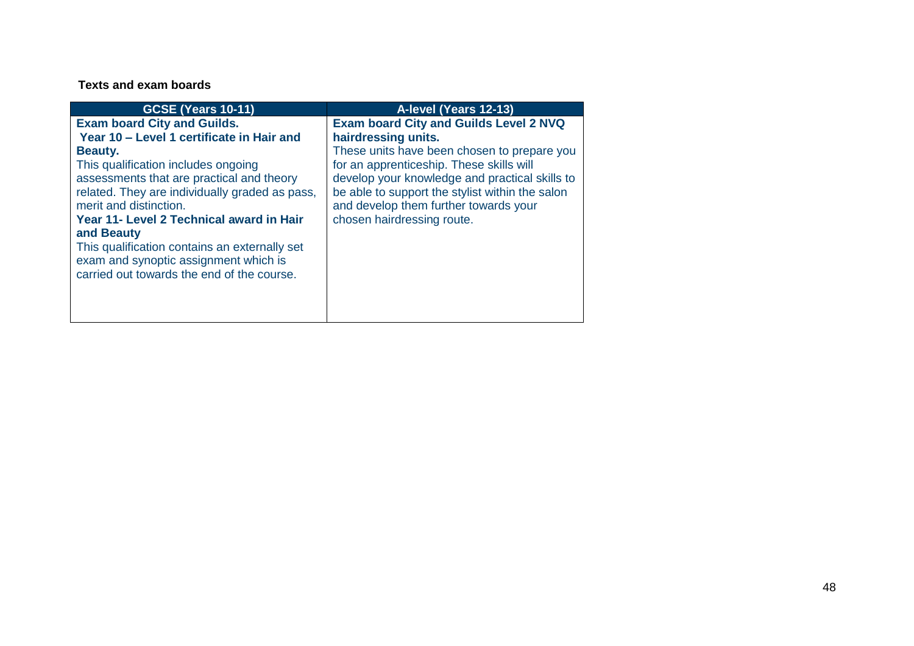**Texts and exam boards**

| GCSE (Years 10-11) | A-level (Years 12-13) |
|---|---|
| **Exam board City and Guilds.**<br>**Year 10 – Level 1 certificate in Hair and Beauty.**<br>This qualification includes ongoing assessments that are practical and theory related. They are individually graded as pass, merit and distinction.<br>**Year 11- Level 2 Technical award in Hair and Beauty**<br>This qualification contains an externally set exam and synoptic assignment which is carried out towards the end of the course. | **Exam board City and Guilds Level 2 NVQ hairdressing units.**<br>These units have been chosen to prepare you for an apprenticeship. These skills will develop your knowledge and practical skills to be able to support the stylist within the salon and develop them further towards your chosen hairdressing route. |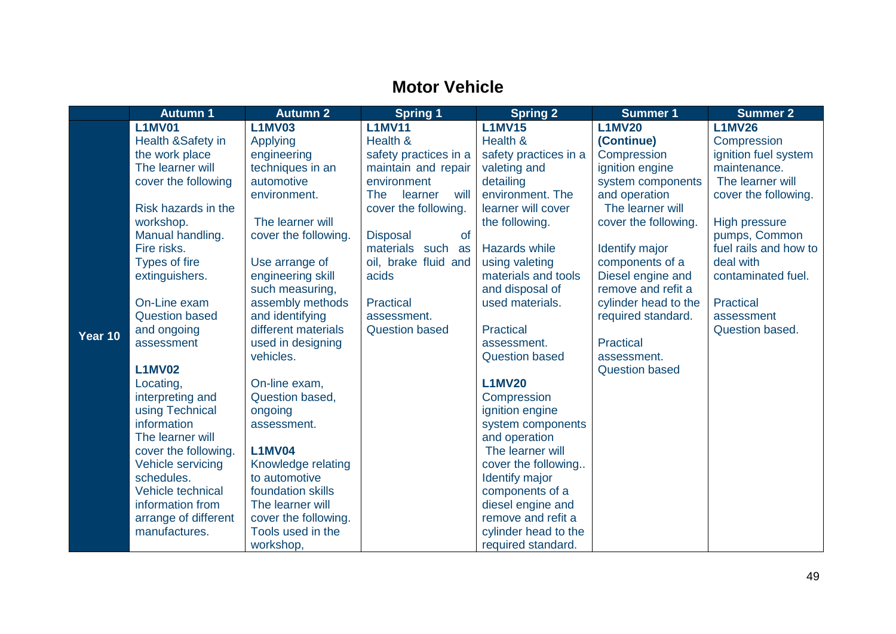## Motor Vehicle

| | Autumn 1 | Autumn 2 | Spring 1 | Spring 2 | Summer 1 | Summer 2 |
|---|---|---|---|---|---|---|
| **Year 10** | **L1MV01**<br>Health &Safety in the work place<br>The learner will cover the following<br><br>Risk hazards in the workshop.<br>Manual handling.<br>Fire risks.<br>Types of fire extinguishers.<br><br>On-Line exam<br>Question based and ongoing assessment<br><br>**L1MV02**<br>Locating, interpreting and using Technical information<br>The learner will cover the following.<br>Vehicle servicing schedules.<br>Vehicle technical information from arrange of different manufactures. | **L1MV03**<br>Applying engineering techniques in an automotive environment.<br><br>The learner will cover the following.<br><br>Use arrange of engineering skill such measuring, assembly methods and identifying different materials used in designing vehicles.<br><br>On-line exam, Question based, ongoing assessment.<br><br>**L1MV04**<br>Knowledge relating to automotive foundation skills<br>The learner will cover the following.<br>Tools used in the workshop, | **L1MV11**<br>Health & safety practices in a maintain and repair environment<br>The learner will cover the following.<br><br>Disposal of materials such as oil, brake fluid and acids<br><br>Practical assessment.<br>Question based | **L1MV15**<br>Health & safety practices in a valeting and detailing environment. The learner will cover the following.<br><br>Hazards while using valeting materials and tools and disposal of used materials.<br><br>Practical assessment.<br>Question based<br><br>**L1MV20**<br>Compression ignition engine system components and operation<br>The learner will cover the following..<br>Identify major components of a diesel engine and remove and refit a cylinder head to the required standard. | **L1MV20 (Continue)**<br>Compression ignition engine system components and operation<br>The learner will cover the following.<br><br>Identify major components of a Diesel engine and remove and refit a cylinder head to the required standard.<br><br>Practical assessment.<br>Question based | **L1MV26**<br>Compression ignition fuel system maintenance.<br>The learner will cover the following.<br><br>High pressure pumps, Common fuel rails and how to deal with contaminated fuel.<br><br>Practical assessment<br>Question based. |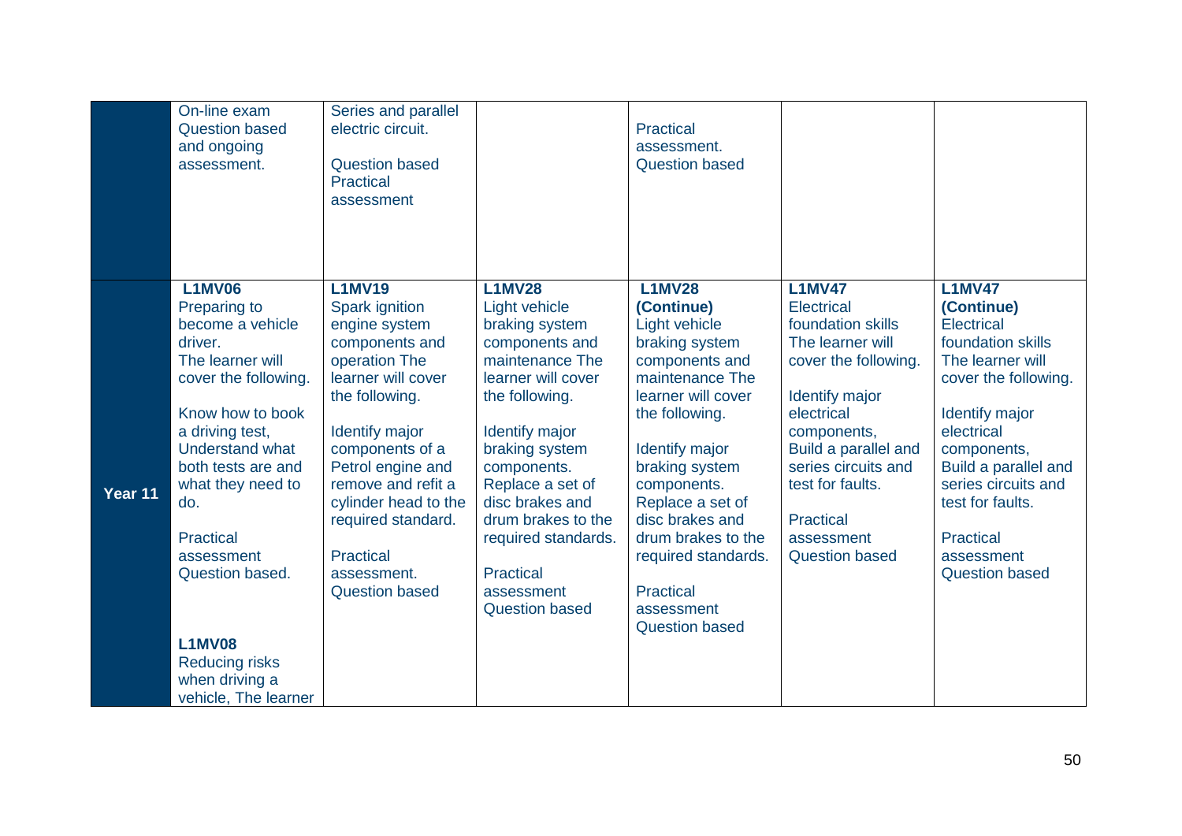| | | | | | | |
|---|---|---|---|---|---|---|
| | On-line exam Question based and ongoing assessment. | Series and parallel electric circuit.<br><br>Question based Practical assessment | | Practical assessment. Question based | | |
| **Year 11** | **L1MV06**<br>Preparing to become a vehicle driver.<br>The learner will cover the following.<br><br>Know how to book a driving test, Understand what both tests are and what they need to do.<br><br>Practical assessment Question based.<br><br>**L1MV08**<br>Reducing risks when driving a vehicle, The learner | **L1MV19**<br>Spark ignition engine system components and operation The learner will cover the following.<br><br>Identify major components of a Petrol engine and remove and refit a cylinder head to the required standard.<br><br>Practical assessment. Question based | **L1MV28**<br>Light vehicle braking system components and maintenance The learner will cover the following.<br><br>Identify major braking system components. Replace a set of disc brakes and drum brakes to the required standards.<br><br>Practical assessment Question based | **L1MV28 (Continue)**<br>Light vehicle braking system components and maintenance The learner will cover the following.<br><br>Identify major braking system components. Replace a set of disc brakes and drum brakes to the required standards.<br><br>Practical assessment Question based | **L1MV47**<br>Electrical foundation skills The learner will cover the following.<br><br>Identify major electrical components, Build a parallel and series circuits and test for faults.<br><br>Practical assessment Question based | **L1MV47 (Continue)**<br>Electrical foundation skills The learner will cover the following.<br><br>Identify major electrical components, Build a parallel and series circuits and test for faults.<br><br>Practical assessment Question based |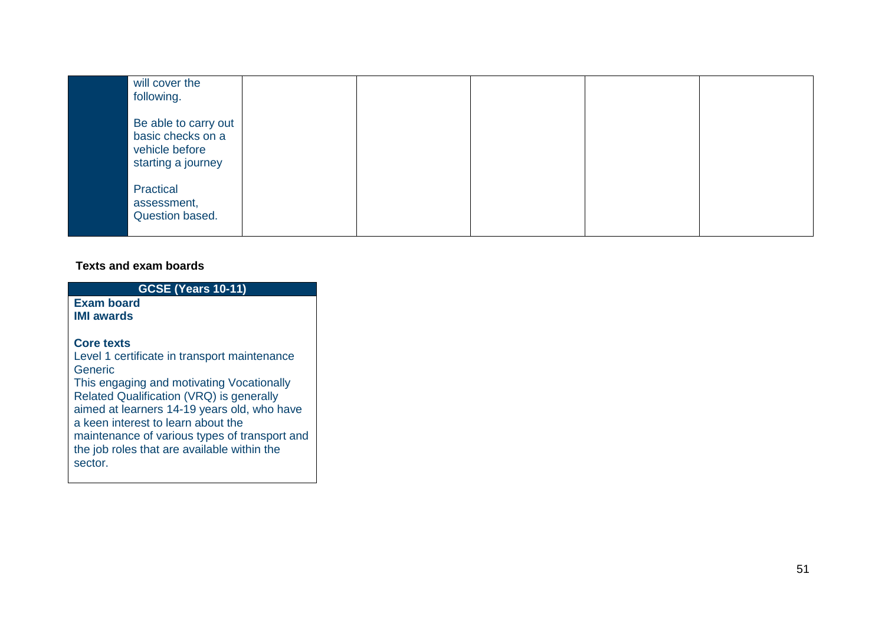|  | will cover the following.<br><br>Be able to carry out basic checks on a vehicle before starting a journey<br><br>Practical assessment, Question based. |  |  |  |  |  |
|---|---|---|---|---|---|---|

**Texts and exam boards**

| GCSE (Years 10-11) |
|---|
| **Exam board**<br>**IMI awards**<br><br>**Core texts**<br>Level 1 certificate in transport maintenance<br>Generic<br>This engaging and motivating Vocationally Related Qualification (VRQ) is generally aimed at learners 14-19 years old, who have a keen interest to learn about the maintenance of various types of transport and the job roles that are available within the sector. |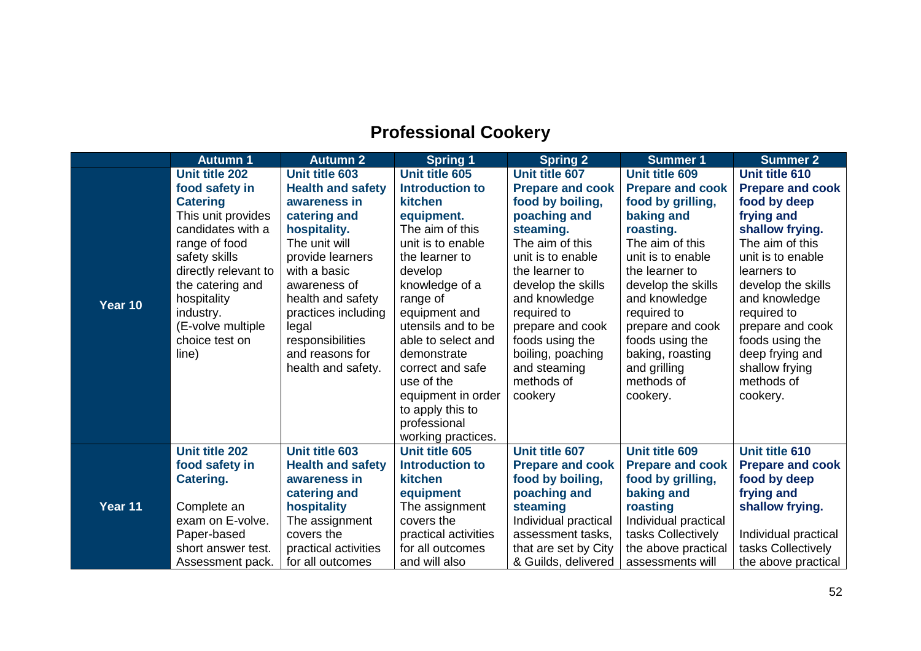# Professional Cookery

| | Autumn 1 | Autumn 2 | Spring 1 | Spring 2 | Summer 1 | Summer 2 |
|---|---|---|---|---|---|---|
| **Year 10** | **Unit title 202 food safety in Catering** This unit provides candidates with a range of food safety skills directly relevant to the catering and hospitality industry. (E-volve multiple choice test on line) | **Unit title 603 Health and safety awareness in catering and hospitality.** The unit will provide learners with a basic awareness of health and safety practices including legal responsibilities and reasons for health and safety. | **Unit title 605 Introduction to kitchen equipment.** The aim of this unit is to enable the learner to develop knowledge of a range of equipment and utensils and to be able to select and demonstrate correct and safe use of the equipment in order to apply this to professional working practices. | **Unit title 607 Prepare and cook food by boiling, poaching and steaming.** The aim of this unit is to enable the learner to develop the skills and knowledge required to prepare and cook foods using the boiling, poaching and steaming methods of cookery | **Unit title 609 Prepare and cook food by grilling, baking and roasting.** The aim of this unit is to enable the learner to develop the skills and knowledge required to prepare and cook foods using the baking, roasting and grilling methods of cookery. | **Unit title 610 Prepare and cook food by deep frying and shallow frying.** The aim of this unit is to enable learners to develop the skills and knowledge required to prepare and cook foods using the deep frying and shallow frying methods of cookery. |
| **Year 11** | **Unit title 202 food safety in Catering.** Complete an exam on E-volve. Paper-based short answer test. Assessment pack. | **Unit title 603 Health and safety awareness in catering and hospitality** The assignment covers the practical activities for all outcomes | **Unit title 605 Introduction to kitchen equipment** The assignment covers the practical activities for all outcomes and will also | **Unit title 607 Prepare and cook food by boiling, poaching and steaming** Individual practical assessment tasks, that are set by City & Guilds, delivered | **Unit title 609 Prepare and cook food by grilling, baking and roasting** Individual practical tasks Collectively the above practical assessments will | **Unit title 610 Prepare and cook food by deep frying and shallow frying.** Individual practical tasks Collectively the above practical |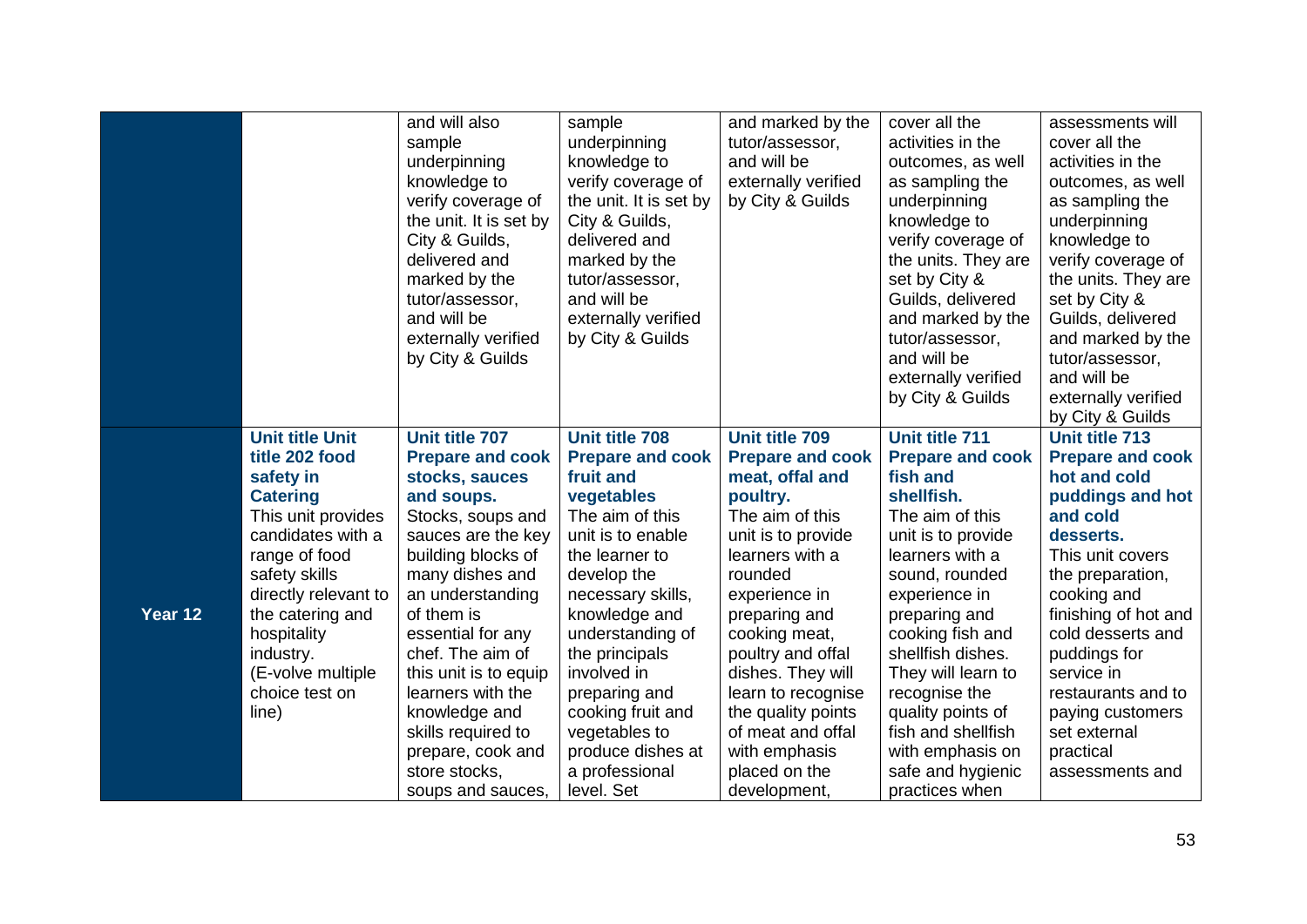|  |  |  |  |  |  |  |
|---|---|---|---|---|---|---|
|  |  | and will also sample underpinning knowledge to verify coverage of the unit. It is set by City & Guilds, delivered and marked by the tutor/assessor, and will be externally verified by City & Guilds | sample underpinning knowledge to verify coverage of the unit. It is set by City & Guilds, delivered and marked by the tutor/assessor, and will be externally verified by City & Guilds | and marked by the tutor/assessor, and will be externally verified by City & Guilds | cover all the activities in the outcomes, as well as sampling the underpinning knowledge to verify coverage of the units. They are set by City & Guilds, delivered and marked by the tutor/assessor, and will be externally verified by City & Guilds | assessments will cover all the activities in the outcomes, as well as sampling the underpinning knowledge to verify coverage of the units. They are set by City & Guilds, delivered and marked by the tutor/assessor, and will be externally verified by City & Guilds |
| **Year 12** | **Unit title Unit title 202 food safety in Catering** This unit provides candidates with a range of food safety skills directly relevant to the catering and hospitality industry. (E-volve multiple choice test on line) | **Unit title 707 Prepare and cook stocks, sauces and soups.** Stocks, soups and sauces are the key building blocks of many dishes and an understanding of them is essential for any chef. The aim of this unit is to equip learners with the knowledge and skills required to prepare, cook and store stocks, soups and sauces, | **Unit title 708 Prepare and cook fruit and vegetables** The aim of this unit is to enable the learner to develop the necessary skills, knowledge and understanding of the principals involved in preparing and cooking fruit and vegetables to produce dishes at a professional level. Set | **Unit title 709 Prepare and cook meat, offal and poultry.** The aim of this unit is to provide learners with a rounded experience in preparing and cooking meat, poultry and offal dishes. They will learn to recognise the quality points of meat and offal with emphasis placed on the development, | **Unit title 711 Prepare and cook fish and shellfish.** The aim of this unit is to provide learners with a sound, rounded experience in preparing and cooking fish and shellfish dishes. They will learn to recognise the quality points of fish and shellfish with emphasis on safe and hygienic practices when | **Unit title 713 Prepare and cook hot and cold puddings and hot and cold desserts.** This unit covers the preparation, cooking and finishing of hot and cold desserts and puddings for service in restaurants and to paying customers set external practical assessments and |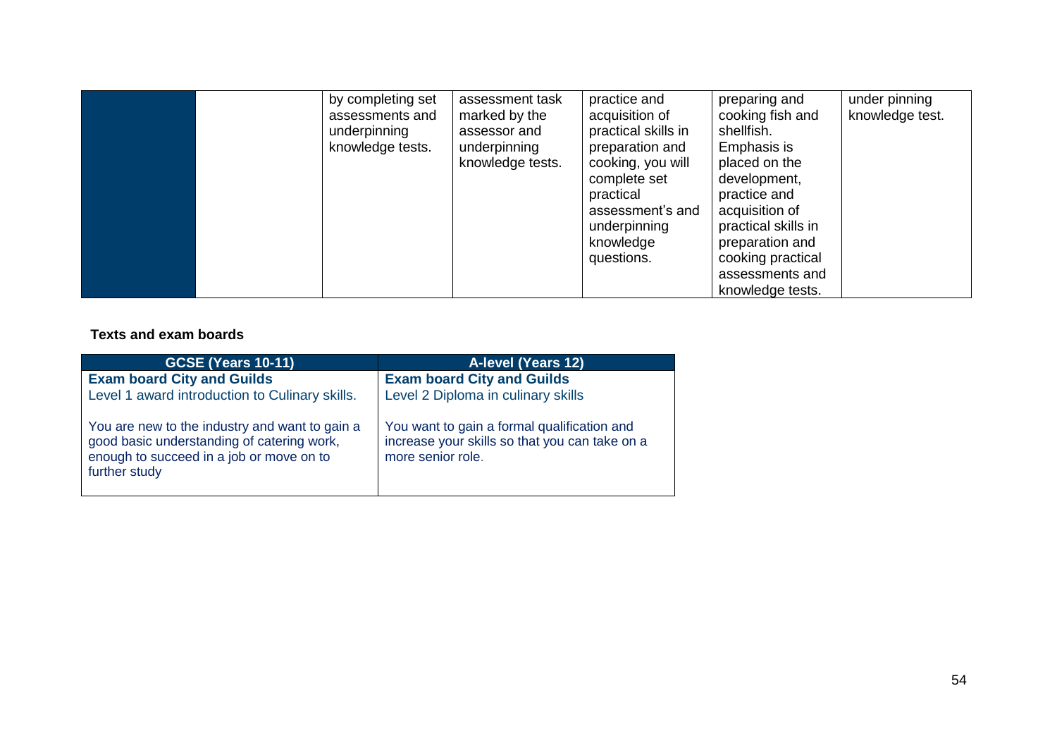| | | | | | | |
|---|---|---|---|---|---|---|
| | | by completing set assessments and underpinning knowledge tests. | assessment task marked by the assessor and underpinning knowledge tests. | practice and acquisition of practical skills in preparation and cooking, you will complete set practical assessment's and underpinning knowledge questions. | preparing and cooking fish and shellfish. Emphasis is placed on the development, practice and acquisition of practical skills in preparation and cooking practical assessments and knowledge tests. | under pinning knowledge test. |

**Texts and exam boards**

| GCSE (Years 10-11) | A-level (Years 12) |
|---|---|
| **Exam board City and Guilds**<br>Level 1 award introduction to Culinary skills.<br><br>You are new to the industry and want to gain a good basic understanding of catering work, enough to succeed in a job or move on to further study | **Exam board City and Guilds**<br>Level 2 Diploma in culinary skills<br><br>You want to gain a formal qualification and increase your skills so that you can take on a more senior role. |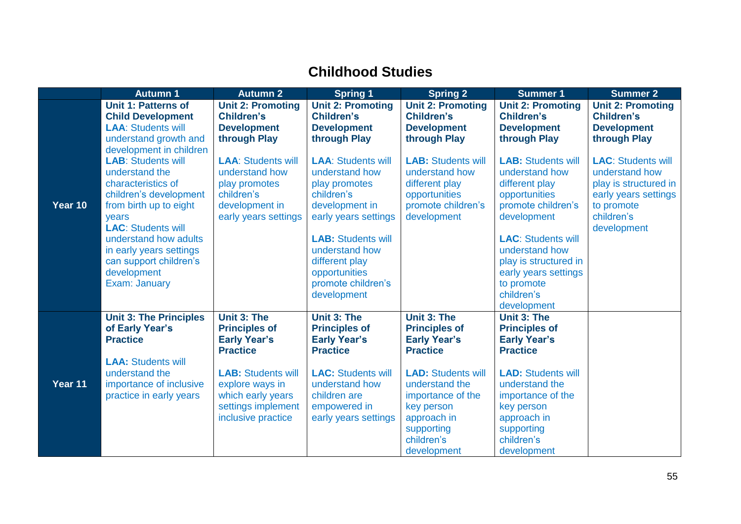# Childhood Studies

| | Autumn 1 | Autumn 2 | Spring 1 | Spring 2 | Summer 1 | Summer 2 |
|---|---|---|---|---|---|---|
| **Year 10** | **Unit 1: Patterns of Child Development**<br>**LAA**: Students will understand growth and development in children<br>**LAB**: Students will understand the characteristics of children's development from birth up to eight years<br>**LAC**: Students will understand how adults in early years settings can support children's development<br>Exam: January | **Unit 2: Promoting Children's Development through Play**<br><br>**LAA**: Students will understand how play promotes children's development in early years settings | **Unit 2: Promoting Children's Development through Play**<br><br>**LAA**: Students will understand how play promotes children's development in early years settings<br><br>**LAB:** Students will understand how different play opportunities promote children's development | **Unit 2: Promoting Children's Development through Play**<br><br>**LAB:** Students will understand how different play opportunities promote children's development | **Unit 2: Promoting Children's Development through Play**<br><br>**LAB:** Students will understand how different play opportunities promote children's development<br><br>**LAC**: Students will understand how play is structured in early years settings to promote children's development | **Unit 2: Promoting Children's Development through Play**<br><br>**LAC**: Students will understand how play is structured in early years settings to promote children's development |
| **Year 11** | **Unit 3: The Principles of Early Year's Practice**<br><br>**LAA:** Students will understand the importance of inclusive practice in early years | **Unit 3: The Principles of Early Year's Practice**<br><br>**LAB:** Students will explore ways in which early years settings implement inclusive practice | **Unit 3: The Principles of Early Year's Practice**<br><br>**LAC:** Students will understand how children are empowered in early years settings | **Unit 3: The Principles of Early Year's Practice**<br><br>**LAD:** Students will understand the importance of the key person approach in supporting children's development | **Unit 3: The Principles of Early Year's Practice**<br><br>**LAD:** Students will understand the importance of the key person approach in supporting children's development | |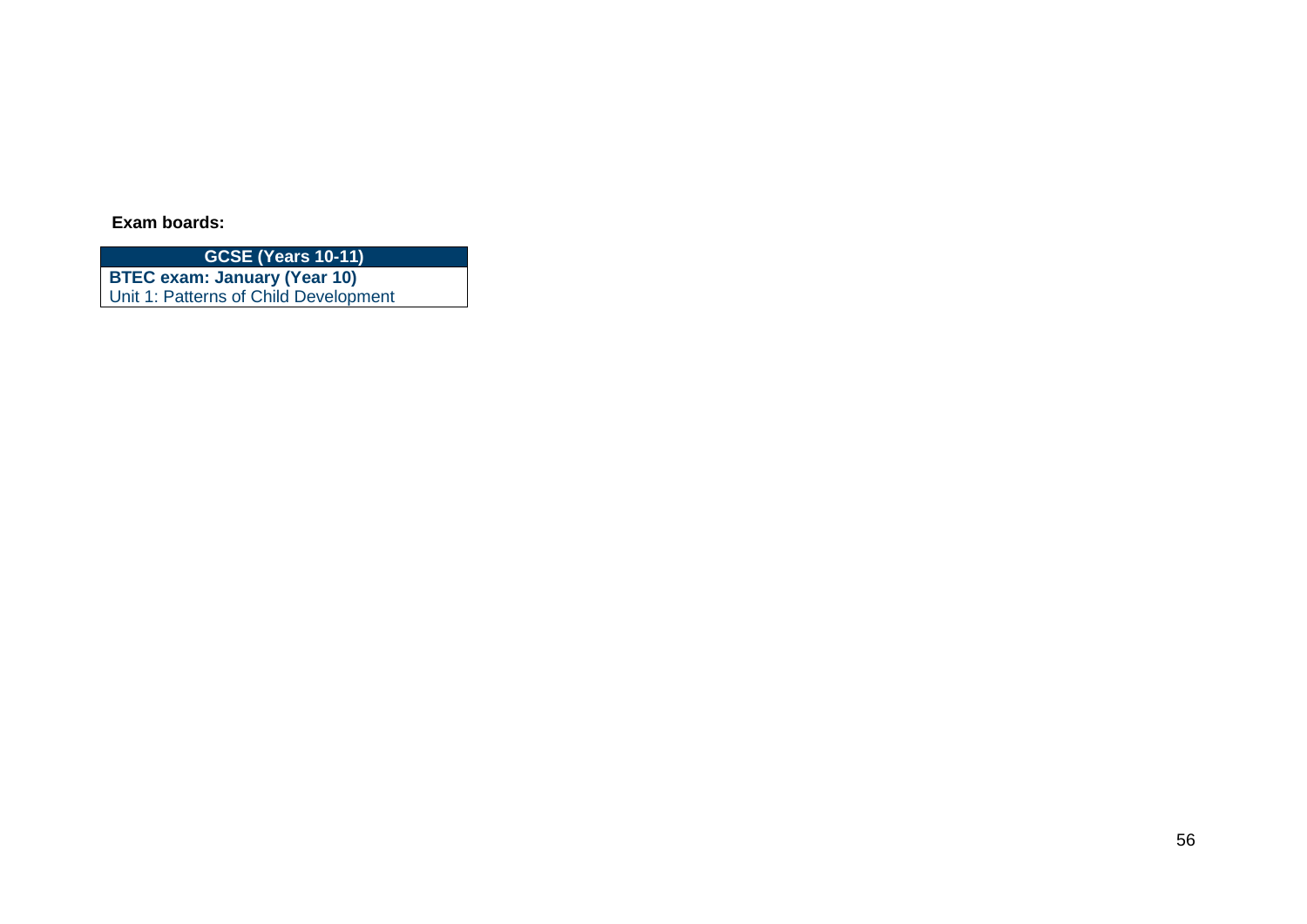**Exam boards:**

| GCSE (Years 10-11) |
| --- |
| **BTEC exam: January (Year 10)**<br>Unit 1: Patterns of Child Development |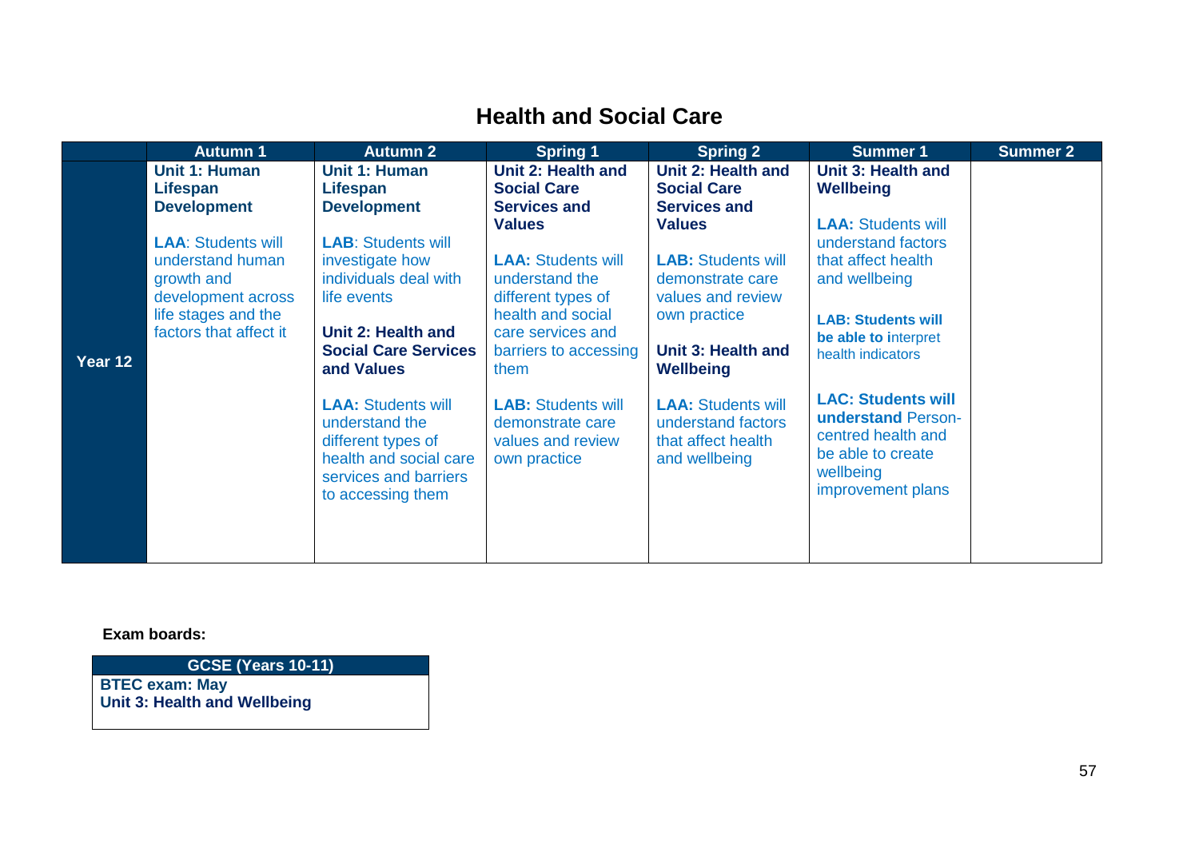# Health and Social Care

| | Autumn 1 | Autumn 2 | Spring 1 | Spring 2 | Summer 1 | Summer 2 |
|---|---|---|---|---|---|---|
| **Year 12** | **Unit 1: Human Lifespan Development**<br><br>**LAA**: Students will understand human growth and development across life stages and the factors that affect it | **Unit 1: Human Lifespan Development**<br><br>**LAB**: Students will investigate how individuals deal with life events<br><br>**Unit 2: Health and Social Care Services and Values**<br><br>**LAA:** Students will understand the different types of health and social care services and barriers to accessing them | **Unit 2: Health and Social Care Services and Values**<br><br>**LAA:** Students will understand the different types of health and social care services and barriers to accessing them<br><br>**LAB:** Students will demonstrate care values and review own practice | **Unit 2: Health and Social Care Services and Values**<br><br>**LAB:** Students will demonstrate care values and review own practice<br><br>**Unit 3: Health and Wellbeing**<br><br>**LAA:** Students will understand factors that affect health and wellbeing | **Unit 3: Health and Wellbeing**<br><br>**LAA:** Students will understand factors that affect health and wellbeing<br><br>**LAB: Students will be able to i**nterpret health indicators<br><br>**LAC: Students will understand** Person-centred health and be able to create wellbeing improvement plans | |

**Exam boards:**

| GCSE (Years 10-11) |
|---|
| **BTEC exam: May**<br>**Unit 3: Health and Wellbeing** |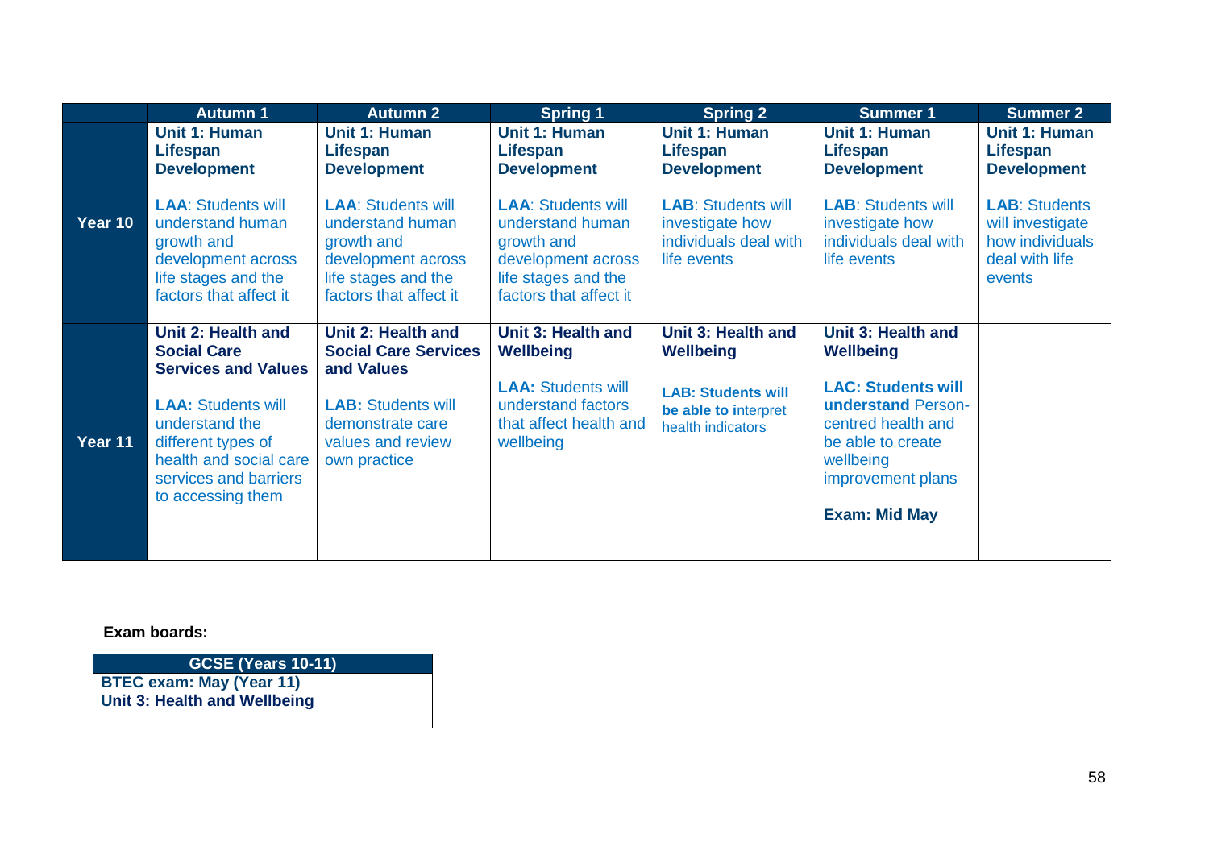| | Autumn 1 | Autumn 2 | Spring 1 | Spring 2 | Summer 1 | Summer 2 |
|---|---|---|---|---|---|---|
| **Year 10** | **Unit 1: Human Lifespan Development**<br><br>**LAA**: Students will understand human growth and development across life stages and the factors that affect it | **Unit 1: Human Lifespan Development**<br><br>**LAA**: Students will understand human growth and development across life stages and the factors that affect it | **Unit 1: Human Lifespan Development**<br><br>**LAA**: Students will understand human growth and development across life stages and the factors that affect it | **Unit 1: Human Lifespan Development**<br><br>**LAB**: Students will investigate how individuals deal with life events | **Unit 1: Human Lifespan Development**<br><br>**LAB**: Students will investigate how individuals deal with life events | **Unit 1: Human Lifespan Development**<br><br>**LAB**: Students will investigate how individuals deal with life events |
| **Year 11** | **Unit 2: Health and Social Care Services and Values**<br><br>**LAA:** Students will understand the different types of health and social care services and barriers to accessing them | **Unit 2: Health and Social Care Services and Values**<br><br>**LAB:** Students will demonstrate care values and review own practice | **Unit 3: Health and Wellbeing**<br><br>**LAA:** Students will understand factors that affect health and wellbeing | **Unit 3: Health and Wellbeing**<br><br>**LAB: Students will be able to i**nterpret health indicators | **Unit 3: Health and Wellbeing**<br><br>**LAC: Students will understand** Person-centred health and be able to create wellbeing improvement plans<br><br>**Exam: Mid May** | |

**Exam boards:**

| GCSE (Years 10-11) |
|---|
| **BTEC exam: May (Year 11)**<br>**Unit 3: Health and Wellbeing** |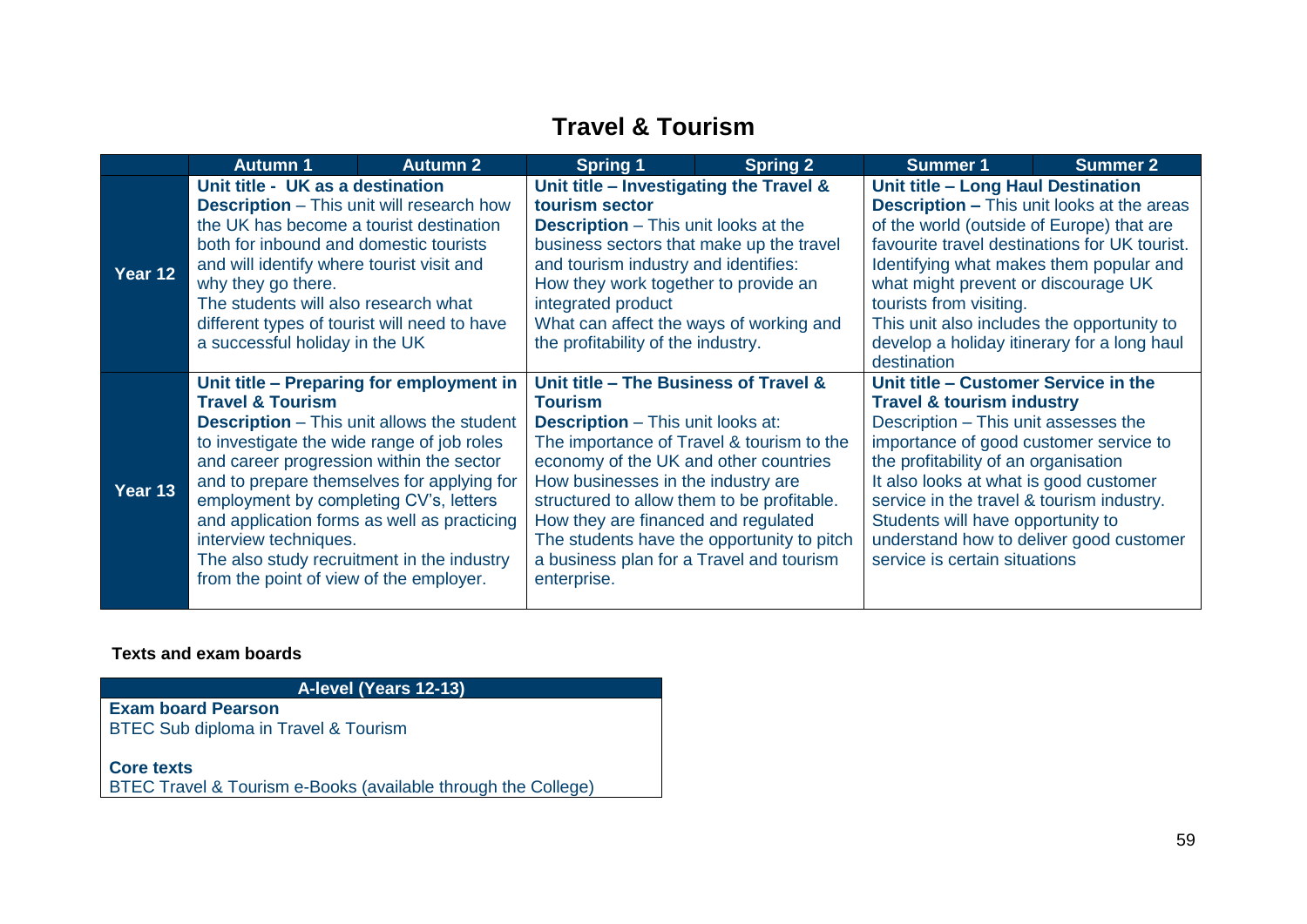# Travel & Tourism

| | Autumn 1 | Autumn 2 | Spring 1 | Spring 2 | Summer 1 | Summer 2 |
|---|---|---|---|---|---|---|
| **Year 12** | **Unit title - UK as a destination**<br>**Description** – This unit will research how the UK has become a tourist destination both for inbound and domestic tourists and will identify where tourist visit and why they go there.<br>The students will also research what different types of tourist will need to have a successful holiday in the UK | | **Unit title – Investigating the Travel & tourism sector**<br>**Description** – This unit looks at the business sectors that make up the travel and tourism industry and identifies:<br>How they work together to provide an integrated product<br>What can affect the ways of working and the profitability of the industry. | | **Unit title – Long Haul Destination**<br>**Description –** This unit looks at the areas of the world (outside of Europe) that are favourite travel destinations for UK tourist. Identifying what makes them popular and what might prevent or discourage UK tourists from visiting.<br>This unit also includes the opportunity to develop a holiday itinerary for a long haul destination | |
| **Year 13** | **Unit title – Preparing for employment in Travel & Tourism**<br>**Description** – This unit allows the student to investigate the wide range of job roles and career progression within the sector and to prepare themselves for applying for employment by completing CV's, letters and application forms as well as practicing interview techniques.<br>The also study recruitment in the industry from the point of view of the employer. | | **Unit title – The Business of Travel & Tourism**<br>**Description** – This unit looks at:<br>The importance of Travel & tourism to the economy of the UK and other countries<br>How businesses in the industry are structured to allow them to be profitable.<br>How they are financed and regulated<br>The students have the opportunity to pitch a business plan for a Travel and tourism enterprise. | | **Unit title – Customer Service in the Travel & tourism industry**<br>Description – This unit assesses the importance of good customer service to the profitability of an organisation<br>It also looks at what is good customer service in the travel & tourism industry.<br>Students will have opportunity to understand how to deliver good customer service is certain situations | |

**Texts and exam boards**

| A-level (Years 12-13) |
|---|
| **Exam board Pearson**<br>BTEC Sub diploma in Travel & Tourism<br><br>**Core texts**<br>BTEC Travel & Tourism e-Books (available through the College) |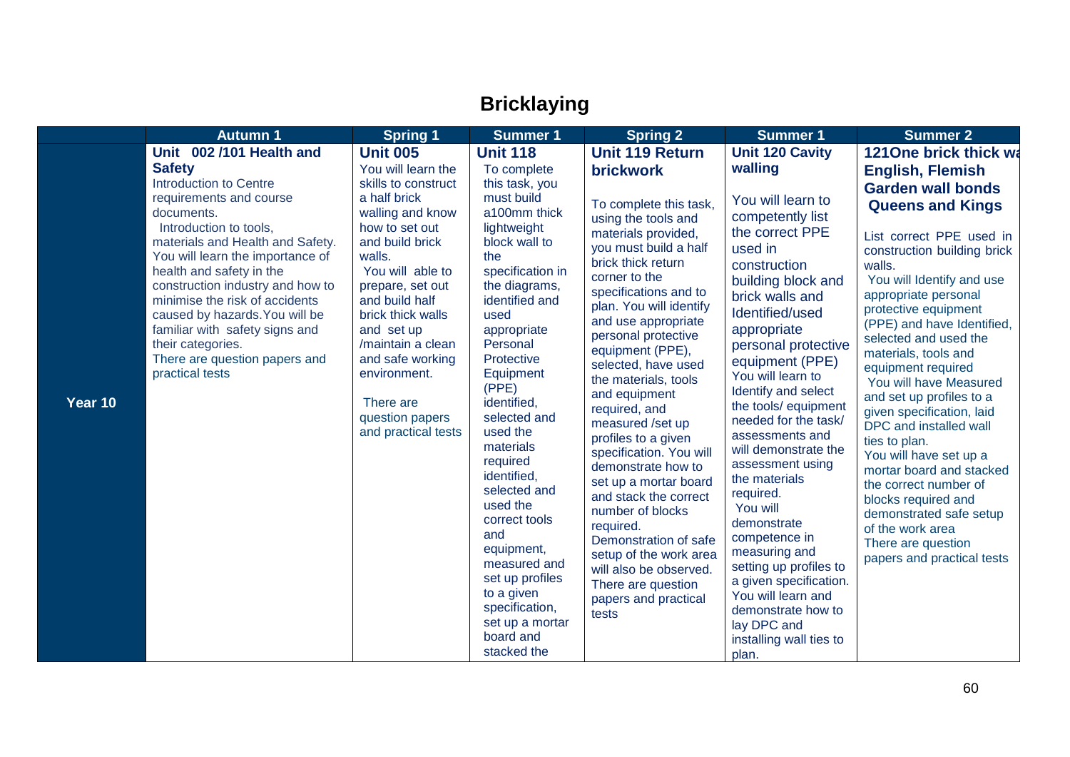# Bricklaying

| | Autumn 1 | Spring 1 | Summer 1 | Spring 2 | Summer 1 | Summer 2 |
|---|---|---|---|---|---|---|
| Year 10 | **Unit 002 /101 Health and Safety** Introduction to Centre requirements and course documents. Introduction to tools, materials and Health and Safety. You will learn the importance of health and safety in the construction industry and how to minimise the risk of accidents caused by hazards. You will be familiar with safety signs and their categories. There are question papers and practical tests | **Unit 005** You will learn the skills to construct a half brick walling and know how to set out and build brick walls. You will able to prepare, set out and build half brick thick walls and set up /maintain a clean and safe working environment. There are question papers and practical tests | **Unit 118** To complete this task, you must build a100mm thick lightweight block wall to the specification in the diagrams, identified and used appropriate Personal Protective Equipment (PPE) identified, selected and used the materials required identified, selected and used the correct tools and equipment, measured and set up profiles to a given specification, set up a mortar board and stacked the | **Unit 119 Return brickwork** To complete this task, using the tools and materials provided, you must build a half brick thick return corner to the specifications and to plan. You will identify and use appropriate personal protective equipment (PPE), selected, have used the materials, tools and equipment required, and measured /set up profiles to a given specification. You will demonstrate how to set up a mortar board and stack the correct number of blocks required. Demonstration of safe setup of the work area will also be observed. There are question papers and practical tests | **Unit 120 Cavity walling** You will learn to competently list the correct PPE used in construction building block and brick walls and Identified/used appropriate personal protective equipment (PPE) You will learn to Identify and select the tools/ equipment needed for the task/ assessments and will demonstrate the assessment using the materials required. You will demonstrate competence in measuring and setting up profiles to a given specification. You will learn and demonstrate how to lay DPC and installing wall ties to plan. | **121One brick thick wa English, Flemish Garden wall bonds Queens and Kings** List correct PPE used in construction building brick walls. You will Identify and use appropriate personal protective equipment (PPE) and have Identified, selected and used the materials, tools and equipment required You will have Measured and set up profiles to a given specification, laid DPC and installed wall ties to plan. You will have set up a mortar board and stacked the correct number of blocks required and demonstrated safe setup of the work area There are question papers and practical tests |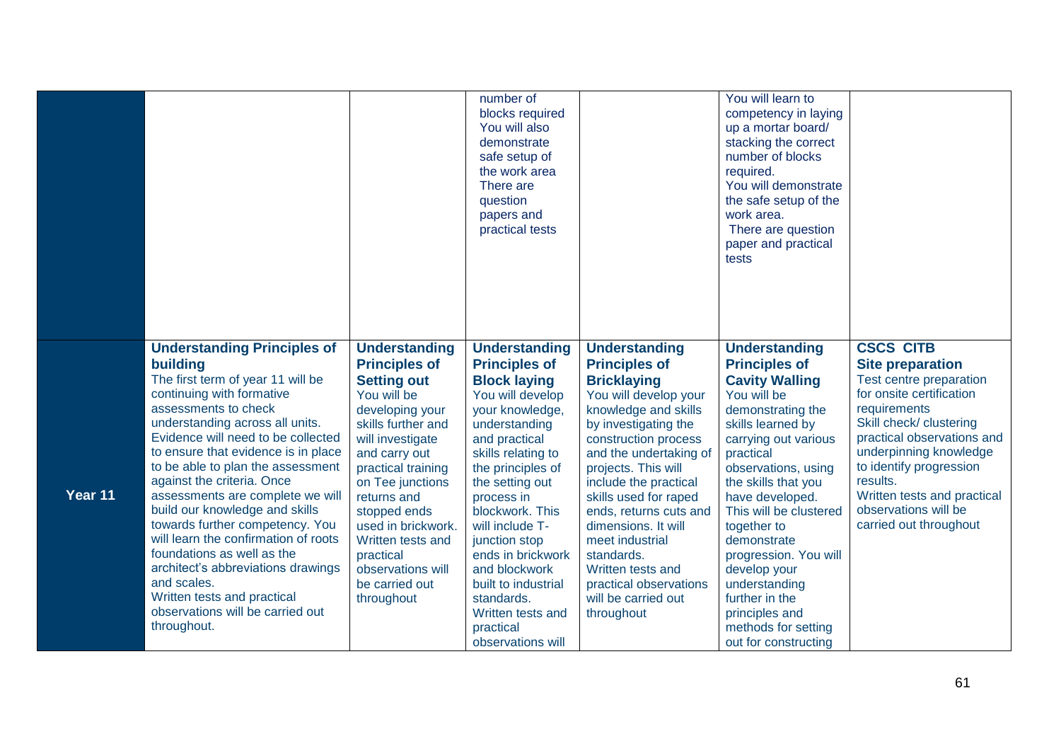|  |  |  |  |  |  |  |
|---|---|---|---|---|---|---|
|  |  |  | number of blocks required You will also demonstrate safe setup of the work area There are question papers and practical tests |  | You will learn to competency in laying up a mortar board/ stacking the correct number of blocks required. You will demonstrate the safe setup of the work area. There are question paper and practical tests |  |
| **Year 11** | **Understanding Principles of building** The first term of year 11 will be continuing with formative assessments to check understanding across all units. Evidence will need to be collected to ensure that evidence is in place to be able to plan the assessment against the criteria. Once assessments are complete we will build our knowledge and skills towards further competency. You will learn the confirmation of roots foundations as well as the architect's abbreviations drawings and scales. Written tests and practical observations will be carried out throughout. | **Understanding Principles of Setting out** You will be developing your skills further and will investigate and carry out practical training on Tee junctions returns and stopped ends used in brickwork. Written tests and practical observations will be carried out throughout | **Understanding Principles of Block laying** You will develop your knowledge, understanding and practical skills relating to the principles of the setting out process in blockwork. This will include T-junction stop ends in brickwork and blockwork built to industrial standards. Written tests and practical observations will | **Understanding Principles of Bricklaying** You will develop your knowledge and skills by investigating the construction process and the undertaking of projects. This will include the practical skills used for raped ends, returns cuts and dimensions. It will meet industrial standards. Written tests and practical observations will be carried out throughout | **Understanding Principles of Cavity Walling** You will be demonstrating the skills learned by carrying out various practical observations, using the skills that you have developed. This will be clustered together to demonstrate progression. You will develop your understanding further in the principles and methods for setting out for constructing | **CSCS CITB Site preparation** Test centre preparation for onsite certification requirements Skill check/ clustering practical observations and underpinning knowledge to identify progression results. Written tests and practical observations will be carried out throughout |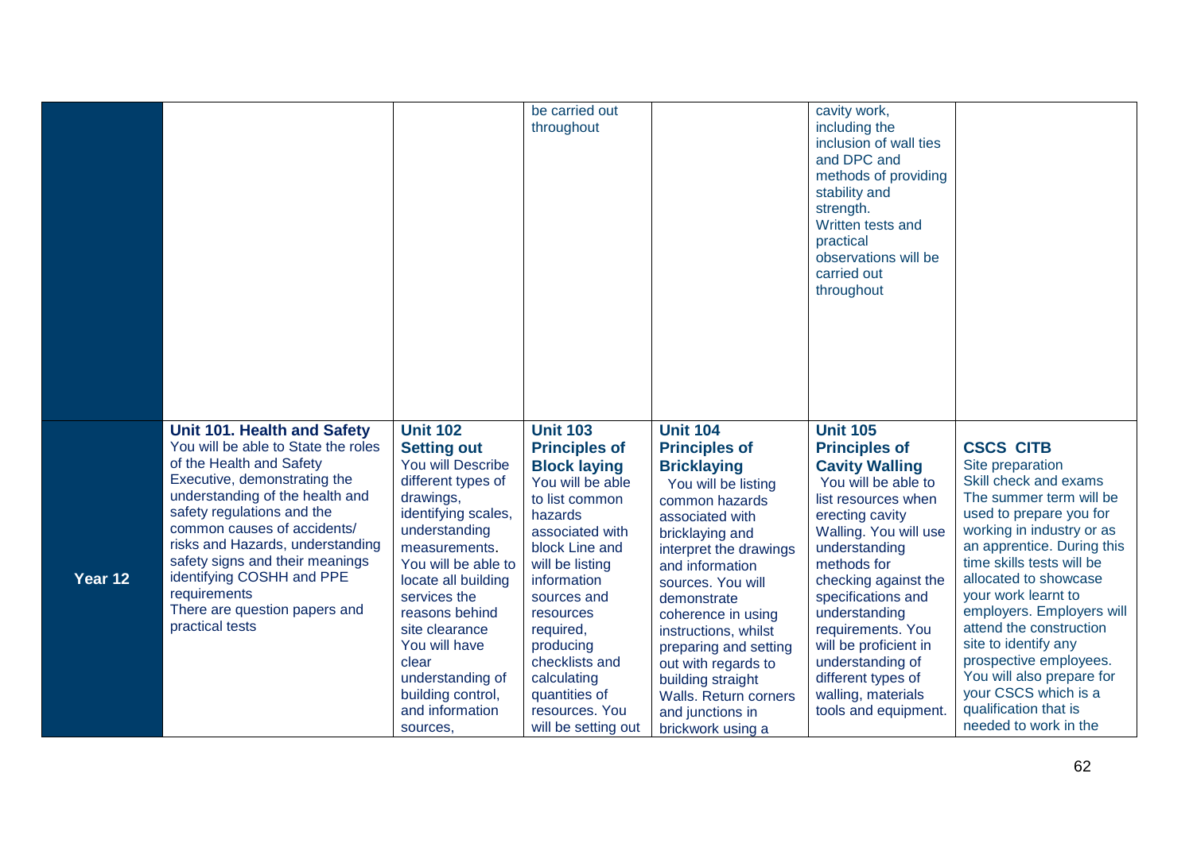| | | | | | | |
|---|---|---|---|---|---|---|
| | | | be carried out throughout | | cavity work, including the inclusion of wall ties and DPC and methods of providing stability and strength. Written tests and practical observations will be carried out throughout | |
| **Year 12** | **Unit 101. Health and Safety** You will be able to State the roles of the Health and Safety Executive, demonstrating the understanding of the health and safety regulations and the common causes of accidents/ risks and Hazards, understanding safety signs and their meanings identifying COSHH and PPE requirements There are question papers and practical tests | **Unit 102 Setting out** You will Describe different types of drawings, identifying scales, understanding measurements. You will be able to locate all building services the reasons behind site clearance You will have clear understanding of building control, and information sources, | **Unit 103 Principles of Block laying** You will be able to list common hazards associated with block Line and will be listing information sources and resources required, producing checklists and calculating quantities of resources. You will be setting out | **Unit 104 Principles of Bricklaying** You will be listing common hazards associated with bricklaying and interpret the drawings and information sources. You will demonstrate coherence in using instructions, whilst preparing and setting out with regards to building straight Walls. Return corners and junctions in brickwork using a | **Unit 105 Principles of Cavity Walling** You will be able to list resources when erecting cavity Walling. You will use understanding methods for checking against the specifications and understanding requirements. You will be proficient in understanding of different types of walling, materials tools and equipment. | **CSCS CITB** Site preparation Skill check and exams The summer term will be used to prepare you for working in industry or as an apprentice. During this time skills tests will be allocated to showcase your work learnt to employers. Employers will attend the construction site to identify any prospective employees. You will also prepare for your CSCS which is a qualification that is needed to work in the |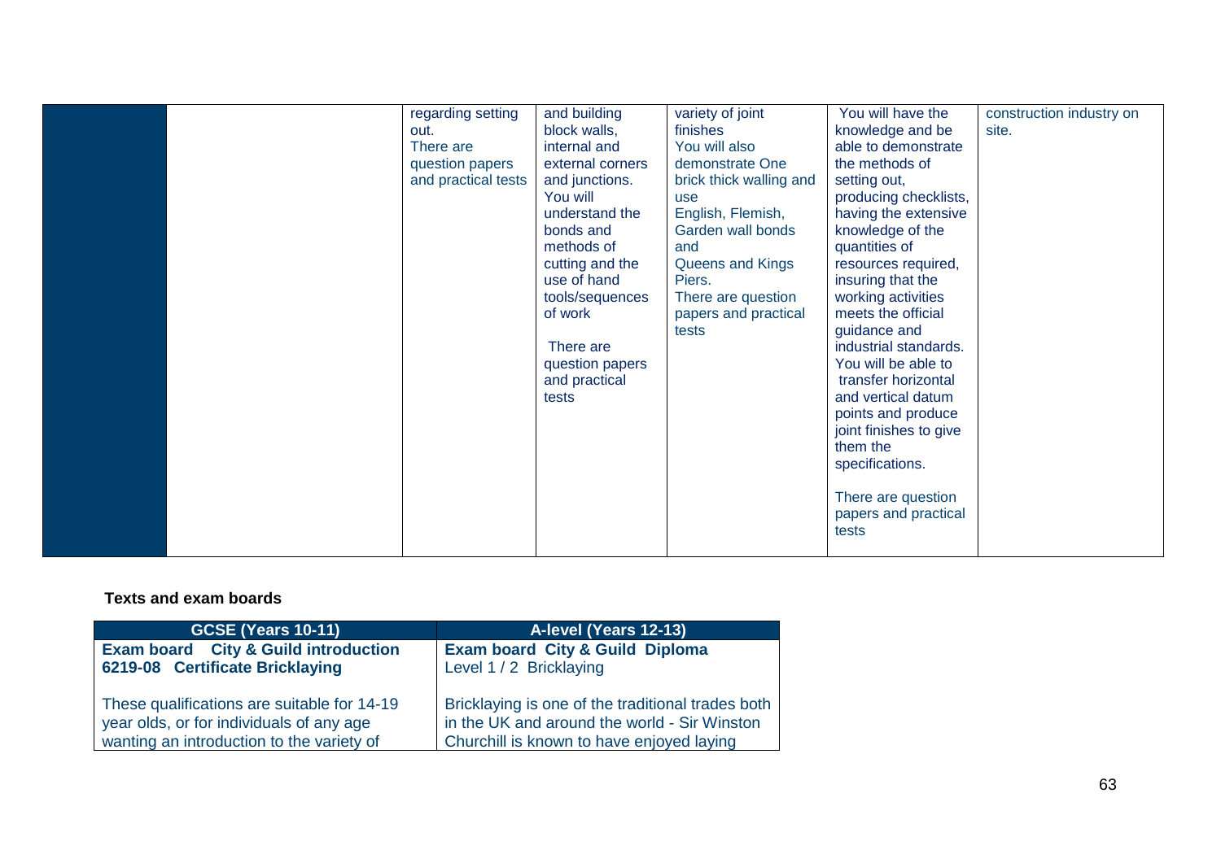|  |  | regarding setting out. There are question papers and practical tests | and building block walls, internal and external corners and junctions. You will understand the bonds and methods of cutting and the use of hand tools/sequences of work<br><br>There are question papers and practical tests | variety of joint finishes You will also demonstrate One brick thick walling and use English, Flemish, Garden wall bonds and Queens and Kings Piers. There are question papers and practical tests | You will have the knowledge and be able to demonstrate the methods of setting out, producing checklists, having the extensive knowledge of the quantities of resources required, insuring that the working activities meets the official guidance and industrial standards. You will be able to transfer horizontal and vertical datum points and produce joint finishes to give them the specifications.<br><br>There are question papers and practical tests | construction industry on site. |
|---|---|---|---|---|---|---|

**Texts and exam boards**

| GCSE (Years 10-11) | A-level (Years 12-13) |
|---|---|
| **Exam board City & Guild introduction 6219-08 Certificate Bricklaying**<br><br>These qualifications are suitable for 14-19 year olds, or for individuals of any age wanting an introduction to the variety of | **Exam board City & Guild Diploma** Level 1 / 2 Bricklaying<br><br>Bricklaying is one of the traditional trades both in the UK and around the world - Sir Winston Churchill is known to have enjoyed laying |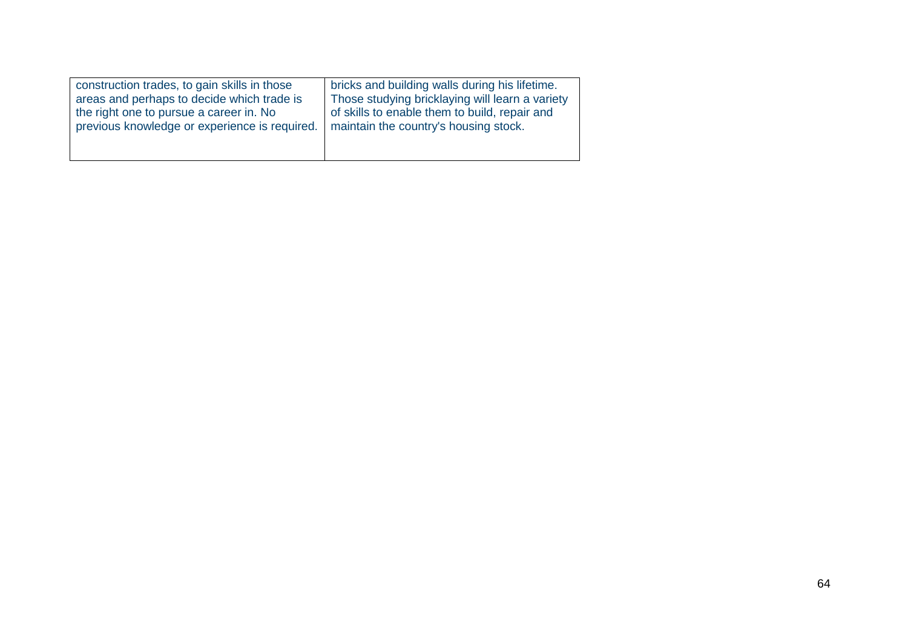| | |
|---|---|
| construction trades, to gain skills in those areas and perhaps to decide which trade is the right one to pursue a career in. No previous knowledge or experience is required. | bricks and building walls during his lifetime. Those studying bricklaying will learn a variety of skills to enable them to build, repair and maintain the country's housing stock. |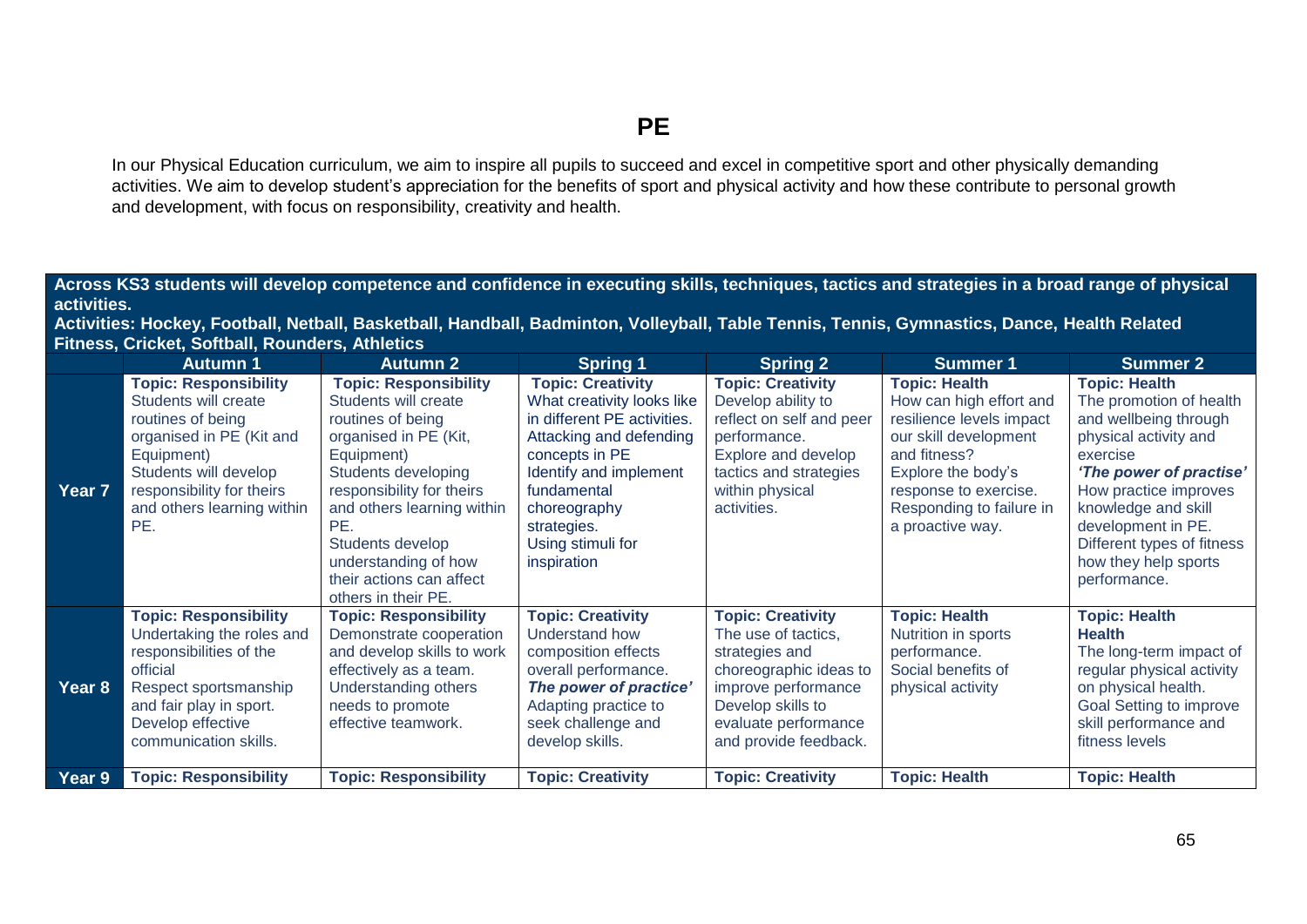# PE

In our Physical Education curriculum, we aim to inspire all pupils to succeed and excel in competitive sport and other physically demanding activities. We aim to develop student's appreciation for the benefits of sport and physical activity and how these contribute to personal growth and development, with focus on responsibility, creativity and health.

**Across KS3 students will develop competence and confidence in executing skills, techniques, tactics and strategies in a broad range of physical activities.**
**Activities: Hockey, Football, Netball, Basketball, Handball, Badminton, Volleyball, Table Tennis, Tennis, Gymnastics, Dance, Health Related Fitness, Cricket, Softball, Rounders, Athletics**

| | Autumn 1 | Autumn 2 | Spring 1 | Spring 2 | Summer 1 | Summer 2 |
|---|---|---|---|---|---|---|
| **Year 7** | **Topic: Responsibility** Students will create routines of being organised in PE (Kit and Equipment) Students will develop responsibility for theirs and others learning within PE. | **Topic: Responsibility** Students will create routines of being organised in PE (Kit, Equipment) Students developing responsibility for theirs and others learning within PE. Students develop understanding of how their actions can affect others in their PE. | **Topic: Creativity** What creativity looks like in different PE activities. Attacking and defending concepts in PE Identify and implement fundamental choreography strategies. Using stimuli for inspiration | **Topic: Creativity** Develop ability to reflect on self and peer performance. Explore and develop tactics and strategies within physical activities. | **Topic: Health** How can high effort and resilience levels impact our skill development and fitness? Explore the body's response to exercise. Responding to failure in a proactive way. | **Topic: Health** The promotion of health and wellbeing through physical activity and exercise ***'The power of practise'*** How practice improves knowledge and skill development in PE. Different types of fitness how they help sports performance. |
| **Year 8** | **Topic: Responsibility** Undertaking the roles and responsibilities of the official Respect sportsmanship and fair play in sport. Develop effective communication skills. | **Topic: Responsibility** Demonstrate cooperation and develop skills to work effectively as a team. Understanding others needs to promote effective teamwork. | **Topic: Creativity** Understand how composition effects overall performance. ***The power of practice'*** Adapting practice to seek challenge and develop skills. | **Topic: Creativity** The use of tactics, strategies and choreographic ideas to improve performance Develop skills to evaluate performance and provide feedback. | **Topic: Health** Nutrition in sports performance. Social benefits of physical activity | **Topic: Health** **Health** The long-term impact of regular physical activity on physical health. Goal Setting to improve skill performance and fitness levels |
| **Year 9** | **Topic: Responsibility** | **Topic: Responsibility** | **Topic: Creativity** | **Topic: Creativity** | **Topic: Health** | **Topic: Health** |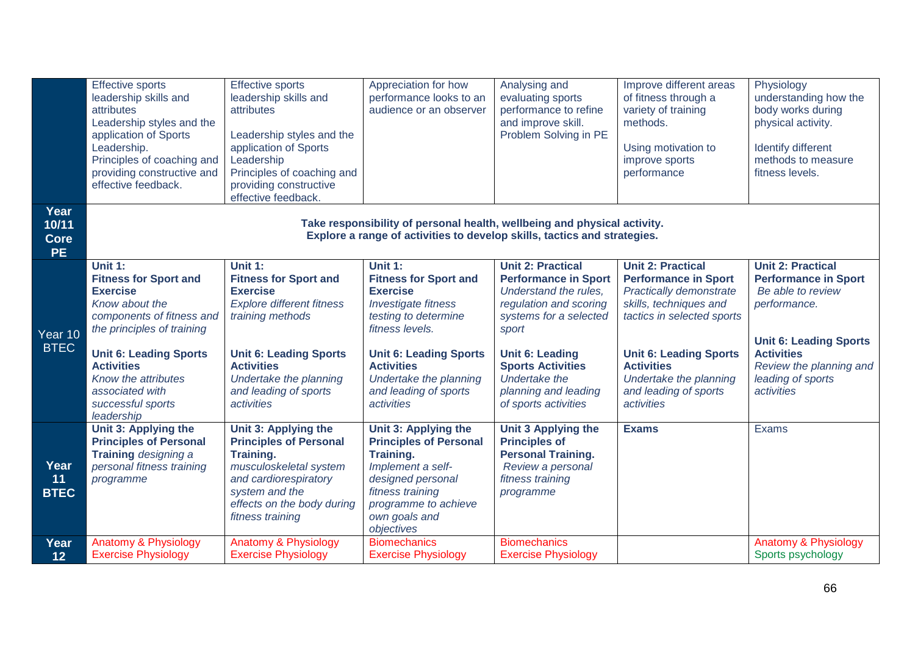| | | | | | | |
|---|---|---|---|---|---|---|
| | Effective sports leadership skills and attributes<br>Leadership styles and the application of Sports Leadership.<br>Principles of coaching and providing constructive and effective feedback. | Effective sports leadership skills and attributes<br><br>Leadership styles and the application of Sports Leadership<br>Principles of coaching and providing constructive effective feedback. | Appreciation for how performance looks to an audience or an observer | Analysing and evaluating sports performance to refine and improve skill.<br>Problem Solving in PE | Improve different areas of fitness through a variety of training methods.<br><br>Using motivation to improve sports performance | Physiology understanding how the body works during physical activity.<br><br>Identify different methods to measure fitness levels. |
| **Year 10/11 Core PE** | **Take responsibility of personal health, wellbeing and physical activity.<br>Explore a range of activities to develop skills, tactics and strategies.** | | | | | |
| Year 10 BTEC | **Unit 1: Fitness for Sport and Exercise**<br>*Know about the components of fitness and the principles of training*<br><br>**Unit 6: Leading Sports Activities**<br>*Know the attributes associated with successful sports leadership* | **Unit 1: Fitness for Sport and Exercise**<br>*Explore different fitness training methods*<br><br>**Unit 6: Leading Sports Activities**<br>*Undertake the planning and leading of sports activities* | **Unit 1: Fitness for Sport and Exercise**<br>*Investigate fitness testing to determine fitness levels.*<br><br>**Unit 6: Leading Sports Activities**<br>*Undertake the planning and leading of sports activities* | **Unit 2: Practical Performance in Sport**<br>*Understand the rules, regulation and scoring systems for a selected sport*<br><br>**Unit 6: Leading Sports Activities**<br>*Undertake the planning and leading of sports activities* | **Unit 2: Practical Performance in Sport**<br>*Practically demonstrate skills, techniques and tactics in selected sports*<br><br>**Unit 6: Leading Sports Activities**<br>*Undertake the planning and leading of sports activities* | **Unit 2: Practical Performance in Sport**<br>*Be able to review performance.*<br><br>**Unit 6: Leading Sports Activities**<br>*Review the planning and leading of sports activities* |
| **Year 11 BTEC** | **Unit 3: Applying the Principles of Personal Training** *designing a personal fitness training programme* | **Unit 3: Applying the Principles of Personal Training.**<br>*musculoskeletal system and cardiorespiratory system and the effects on the body during fitness training* | **Unit 3: Applying the Principles of Personal Training.**<br>*Implement a self-designed personal fitness training programme to achieve own goals and objectives* | **Unit 3 Applying the Principles of Personal Training.**<br>*Review a personal fitness training programme* | **Exams** | Exams |
| **Year 12** | Anatomy & Physiology<br>Exercise Physiology | Anatomy & Physiology<br>Exercise Physiology | Biomechanics<br>Exercise Physiology | Biomechanics<br>Exercise Physiology | | Anatomy & Physiology<br>Sports psychology |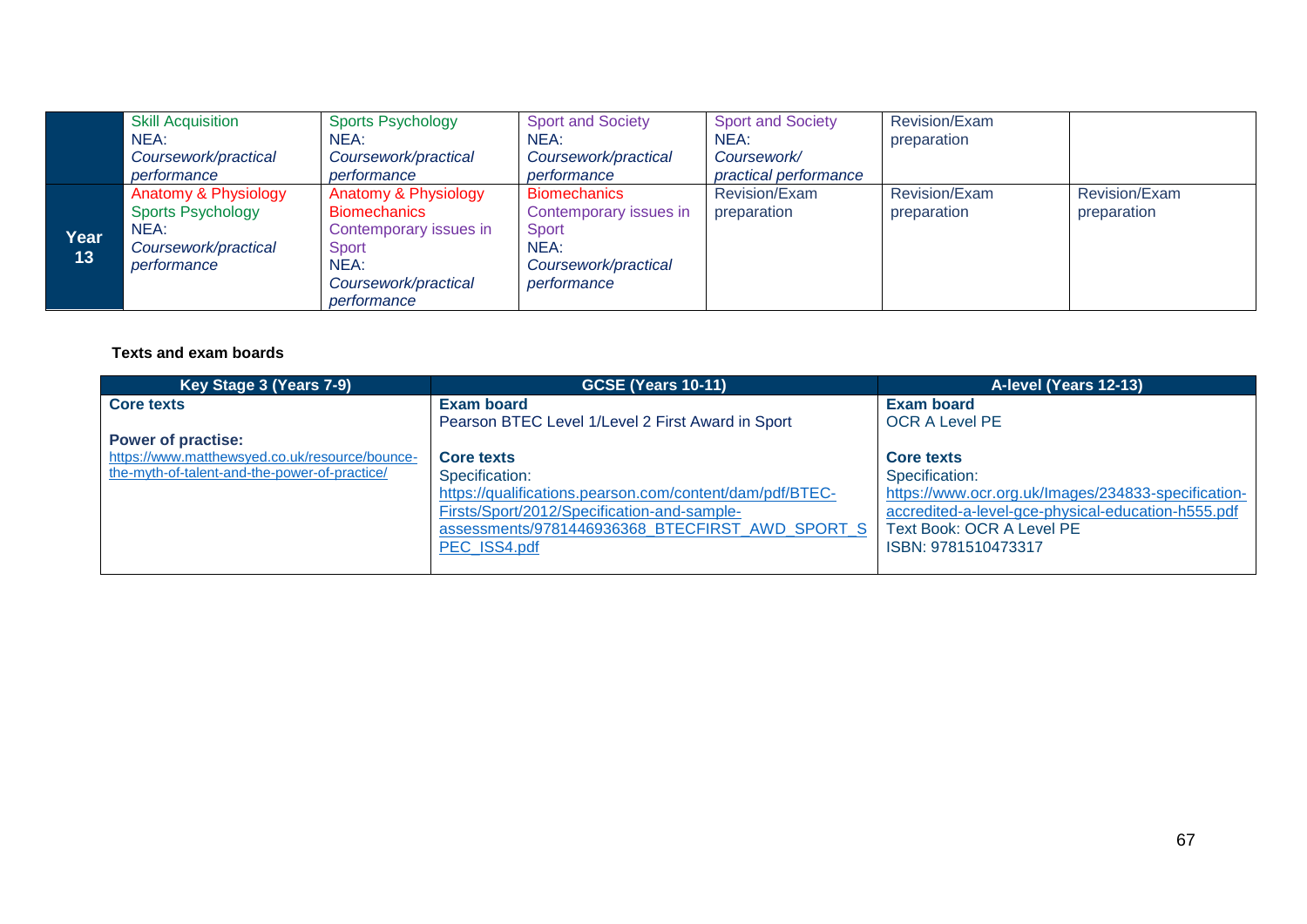| | | | | | | |
|---|---|---|---|---|---|---|
| | Skill Acquisition<br>NEA:<br>*Coursework/practical performance* | Sports Psychology<br>NEA:<br>*Coursework/practical performance* | Sport and Society<br>NEA:<br>*Coursework/practical performance* | Sport and Society<br>NEA:<br>*Coursework/ practical performance* | Revision/Exam preparation | |
| **Year 13** | Anatomy & Physiology<br>Sports Psychology<br>NEA:<br>*Coursework/practical performance* | Anatomy & Physiology<br>Biomechanics<br>Contemporary issues in Sport<br>NEA:<br>*Coursework/practical performance* | Biomechanics<br>Contemporary issues in Sport<br>NEA:<br>*Coursework/practical performance* | Revision/Exam preparation | Revision/Exam preparation | Revision/Exam preparation |

**Texts and exam boards**

| Key Stage 3 (Years 7-9) | GCSE (Years 10-11) | A-level (Years 12-13) |
|---|---|---|
| **Core texts**<br><br>**Power of practise:**<br>https://www.matthewsyed.co.uk/resource/bounce-the-myth-of-talent-and-the-power-of-practice/ | **Exam board**<br>Pearson BTEC Level 1/Level 2 First Award in Sport<br><br>**Core texts**<br>Specification:<br>https://qualifications.pearson.com/content/dam/pdf/BTEC-Firsts/Sport/2012/Specification-and-sample-assessments/9781446936368_BTECFIRST_AWD_SPORT_SPEC_ISS4.pdf | **Exam board**<br>OCR A Level PE<br><br>**Core texts**<br>Specification:<br>https://www.ocr.org.uk/Images/234833-specification-accredited-a-level-gce-physical-education-h555.pdf<br>Text Book: OCR A Level PE<br>ISBN: 9781510473317 |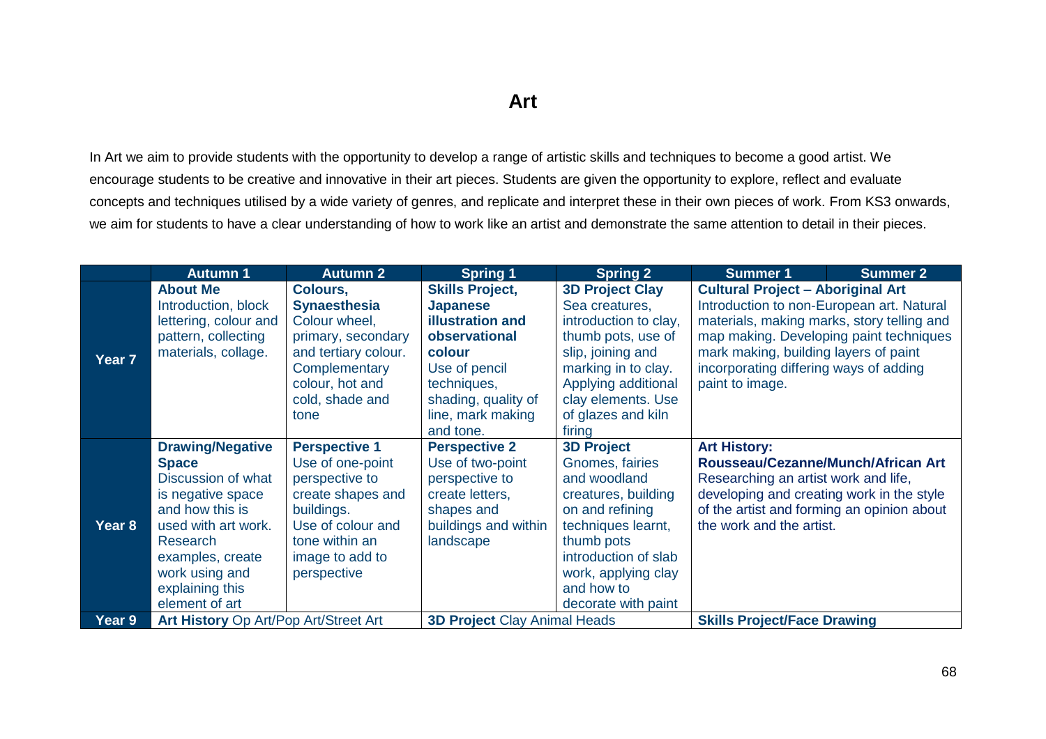# Art

In Art we aim to provide students with the opportunity to develop a range of artistic skills and techniques to become a good artist. We encourage students to be creative and innovative in their art pieces. Students are given the opportunity to explore, reflect and evaluate concepts and techniques utilised by a wide variety of genres, and replicate and interpret these in their own pieces of work. From KS3 onwards, we aim for students to have a clear understanding of how to work like an artist and demonstrate the same attention to detail in their pieces.

| | Autumn 1 | Autumn 2 | Spring 1 | Spring 2 | Summer 1 | Summer 2 |
|---|---|---|---|---|---|---|
| **Year 7** | **About Me** Introduction, block lettering, colour and pattern, collecting materials, collage. | **Colours, Synaesthesia** Colour wheel, primary, secondary and tertiary colour. Complementary colour, hot and cold, shade and tone | **Skills Project, Japanese illustration and observational colour** Use of pencil techniques, shading, quality of line, mark making and tone. | **3D Project Clay** Sea creatures, introduction to clay, thumb pots, use of slip, joining and marking in to clay. Applying additional clay elements. Use of glazes and kiln firing | **Cultural Project – Aboriginal Art** Introduction to non-European art. Natural materials, making marks, story telling and map making. Developing paint techniques mark making, building layers of paint incorporating differing ways of adding paint to image. | |
| **Year 8** | **Drawing/Negative Space** Discussion of what is negative space and how this is used with art work. Research examples, create work using and explaining this element of art | **Perspective 1** Use of one-point perspective to create shapes and buildings. Use of colour and tone within an image to add to perspective | **Perspective 2** Use of two-point perspective to create letters, shapes and buildings and within landscape | **3D Project** Gnomes, fairies and woodland creatures, building on and refining techniques learnt, thumb pots introduction of slab work, applying clay and how to decorate with paint | **Art History: Rousseau/Cezanne/Munch/African Art** Researching an artist work and life, developing and creating work in the style of the artist and forming an opinion about the work and the artist. | |
| **Year 9** | **Art History** Op Art/Pop Art/Street Art | | **3D Project** Clay Animal Heads | | **Skills Project/Face Drawing** | |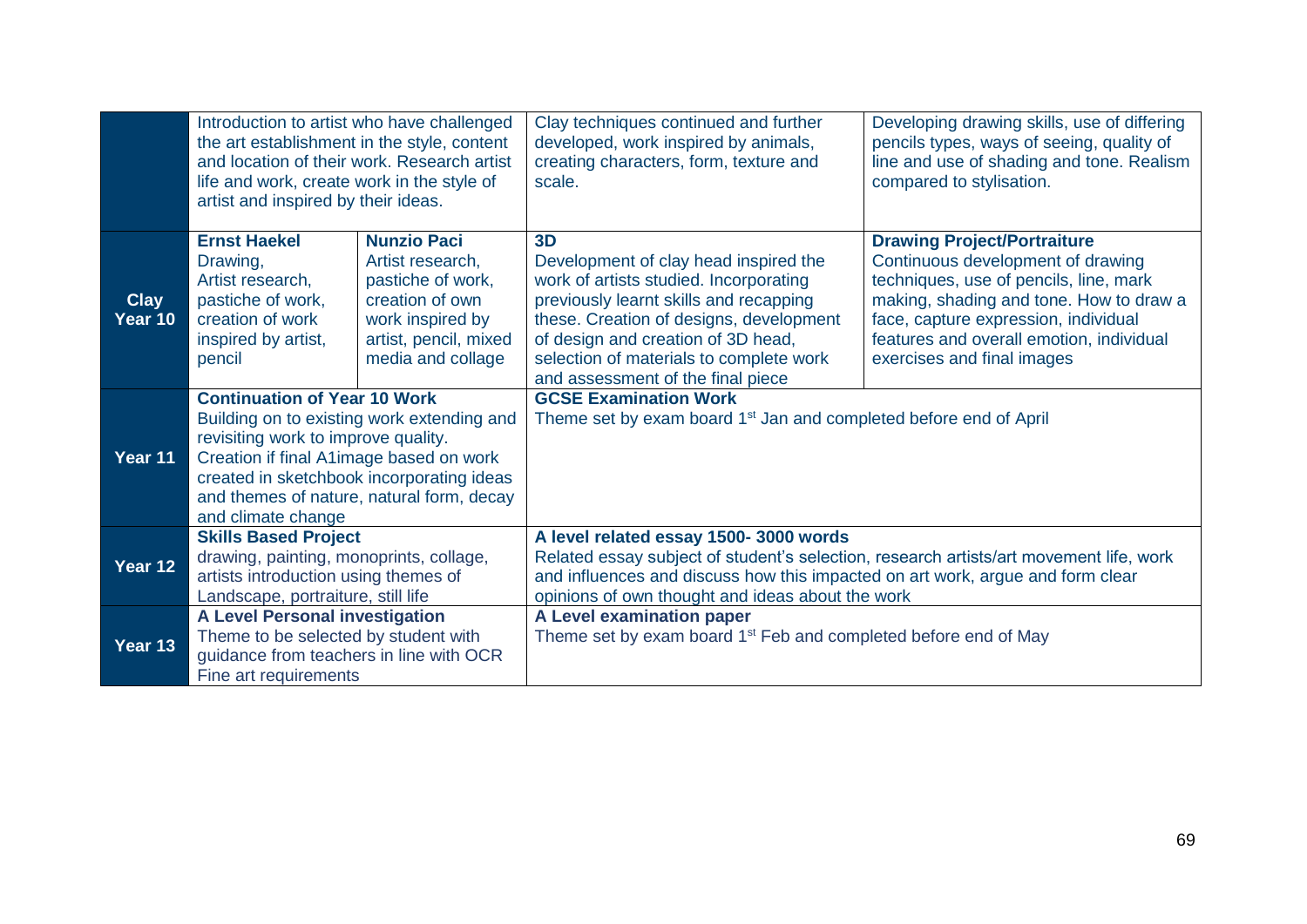| | | | | |
|---|---|---|---|---|
| | Introduction to artist who have challenged the art establishment in the style, content and location of their work. Research artist life and work, create work in the style of artist and inspired by their ideas. | | Clay techniques continued and further developed, work inspired by animals, creating characters, form, texture and scale. | Developing drawing skills, use of differing pencils types, ways of seeing, quality of line and use of shading and tone. Realism compared to stylisation. |
| **Clay Year 10** | **Ernst Haekel** Drawing, Artist research, pastiche of work, creation of work inspired by artist, pencil | **Nunzio Paci** Artist research, pastiche of work, creation of own work inspired by artist, pencil, mixed media and collage | **3D** Development of clay head inspired the work of artists studied. Incorporating previously learnt skills and recapping these. Creation of designs, development of design and creation of 3D head, selection of materials to complete work and assessment of the final piece | **Drawing Project/Portraiture** Continuous development of drawing techniques, use of pencils, line, mark making, shading and tone. How to draw a face, capture expression, individual features and overall emotion, individual exercises and final images |
| **Year 11** | **Continuation of Year 10 Work** Building on to existing work extending and revisiting work to improve quality. Creation if final A1image based on work created in sketchbook incorporating ideas and themes of nature, natural form, decay and climate change | | **GCSE Examination Work** Theme set by exam board 1st Jan and completed before end of April | |
| **Year 12** | **Skills Based Project** drawing, painting, monoprints, collage, artists introduction using themes of Landscape, portraiture, still life | | **A level related essay 1500- 3000 words** Related essay subject of student's selection, research artists/art movement life, work and influences and discuss how this impacted on art work, argue and form clear opinions of own thought and ideas about the work | |
| **Year 13** | **A Level Personal investigation** Theme to be selected by student with guidance from teachers in line with OCR Fine art requirements | | **A Level examination paper** Theme set by exam board 1st Feb and completed before end of May | |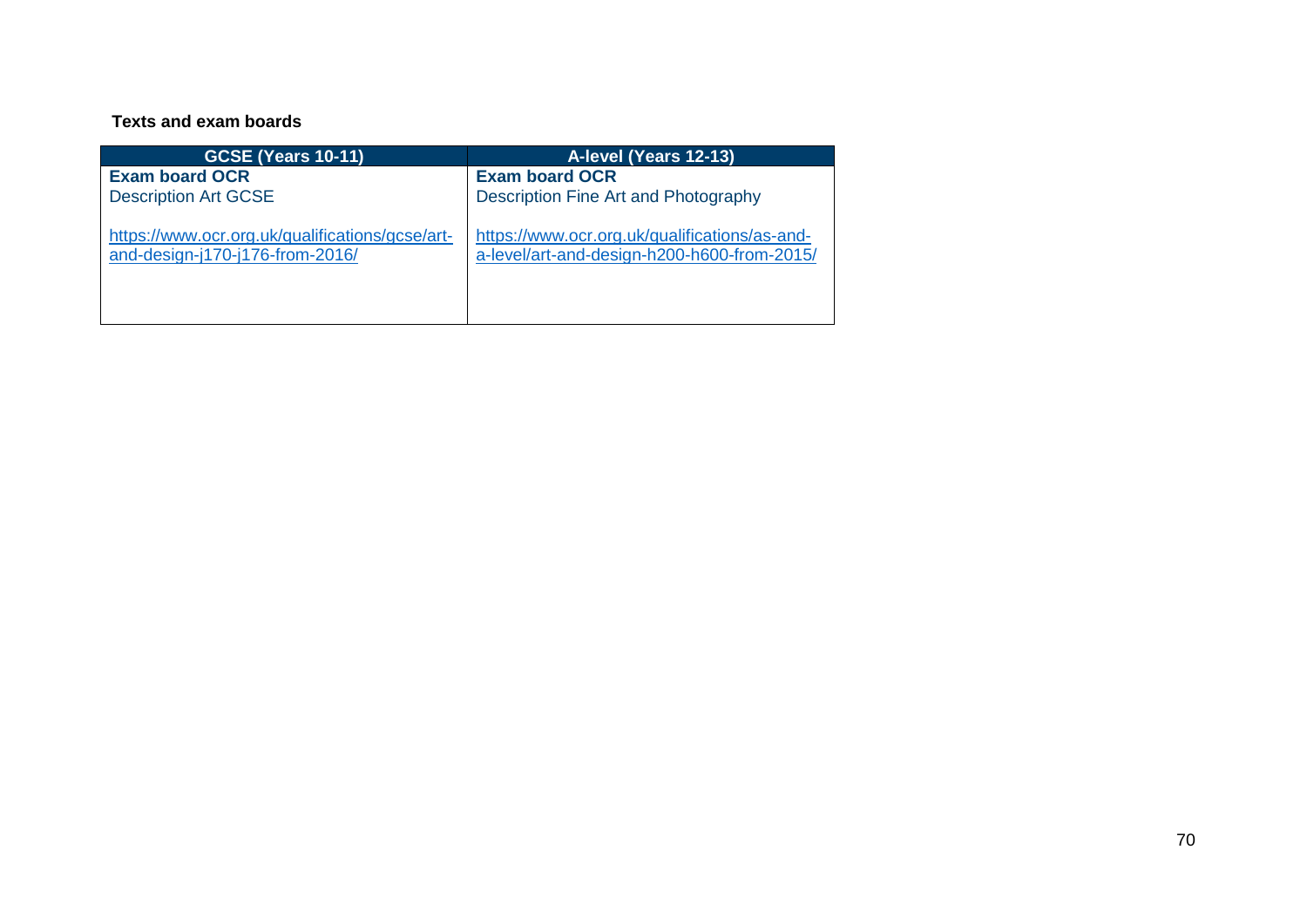**Texts and exam boards**

| GCSE (Years 10-11) | A-level (Years 12-13) |
|---|---|
| **Exam board OCR**<br>Description Art GCSE<br><br>https://www.ocr.org.uk/qualifications/gcse/art-and-design-j170-j176-from-2016/ | **Exam board OCR**<br>Description Fine Art and Photography<br><br>https://www.ocr.org.uk/qualifications/as-and-a-level/art-and-design-h200-h600-from-2015/ |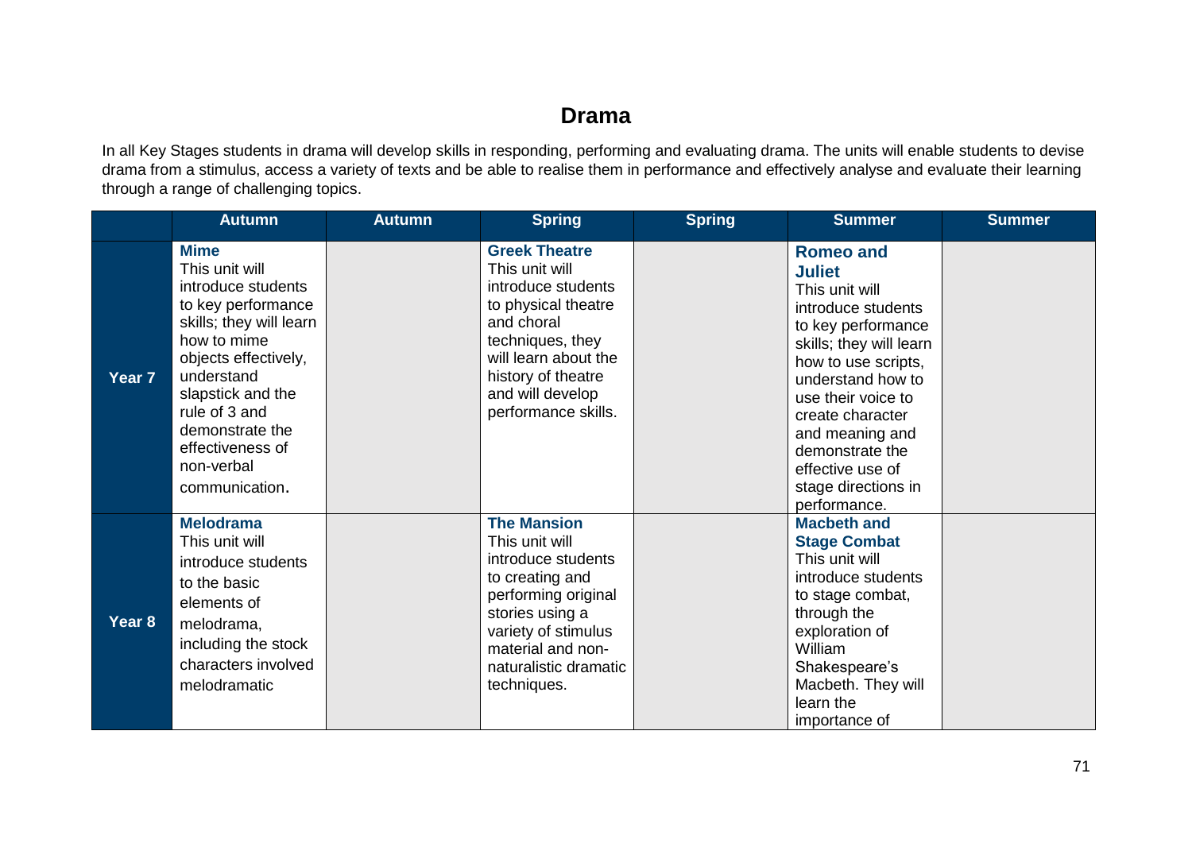# Drama

In all Key Stages students in drama will develop skills in responding, performing and evaluating drama. The units will enable students to devise drama from a stimulus, access a variety of texts and be able to realise them in performance and effectively analyse and evaluate their learning through a range of challenging topics.

| | Autumn | Autumn | Spring | Spring | Summer | Summer |
|---|---|---|---|---|---|---|
| **Year 7** | **Mime** This unit will introduce students to key performance skills; they will learn how to mime objects effectively, understand slapstick and the rule of 3 and demonstrate the effectiveness of non-verbal communication. | | **Greek Theatre** This unit will introduce students to physical theatre and choral techniques, they will learn about the history of theatre and will develop performance skills. | | **Romeo and Juliet** This unit will introduce students to key performance skills; they will learn how to use scripts, understand how to use their voice to create character and meaning and demonstrate the effective use of stage directions in performance. | |
| **Year 8** | **Melodrama** This unit will introduce students to the basic elements of melodrama, including the stock characters involved melodramatic | | **The Mansion** This unit will introduce students to creating and performing original stories using a variety of stimulus material and non-naturalistic dramatic techniques. | | **Macbeth and Stage Combat** This unit will introduce students to stage combat, through the exploration of William Shakespeare's Macbeth. They will learn the importance of | |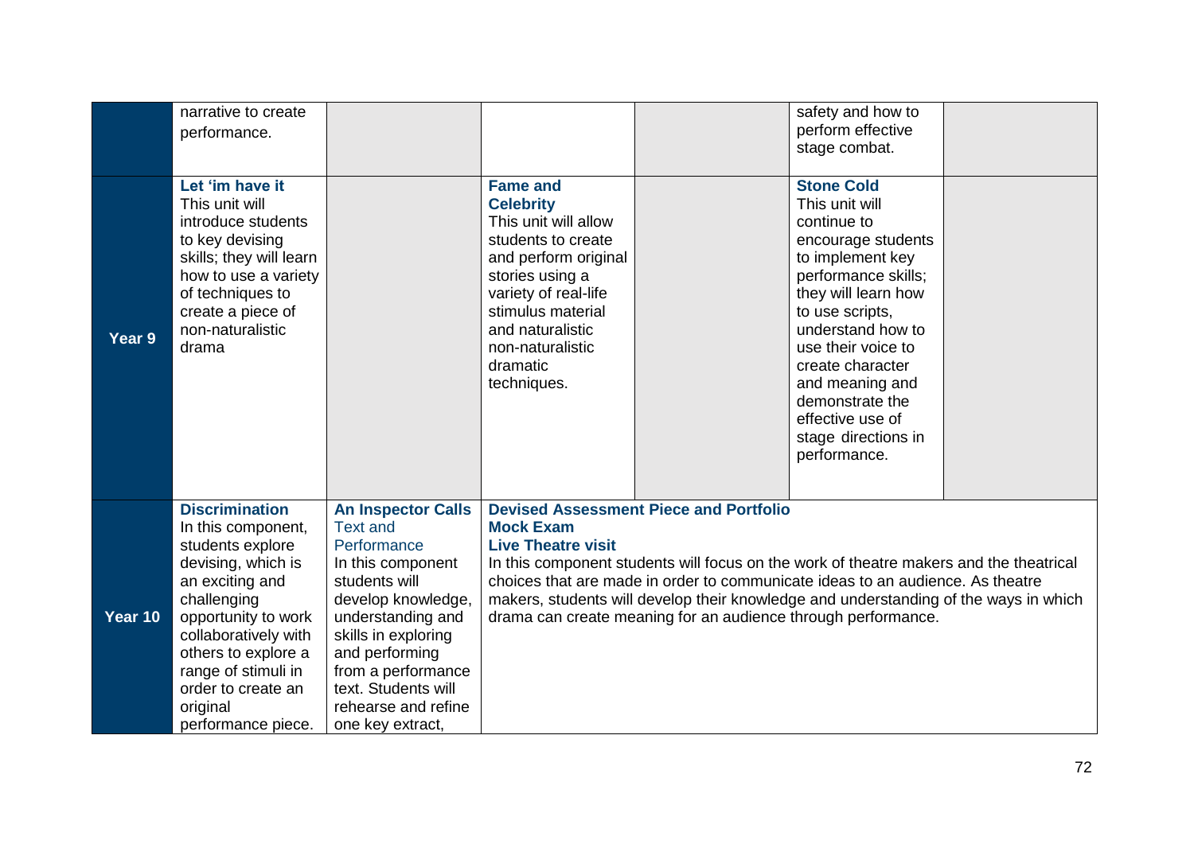|  |  |  |  |  |  |  |
|---|---|---|---|---|---|---|
|  | narrative to create performance. |  |  |  | safety and how to perform effective stage combat. |  |
| **Year 9** | **Let 'im have it** This unit will introduce students to key devising skills; they will learn how to use a variety of techniques to create a piece of non-naturalistic drama |  | **Fame and Celebrity** This unit will allow students to create and perform original stories using a variety of real-life stimulus material and naturalistic non-naturalistic dramatic techniques. |  | **Stone Cold** This unit will continue to encourage students to implement key performance skills; they will learn how to use scripts, understand how to use their voice to create character and meaning and demonstrate the effective use of stage directions in performance. |  |
| **Year 10** | **Discrimination** In this component, students explore devising, which is an exciting and challenging opportunity to work collaboratively with others to explore a range of stimuli in order to create an original performance piece. | **An Inspector Calls** Text and Performance In this component students will develop knowledge, understanding and skills in exploring and performing from a performance text. Students will rehearse and refine one key extract, | **Devised Assessment Piece and Portfolio** **Mock Exam** **Live Theatre visit** In this component students will focus on the work of theatre makers and the theatrical choices that are made in order to communicate ideas to an audience. As theatre makers, students will develop their knowledge and understanding of the ways in which drama can create meaning for an audience through performance. | | | |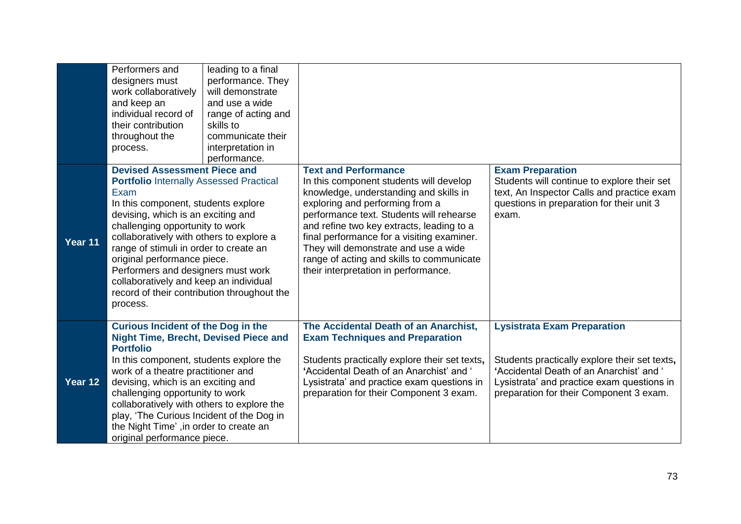| | | | | |
|---|---|---|---|---|
| | Performers and designers must work collaboratively and keep an individual record of their contribution throughout the process. | leading to a final performance. They will demonstrate and use a wide range of acting and skills to communicate their interpretation in performance. | | |
| **Year 11** | **Devised Assessment Piece and Portfolio** Internally Assessed Practical Exam<br>In this component, students explore devising, which is an exciting and challenging opportunity to work collaboratively with others to explore a range of stimuli in order to create an original performance piece.<br>Performers and designers must work collaboratively and keep an individual record of their contribution throughout the process. | | **Text and Performance**<br>In this component students will develop knowledge, understanding and skills in exploring and performing from a performance text. Students will rehearse and refine two key extracts, leading to a final performance for a visiting examiner. They will demonstrate and use a wide range of acting and skills to communicate their interpretation in performance. | **Exam Preparation**<br>Students will continue to explore their set text, An Inspector Calls and practice exam questions in preparation for their unit 3 exam. |
| **Year 12** | **Curious Incident of the Dog in the Night Time, Brecht, Devised Piece and Portfolio**<br>In this component, students explore the work of a theatre practitioner and devising, which is an exciting and challenging opportunity to work collaboratively with others to explore the play, 'The Curious Incident of the Dog in the Night Time' ,in order to create an original performance piece. | | **The Accidental Death of an Anarchist, Exam Techniques and Preparation**<br><br>Students practically explore their set texts, 'Accidental Death of an Anarchist' and ' Lysistrata' and practice exam questions in preparation for their Component 3 exam. | **Lysistrata Exam Preparation**<br><br>Students practically explore their set texts, 'Accidental Death of an Anarchist' and ' Lysistrata' and practice exam questions in preparation for their Component 3 exam. |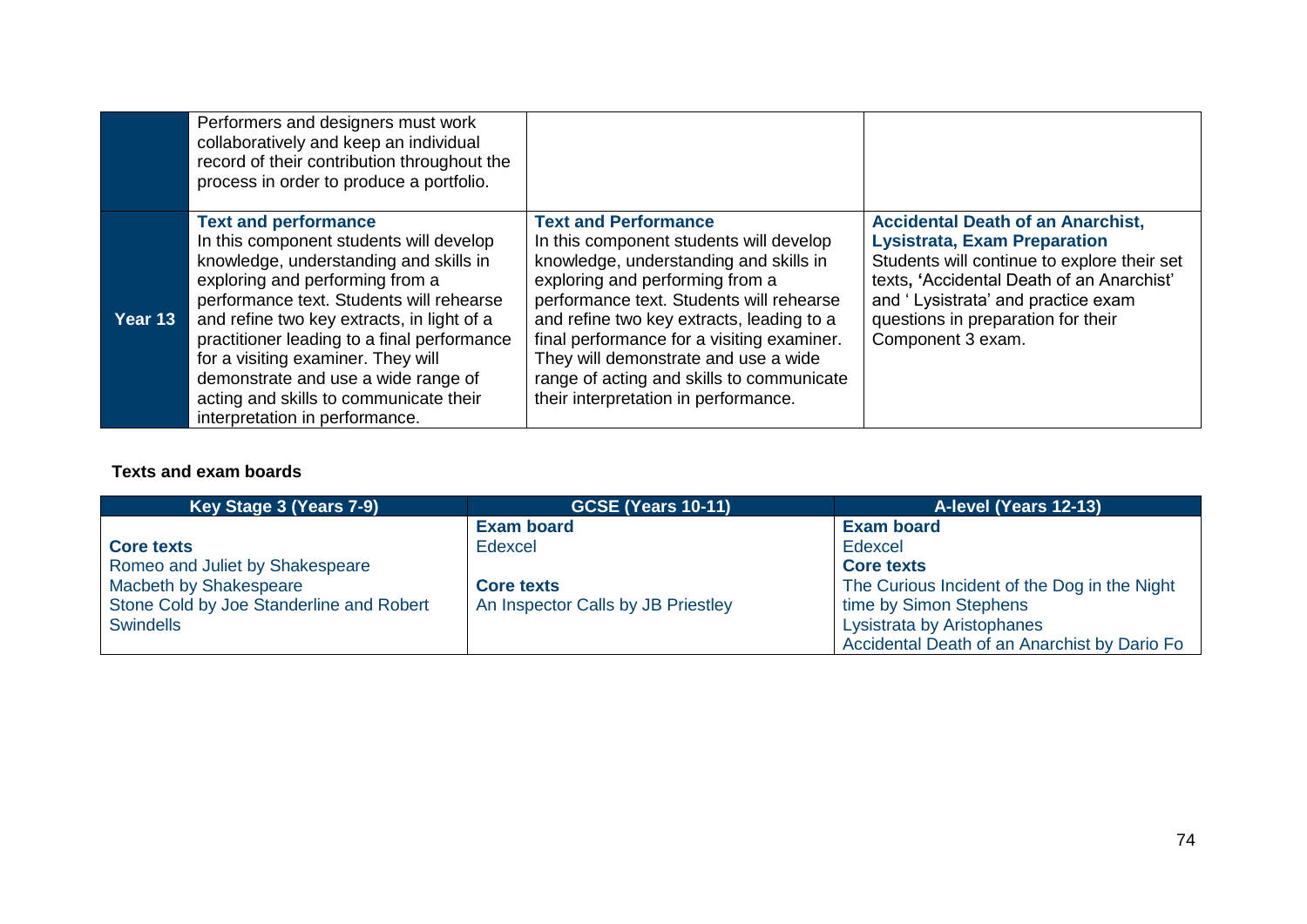|  |  |  |  |
|---|---|---|---|
|  | Performers and designers must work collaboratively and keep an individual record of their contribution throughout the process in order to produce a portfolio. |  |  |
| **Year 13** | **Text and performance** In this component students will develop knowledge, understanding and skills in exploring and performing from a performance text. Students will rehearse and refine two key extracts, in light of a practitioner leading to a final performance for a visiting examiner. They will demonstrate and use a wide range of acting and skills to communicate their interpretation in performance. | **Text and Performance** In this component students will develop knowledge, understanding and skills in exploring and performing from a performance text. Students will rehearse and refine two key extracts, leading to a final performance for a visiting examiner. They will demonstrate and use a wide range of acting and skills to communicate their interpretation in performance. | **Accidental Death of an Anarchist, Lysistrata, Exam Preparation** Students will continue to explore their set texts**, '**Accidental Death of an Anarchist' and ' Lysistrata' and practice exam questions in preparation for their Component 3 exam. |

**Texts and exam boards**

| Key Stage 3 (Years 7-9) | GCSE (Years 10-11) | A-level (Years 12-13) |
|---|---|---|
| **Core texts**<br>Romeo and Juliet by Shakespeare<br>Macbeth by Shakespeare<br>Stone Cold by Joe Standerline and Robert Swindells | **Exam board**<br>Edexcel<br><br>**Core texts**<br>An Inspector Calls by JB Priestley | **Exam board**<br>Edexcel<br>**Core texts**<br>The Curious Incident of the Dog in the Night time by Simon Stephens<br>Lysistrata by Aristophanes<br>Accidental Death of an Anarchist by Dario Fo |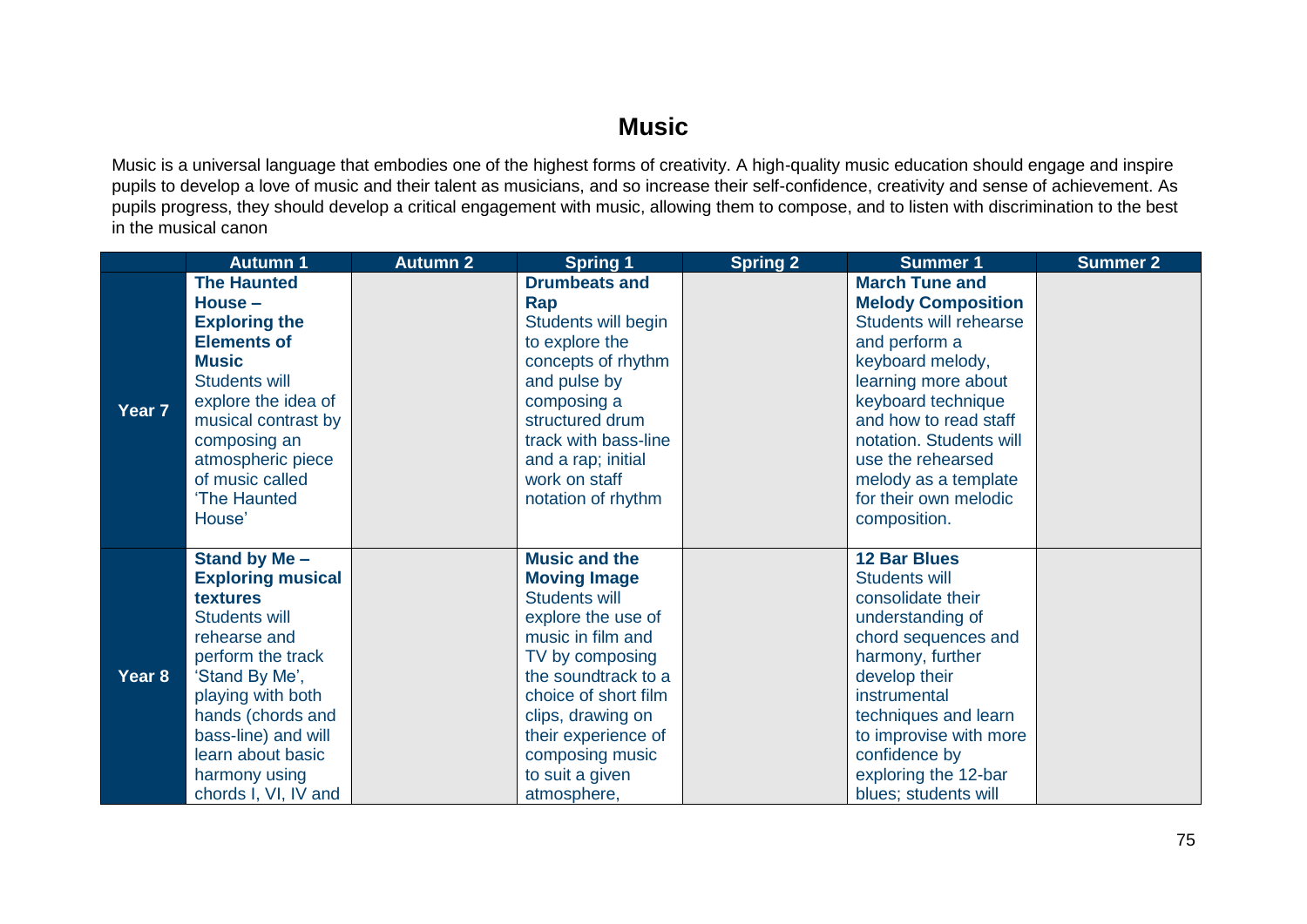# Music

Music is a universal language that embodies one of the highest forms of creativity. A high-quality music education should engage and inspire pupils to develop a love of music and their talent as musicians, and so increase their self-confidence, creativity and sense of achievement. As pupils progress, they should develop a critical engagement with music, allowing them to compose, and to listen with discrimination to the best in the musical canon

| | Autumn 1 | Autumn 2 | Spring 1 | Spring 2 | Summer 1 | Summer 2 |
|---|---|---|---|---|---|---|
| **Year 7** | **The Haunted House – Exploring the Elements of Music** Students will explore the idea of musical contrast by composing an atmospheric piece of music called 'The Haunted House' | | **Drumbeats and Rap** Students will begin to explore the concepts of rhythm and pulse by composing a structured drum track with bass-line and a rap; initial work on staff notation of rhythm | | **March Tune and Melody Composition** Students will rehearse and perform a keyboard melody, learning more about keyboard technique and how to read staff notation. Students will use the rehearsed melody as a template for their own melodic composition. | |
| **Year 8** | **Stand by Me – Exploring musical textures** Students will rehearse and perform the track 'Stand By Me', playing with both hands (chords and bass-line) and will learn about basic harmony using chords I, VI, IV and | | **Music and the Moving Image** Students will explore the use of music in film and TV by composing the soundtrack to a choice of short film clips, drawing on their experience of composing music to suit a given atmosphere, | | **12 Bar Blues** Students will consolidate their understanding of chord sequences and harmony, further develop their instrumental techniques and learn to improvise with more confidence by exploring the 12-bar blues; students will | |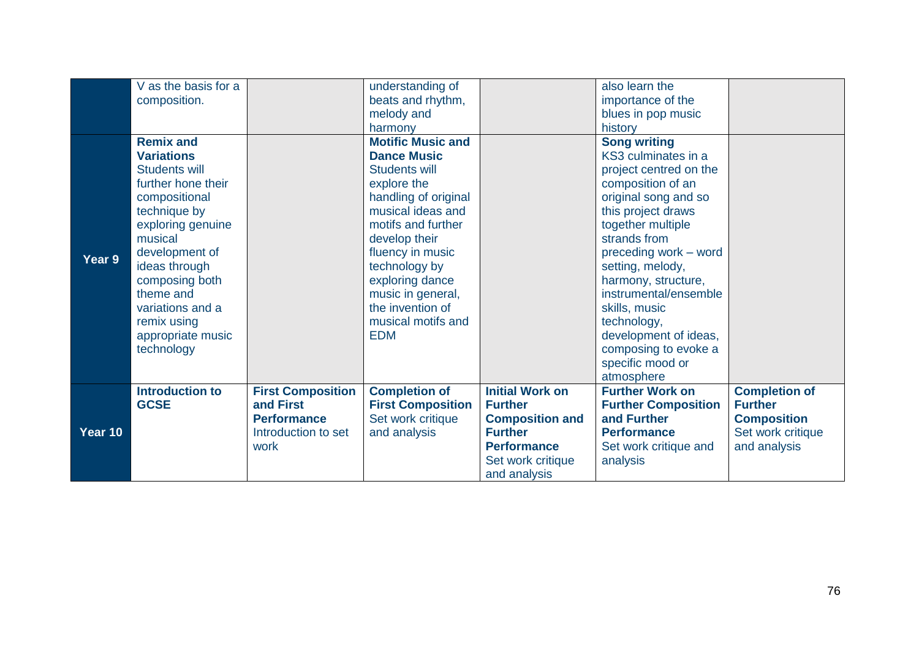| | | | | | | |
|---|---|---|---|---|---|---|
| | V as the basis for a composition. | | understanding of beats and rhythm, melody and harmony | | also learn the importance of the blues in pop music history | |
| **Year 9** | **Remix and Variations** Students will further hone their compositional technique by exploring genuine musical development of ideas through composing both theme and variations and a remix using appropriate music technology | | **Motific Music and Dance Music** Students will explore the handling of original musical ideas and motifs and further develop their fluency in music technology by exploring dance music in general, the invention of musical motifs and EDM | | **Song writing** KS3 culminates in a project centred on the composition of an original song and so this project draws together multiple strands from preceding work – word setting, melody, harmony, structure, instrumental/ensemble skills, music technology, development of ideas, composing to evoke a specific mood or atmosphere | |
| **Year 10** | **Introduction to GCSE** | **First Composition and First Performance** Introduction to set work | **Completion of First Composition** Set work critique and analysis | **Initial Work on Further Composition and Further Performance** Set work critique and analysis | **Further Work on Further Composition and Further Performance** Set work critique and analysis | **Completion of Further Composition** Set work critique and analysis |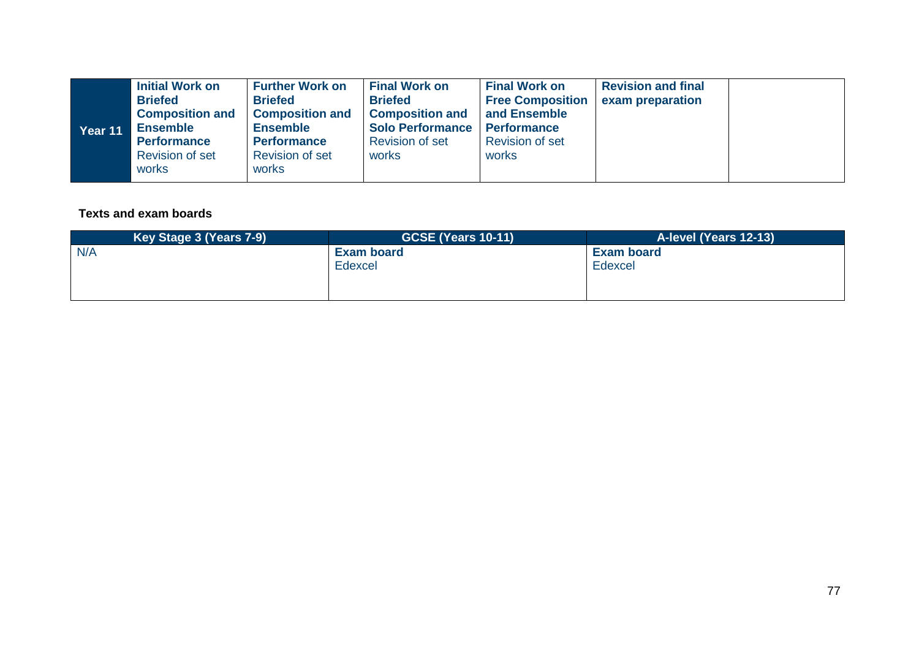| Year 11 | **Initial Work on Briefed Composition and Ensemble Performance** Revision of set works | **Further Work on Briefed Composition and Ensemble Performance** Revision of set works | **Final Work on Briefed Composition and Solo Performance** Revision of set works | **Final Work on Free Composition and Ensemble Performance** Revision of set works | **Revision and final exam preparation** | |
|---|---|---|---|---|---|---|

**Texts and exam boards**

| Key Stage 3 (Years 7-9) | GCSE (Years 10-11) | A-level (Years 12-13) |
|---|---|---|
| N/A | **Exam board** Edexcel | **Exam board** Edexcel |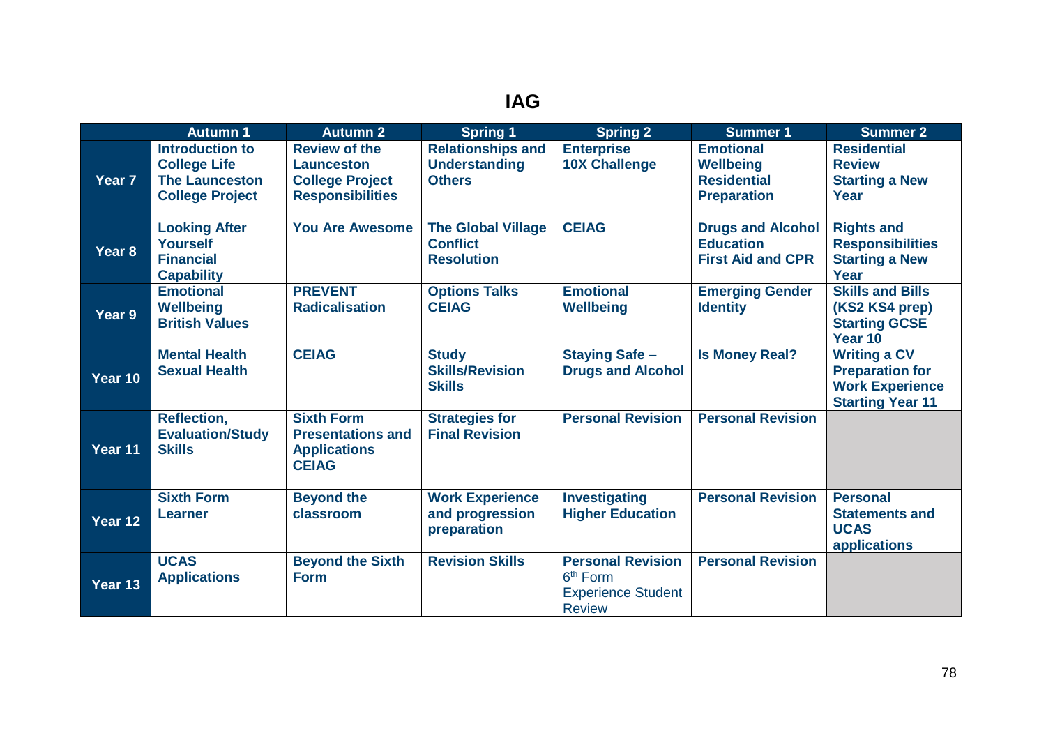# IAG

| | Autumn 1 | Autumn 2 | Spring 1 | Spring 2 | Summer 1 | Summer 2 |
|---|---|---|---|---|---|---|
| **Year 7** | **Introduction to College Life**<br>**The Launceston College Project** | **Review of the Launceston College Project Responsibilities** | **Relationships and Understanding Others** | **Enterprise**<br>**10X Challenge** | **Emotional Wellbeing**<br>**Residential Preparation** | **Residential Review**<br>**Starting a New Year** |
| **Year 8** | **Looking After Yourself**<br>**Financial Capability** | **You Are Awesome** | **The Global Village**<br>**Conflict Resolution** | **CEIAG** | **Drugs and Alcohol Education**<br>**First Aid and CPR** | **Rights and Responsibilities**<br>**Starting a New Year** |
| **Year 9** | **Emotional Wellbeing**<br>**British Values** | **PREVENT**<br>**Radicalisation** | **Options Talks**<br>**CEIAG** | **Emotional Wellbeing** | **Emerging Gender Identity** | **Skills and Bills (KS2 KS4 prep)**<br>**Starting GCSE Year 10** |
| **Year 10** | **Mental Health**<br>**Sexual Health** | **CEIAG** | **Study Skills/Revision Skills** | **Staying Safe – Drugs and Alcohol** | **Is Money Real?** | **Writing a CV**<br>**Preparation for Work Experience**<br>**Starting Year 11** |
| **Year 11** | **Reflection, Evaluation/Study Skills** | **Sixth Form Presentations and Applications**<br>**CEIAG** | **Strategies for Final Revision** | **Personal Revision** | **Personal Revision** | |
| **Year 12** | **Sixth Form Learner** | **Beyond the classroom** | **Work Experience and progression preparation** | **Investigating Higher Education** | **Personal Revision** | **Personal Statements and UCAS applications** |
| **Year 13** | **UCAS Applications** | **Beyond the Sixth Form** | **Revision Skills** | **Personal Revision**<br>6th Form Experience Student Review | **Personal Revision** | |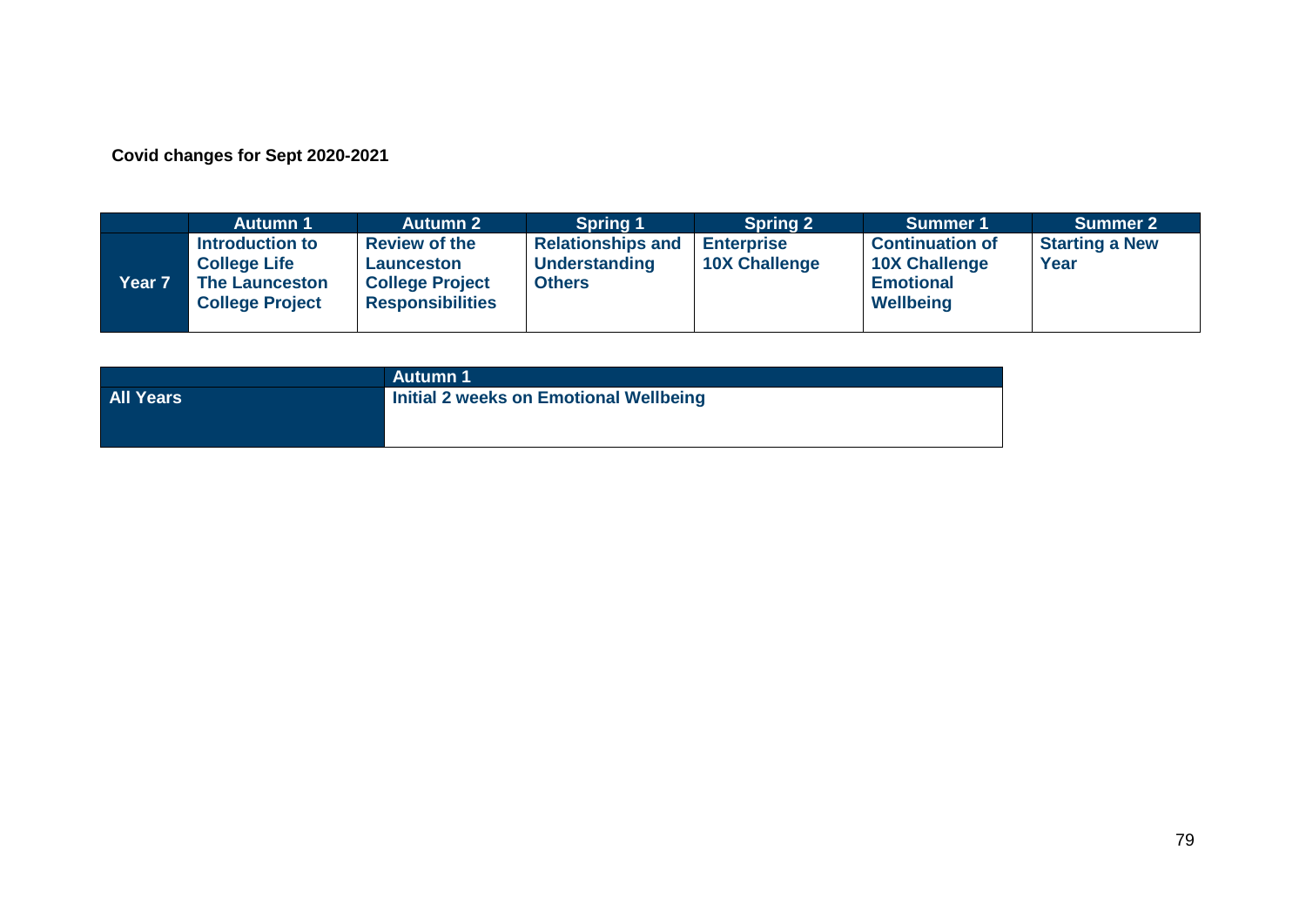**Covid changes for Sept 2020-2021**

| | Autumn 1 | Autumn 2 | Spring 1 | Spring 2 | Summer 1 | Summer 2 |
|---|---|---|---|---|---|---|
| Year 7 | Introduction to College Life The Launceston College Project | Review of the Launceston College Project Responsibilities | Relationships and Understanding Others | Enterprise 10X Challenge | Continuation of 10X Challenge Emotional Wellbeing | Starting a New Year |

| | Autumn 1 |
|---|---|
| All Years | Initial 2 weeks on Emotional Wellbeing |